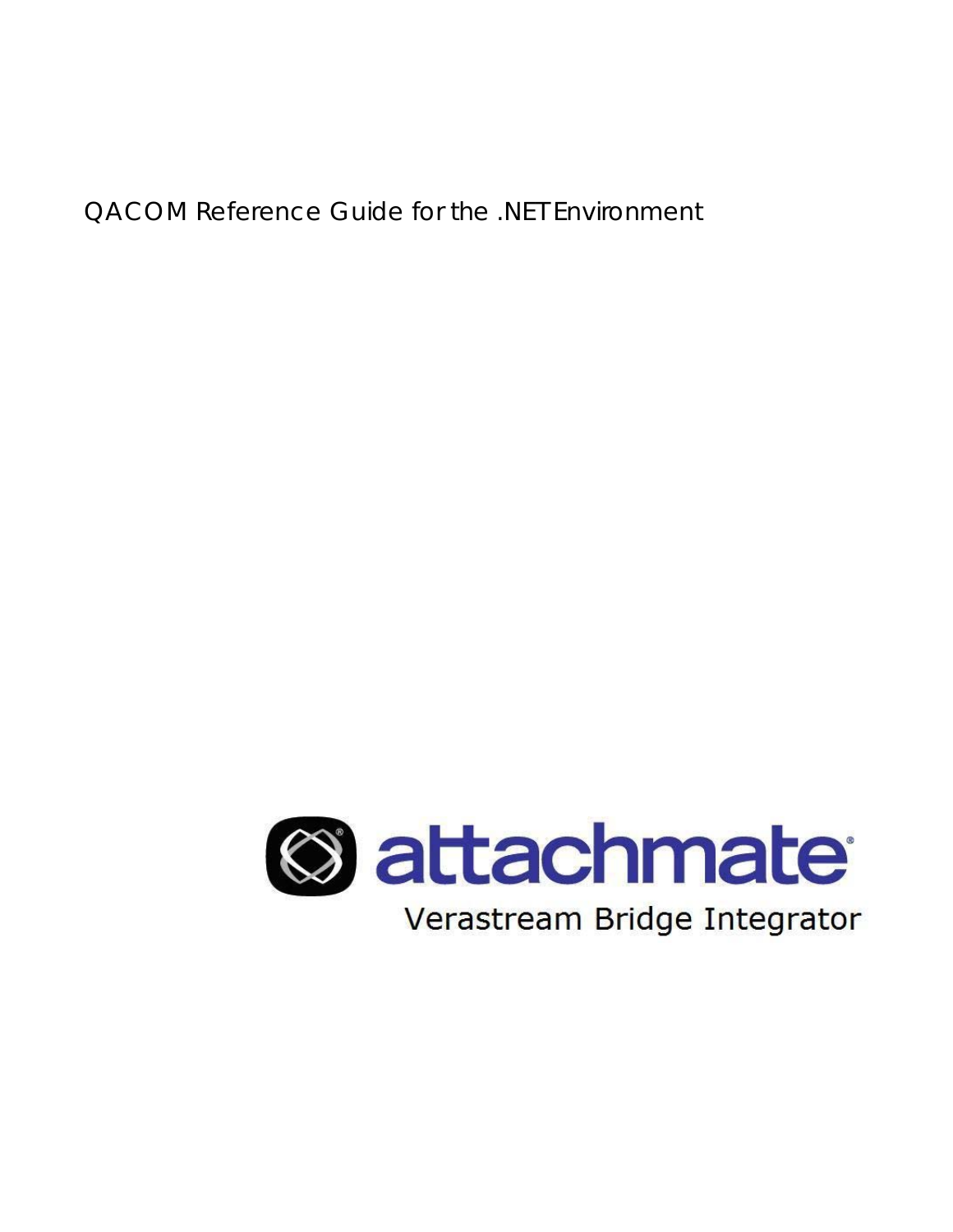# QACOM Reference Guide for the .NET Environment

attachmate

Verastream Bridge Integrator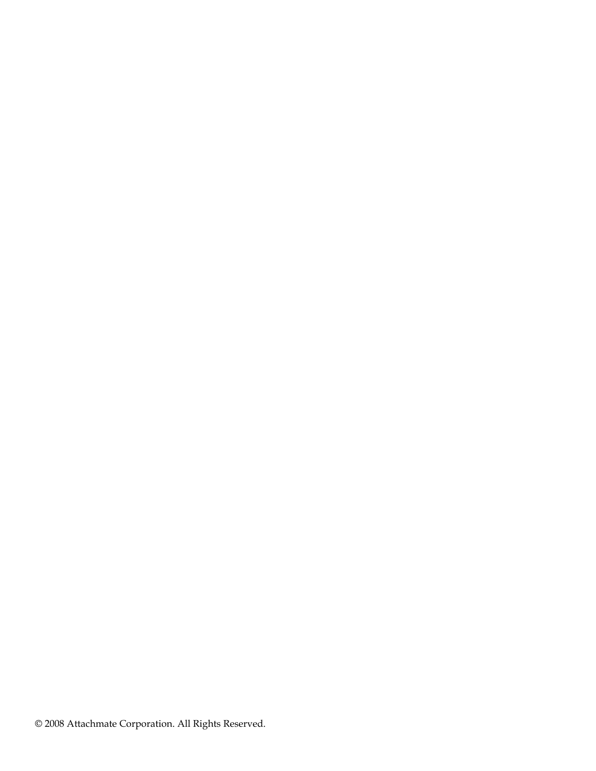© 2008 Attachmate Corporation. All Rights Reserved.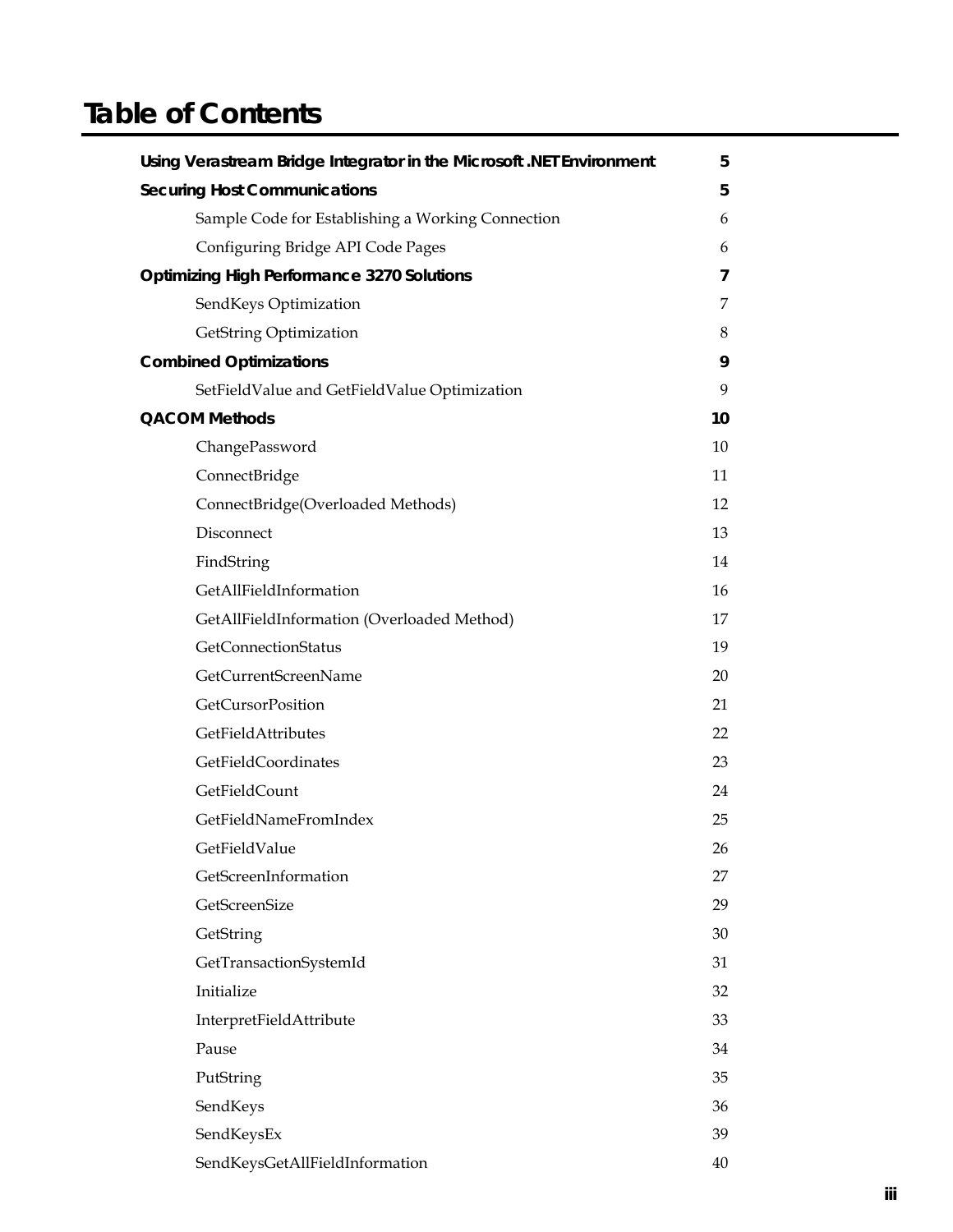# Table of Contents

**Using Verastream Bridge Integrator in the Microsoft .NET Environment** 5

**Securing Host Communications** 5

- Sample Code for Establishing a Working Connection 6
- Configuring Bridge API Code Pages 6

**Optimizing High Performance 3270 Solutions** 7

- SendKeys Optimization 7
- GetString Optimization 8

**Combined Optimizations** 9

- SetFieldValue and GetFieldValue Optimization 9

**QACOM Methods** 10

- ChangePassword 10
- ConnectBridge 11
- ConnectBridge(Overloaded Methods) 12
- Disconnect 13
- FindString 14
- GetAllFieldInformation 16
- GetAllFieldInformation (Overloaded Method) 17
- GetConnectionStatus 19
- GetCurrentScreenName 20
- GetCursorPosition 21
- GetFieldAttributes 22
- GetFieldCoordinates 23
- GetFieldCount 24
- GetFieldNameFromIndex 25
- GetFieldValue 26
- GetScreenInformation 27
- GetScreenSize 29
- GetString 30
- GetTransactionSystemId 31
- Initialize 32
- InterpretFieldAttribute 33
- Pause 34
- PutString 35
- SendKeys 36
- SendKeysEx 39
- SendKeysGetAllFieldInformation 40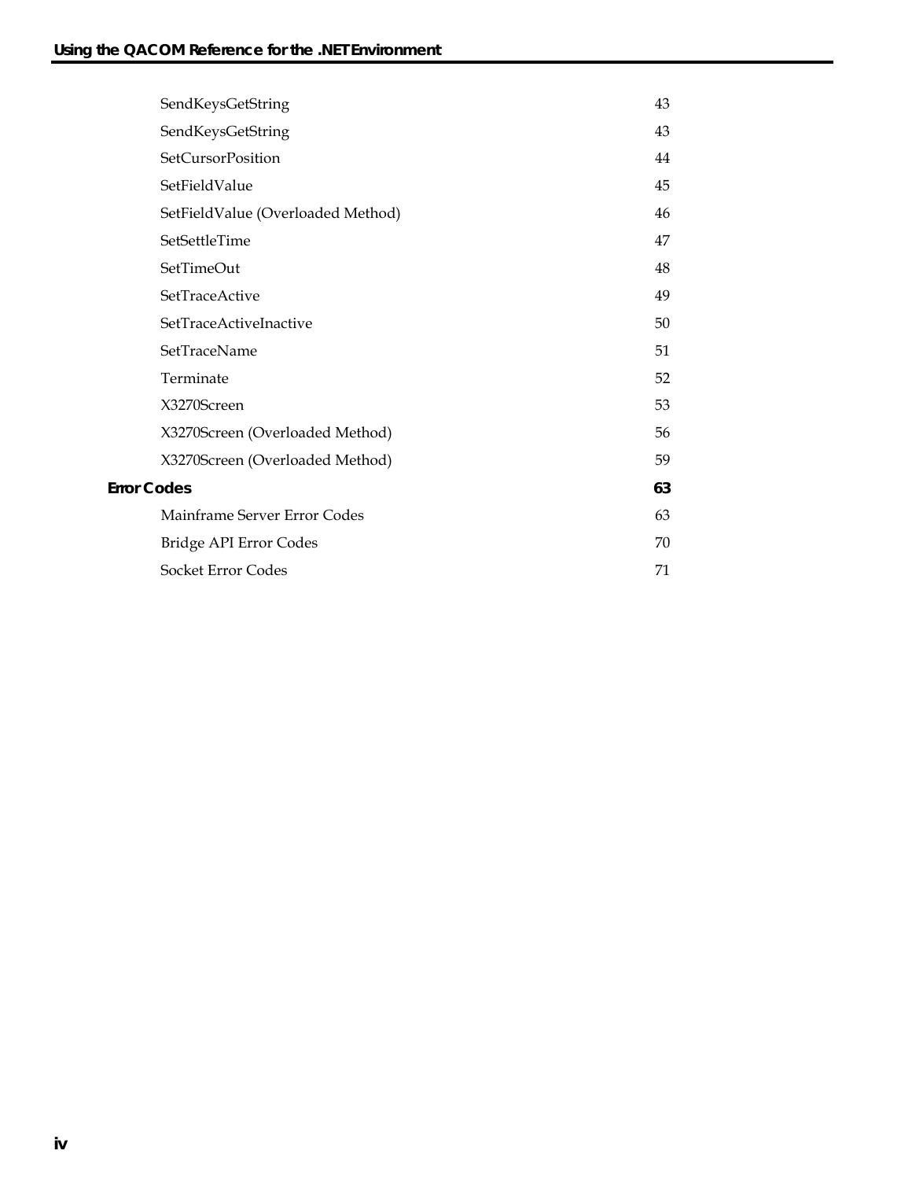| | |
|---|---|
| SendKeysGetString | 43 |
| SendKeysGetString | 43 |
| SetCursorPosition | 44 |
| SetFieldValue | 45 |
| SetFieldValue (Overloaded Method) | 46 |
| SetSettleTime | 47 |
| SetTimeOut | 48 |
| SetTraceActive | 49 |
| SetTraceActiveInactive | 50 |
| SetTraceName | 51 |
| Terminate | 52 |
| X3270Screen | 53 |
| X3270Screen (Overloaded Method) | 56 |
| X3270Screen (Overloaded Method) | 59 |
| **Error Codes** | **63** |
| Mainframe Server Error Codes | 63 |
| Bridge API Error Codes | 70 |
| Socket Error Codes | 71 |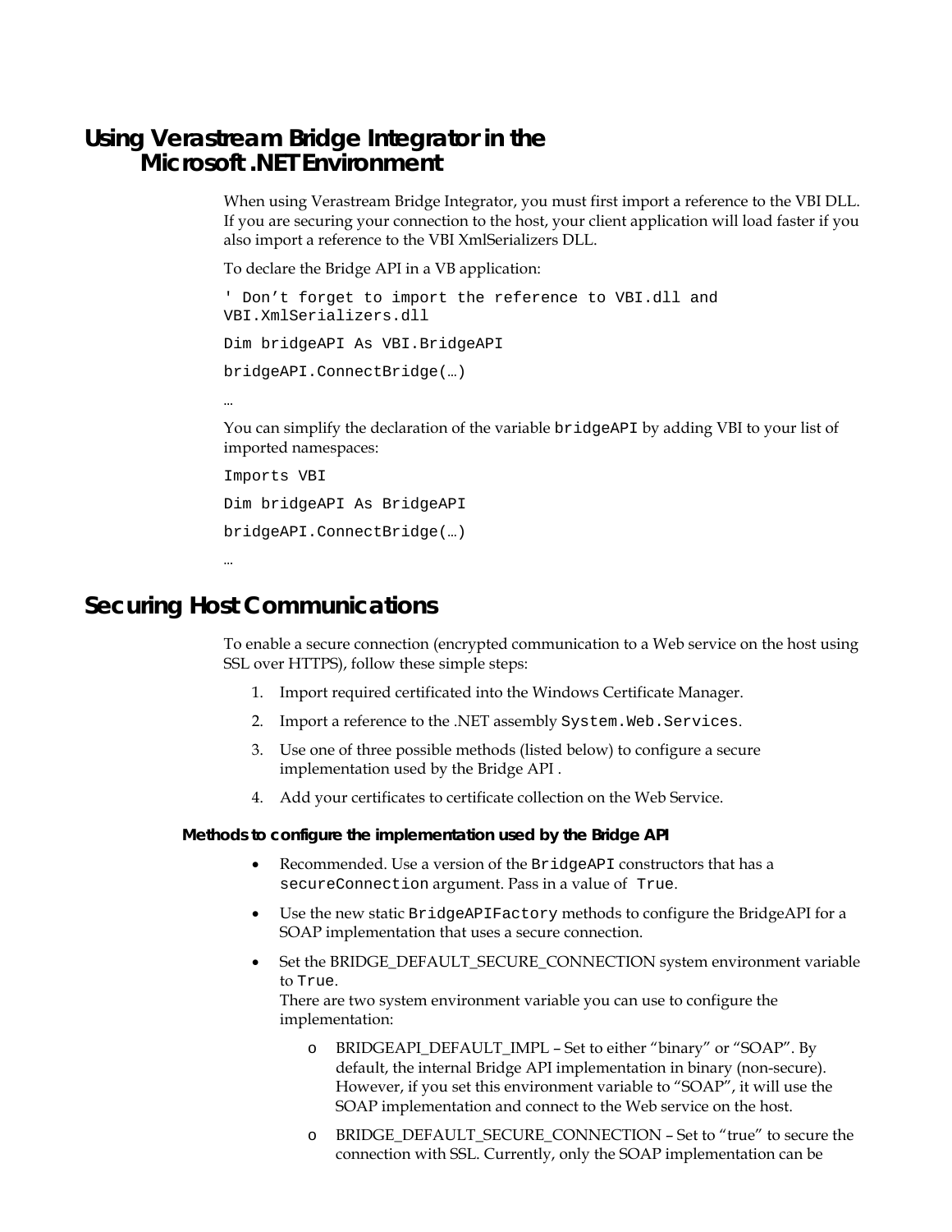# Using Verastream Bridge Integrator in the Microsoft .NET Environment

When using Verastream Bridge Integrator, you must first import a reference to the VBI DLL. If you are securing your connection to the host, your client application will load faster if you also import a reference to the VBI XmlSerializers DLL.

To declare the Bridge API in a VB application:

```
' Don't forget to import the reference to VBI.dll and VBI.XmlSerializers.dll

Dim bridgeAPI As VBI.BridgeAPI

bridgeAPI.ConnectBridge(…)

…
```

You can simplify the declaration of the variable `bridgeAPI` by adding VBI to your list of imported namespaces:

```
Imports VBI

Dim bridgeAPI As BridgeAPI

bridgeAPI.ConnectBridge(…)

…
```

# Securing Host Communications

To enable a secure connection (encrypted communication to a Web service on the host using SSL over HTTPS), follow these simple steps:

1. Import required certificated into the Windows Certificate Manager.
2. Import a reference to the .NET assembly `System.Web.Services`.
3. Use one of three possible methods (listed below) to configure a secure implementation used by the Bridge API .
4. Add your certificates to certificate collection on the Web Service.

### Methods to configure the implementation used by the Bridge API

- Recommended. Use a version of the `BridgeAPI` constructors that has a `secureConnection` argument. Pass in a value of `True`.
- Use the new static `BridgeAPIFactory` methods to configure the BridgeAPI for a SOAP implementation that uses a secure connection.
- Set the BRIDGE_DEFAULT_SECURE_CONNECTION system environment variable to `True`.
  There are two system environment variable you can use to configure the implementation:
  - BRIDGEAPI_DEFAULT_IMPL – Set to either “binary” or “SOAP”. By default, the internal Bridge API implementation in binary (non-secure). However, if you set this environment variable to “SOAP”, it will use the SOAP implementation and connect to the Web service on the host.
  - BRIDGE_DEFAULT_SECURE_CONNECTION – Set to “true” to secure the connection with SSL. Currently, only the SOAP implementation can be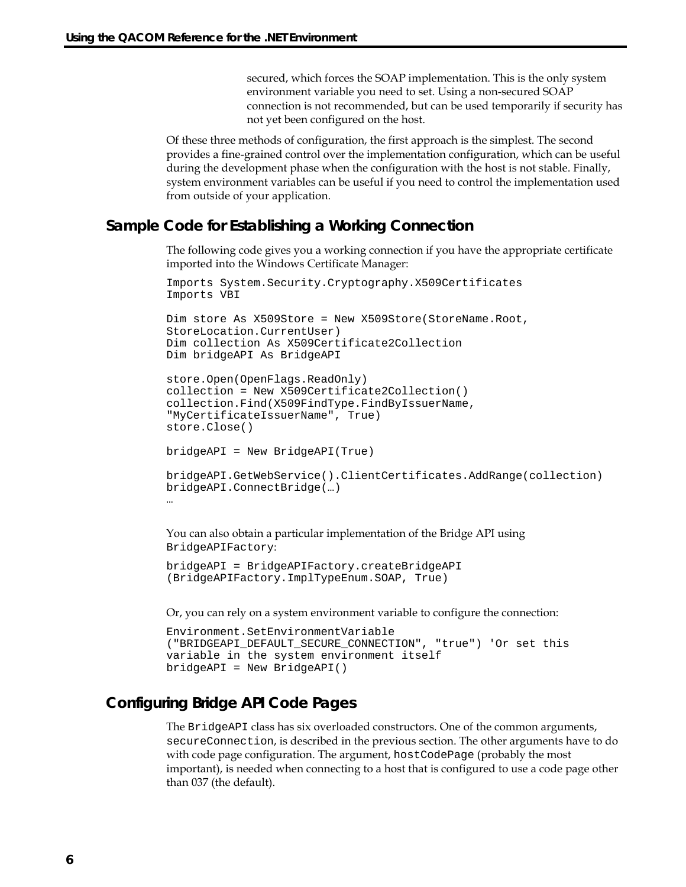secured, which forces the SOAP implementation. This is the only system environment variable you need to set. Using a non-secured SOAP connection is not recommended, but can be used temporarily if security has not yet been configured on the host.

Of these three methods of configuration, the first approach is the simplest. The second provides a fine-grained control over the implementation configuration, which can be useful during the development phase when the configuration with the host is not stable. Finally, system environment variables can be useful if you need to control the implementation used from outside of your application.

## Sample Code for Establishing a Working Connection

The following code gives you a working connection if you have the appropriate certificate imported into the Windows Certificate Manager:

```
Imports System.Security.Cryptography.X509Certificates
Imports VBI

Dim store As X509Store = New X509Store(StoreName.Root, 
StoreLocation.CurrentUser)
Dim collection As X509Certificate2Collection
Dim bridgeAPI As BridgeAPI

store.Open(OpenFlags.ReadOnly)
collection = New X509Certificate2Collection()
collection.Find(X509FindType.FindByIssuerName, 
"MyCertificateIssuerName", True)
store.Close()

bridgeAPI = New BridgeAPI(True)

bridgeAPI.GetWebService().ClientCertificates.AddRange(collection)
bridgeAPI.ConnectBridge(…)
…
```

You can also obtain a particular implementation of the Bridge API using `BridgeAPIFactory`:

```
bridgeAPI = BridgeAPIFactory.createBridgeAPI
(BridgeAPIFactory.ImplTypeEnum.SOAP, True)
```

Or, you can rely on a system environment variable to configure the connection:

```
Environment.SetEnvironmentVariable
("BRIDGEAPI_DEFAULT_SECURE_CONNECTION", "true") 'Or set this 
variable in the system environment itself
bridgeAPI = New BridgeAPI()
```

## Configuring Bridge API Code Pages

The `BridgeAPI` class has six overloaded constructors. One of the common arguments, `secureConnection`, is described in the previous section. The other arguments have to do with code page configuration. The argument, `hostCodePage` (probably the most important), is needed when connecting to a host that is configured to use a code page other than 037 (the default).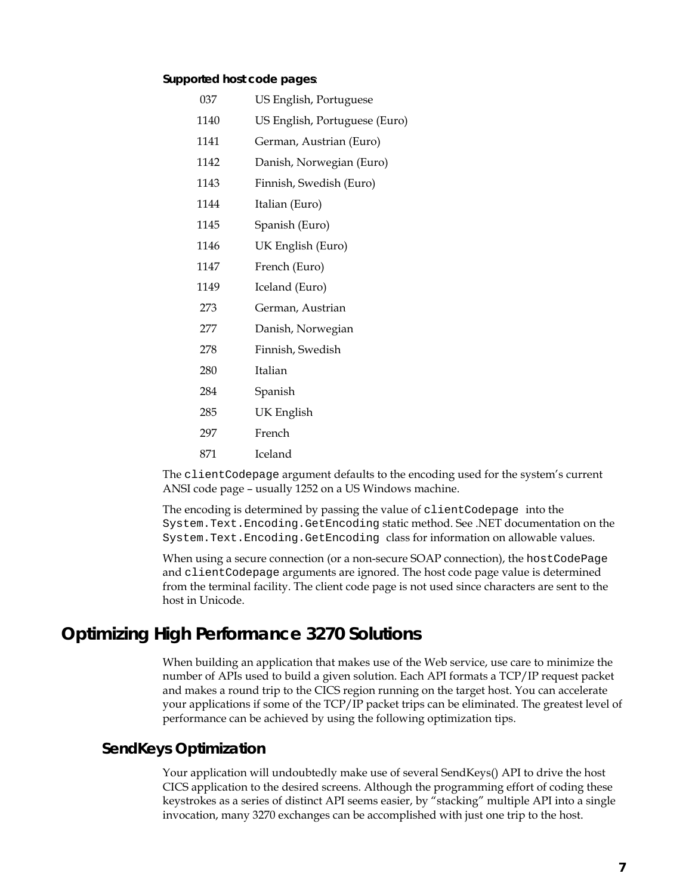**Supported host code pages**:

| | |
|---|---|
| 037 | US English, Portuguese |
| 1140 | US English, Portuguese (Euro) |
| 1141 | German, Austrian (Euro) |
| 1142 | Danish, Norwegian (Euro) |
| 1143 | Finnish, Swedish (Euro) |
| 1144 | Italian (Euro) |
| 1145 | Spanish (Euro) |
| 1146 | UK English (Euro) |
| 1147 | French (Euro) |
| 1149 | Iceland (Euro) |
| 273 | German, Austrian |
| 277 | Danish, Norwegian |
| 278 | Finnish, Swedish |
| 280 | Italian |
| 284 | Spanish |
| 285 | UK English |
| 297 | French |
| 871 | Iceland |

The `clientCodepage` argument defaults to the encoding used for the system's current ANSI code page – usually 1252 on a US Windows machine.

The encoding is determined by passing the value of `clientCodepage` into the `System.Text.Encoding.GetEncoding` static method. See .NET documentation on the `System.Text.Encoding.GetEncoding` class for information on allowable values.

When using a secure connection (or a non-secure SOAP connection), the `hostCodePage` and `clientCodepage` arguments are ignored. The host code page value is determined from the terminal facility. The client code page is not used since characters are sent to the host in Unicode.

# Optimizing High Performance 3270 Solutions

When building an application that makes use of the Web service, use care to minimize the number of APIs used to build a given solution. Each API formats a TCP/IP request packet and makes a round trip to the CICS region running on the target host. You can accelerate your applications if some of the TCP/IP packet trips can be eliminated. The greatest level of performance can be achieved by using the following optimization tips.

## SendKeys Optimization

Your application will undoubtedly make use of several SendKeys() API to drive the host CICS application to the desired screens. Although the programming effort of coding these keystrokes as a series of distinct API seems easier, by "stacking" multiple API into a single invocation, many 3270 exchanges can be accomplished with just one trip to the host.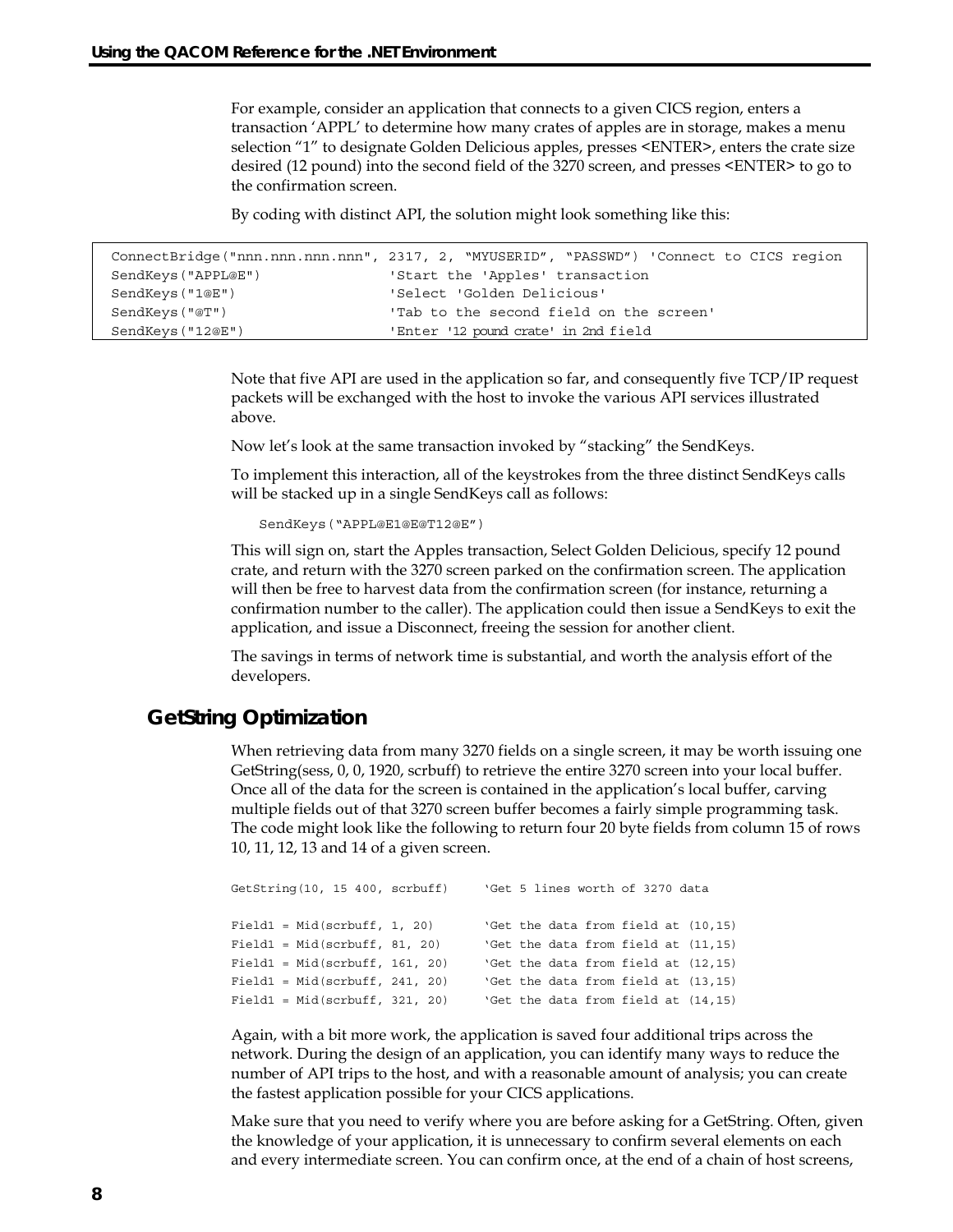For example, consider an application that connects to a given CICS region, enters a transaction 'APPL' to determine how many crates of apples are in storage, makes a menu selection "1" to designate Golden Delicious apples, presses <ENTER>, enters the crate size desired (12 pound) into the second field of the 3270 screen, and presses <ENTER> to go to the confirmation screen.

By coding with distinct API, the solution might look something like this:

```
ConnectBridge("nnn.nnn.nnn.nnn", 2317, 2, "MYUSERID", "PASSWD") 'Connect to CICS region
SendKeys("APPL@E")              'Start the 'Apples' transaction
SendKeys("1@E")                 'Select 'Golden Delicious'
SendKeys("@T")                  'Tab to the second field on the screen'
SendKeys("12@E")                'Enter '12 pound crate' in 2nd field
```

Note that five API are used in the application so far, and consequently five TCP/IP request packets will be exchanged with the host to invoke the various API services illustrated above.

Now let's look at the same transaction invoked by "stacking" the SendKeys.

To implement this interaction, all of the keystrokes from the three distinct SendKeys calls will be stacked up in a single SendKeys call as follows:

```
SendKeys("APPL@E1@E@T12@E")
```

This will sign on, start the Apples transaction, Select Golden Delicious, specify 12 pound crate, and return with the 3270 screen parked on the confirmation screen. The application will then be free to harvest data from the confirmation screen (for instance, returning a confirmation number to the caller). The application could then issue a SendKeys to exit the application, and issue a Disconnect, freeing the session for another client.

The savings in terms of network time is substantial, and worth the analysis effort of the developers.

## GetString Optimization

When retrieving data from many 3270 fields on a single screen, it may be worth issuing one GetString(sess, 0, 0, 1920, scrbuff) to retrieve the entire 3270 screen into your local buffer. Once all of the data for the screen is contained in the application's local buffer, carving multiple fields out of that 3270 screen buffer becomes a fairly simple programming task. The code might look like the following to return four 20 byte fields from column 15 of rows 10, 11, 12, 13 and 14 of a given screen.

```
GetString(10, 15 400, scrbuff)     'Get 5 lines worth of 3270 data

Field1 = Mid(scrbuff, 1, 20)       'Get the data from field at (10,15)
Field1 = Mid(scrbuff, 81, 20)      'Get the data from field at (11,15)
Field1 = Mid(scrbuff, 161, 20)     'Get the data from field at (12,15)
Field1 = Mid(scrbuff, 241, 20)     'Get the data from field at (13,15)
Field1 = Mid(scrbuff, 321, 20)     'Get the data from field at (14,15)
```

Again, with a bit more work, the application is saved four additional trips across the network. During the design of an application, you can identify many ways to reduce the number of API trips to the host, and with a reasonable amount of analysis; you can create the fastest application possible for your CICS applications.

Make sure that you need to verify where you are before asking for a GetString. Often, given the knowledge of your application, it is unnecessary to confirm several elements on each and every intermediate screen. You can confirm once, at the end of a chain of host screens,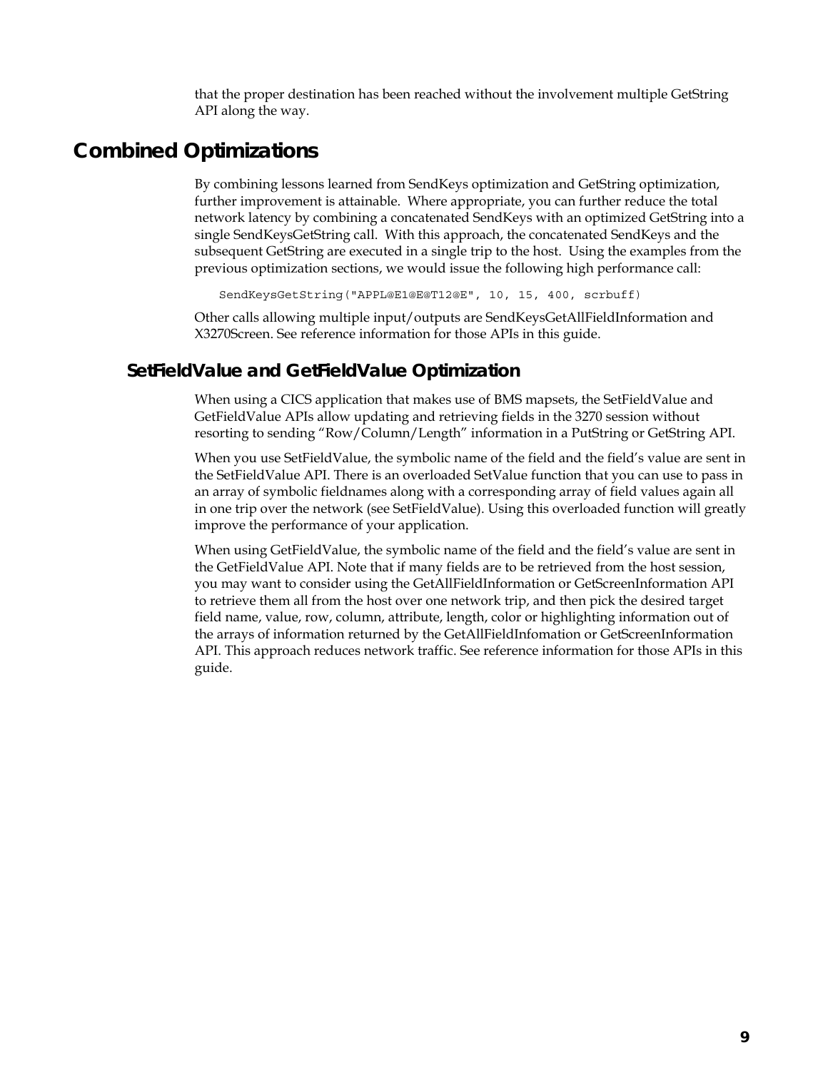that the proper destination has been reached without the involvement multiple GetString API along the way.

## Combined Optimizations

By combining lessons learned from SendKeys optimization and GetString optimization, further improvement is attainable. Where appropriate, you can further reduce the total network latency by combining a concatenated SendKeys with an optimized GetString into a single SendKeysGetString call. With this approach, the concatenated SendKeys and the subsequent GetString are executed in a single trip to the host. Using the examples from the previous optimization sections, we would issue the following high performance call:

```
SendKeysGetString("APPL@E1@E@T12@E", 10, 15, 400, scrbuff)
```

Other calls allowing multiple input/outputs are SendKeysGetAllFieldInformation and X3270Screen. See reference information for those APIs in this guide.

### SetFieldValue and GetFieldValue Optimization

When using a CICS application that makes use of BMS mapsets, the SetFieldValue and GetFieldValue APIs allow updating and retrieving fields in the 3270 session without resorting to sending "Row/Column/Length" information in a PutString or GetString API.

When you use SetFieldValue, the symbolic name of the field and the field's value are sent in the SetFieldValue API. There is an overloaded SetValue function that you can use to pass in an array of symbolic fieldnames along with a corresponding array of field values again all in one trip over the network (see SetFieldValue). Using this overloaded function will greatly improve the performance of your application.

When using GetFieldValue, the symbolic name of the field and the field's value are sent in the GetFieldValue API. Note that if many fields are to be retrieved from the host session, you may want to consider using the GetAllFieldInformation or GetScreenInformation API to retrieve them all from the host over one network trip, and then pick the desired target field name, value, row, column, attribute, length, color or highlighting information out of the arrays of information returned by the GetAllFieldInfomation or GetScreenInformation API. This approach reduces network traffic. See reference information for those APIs in this guide.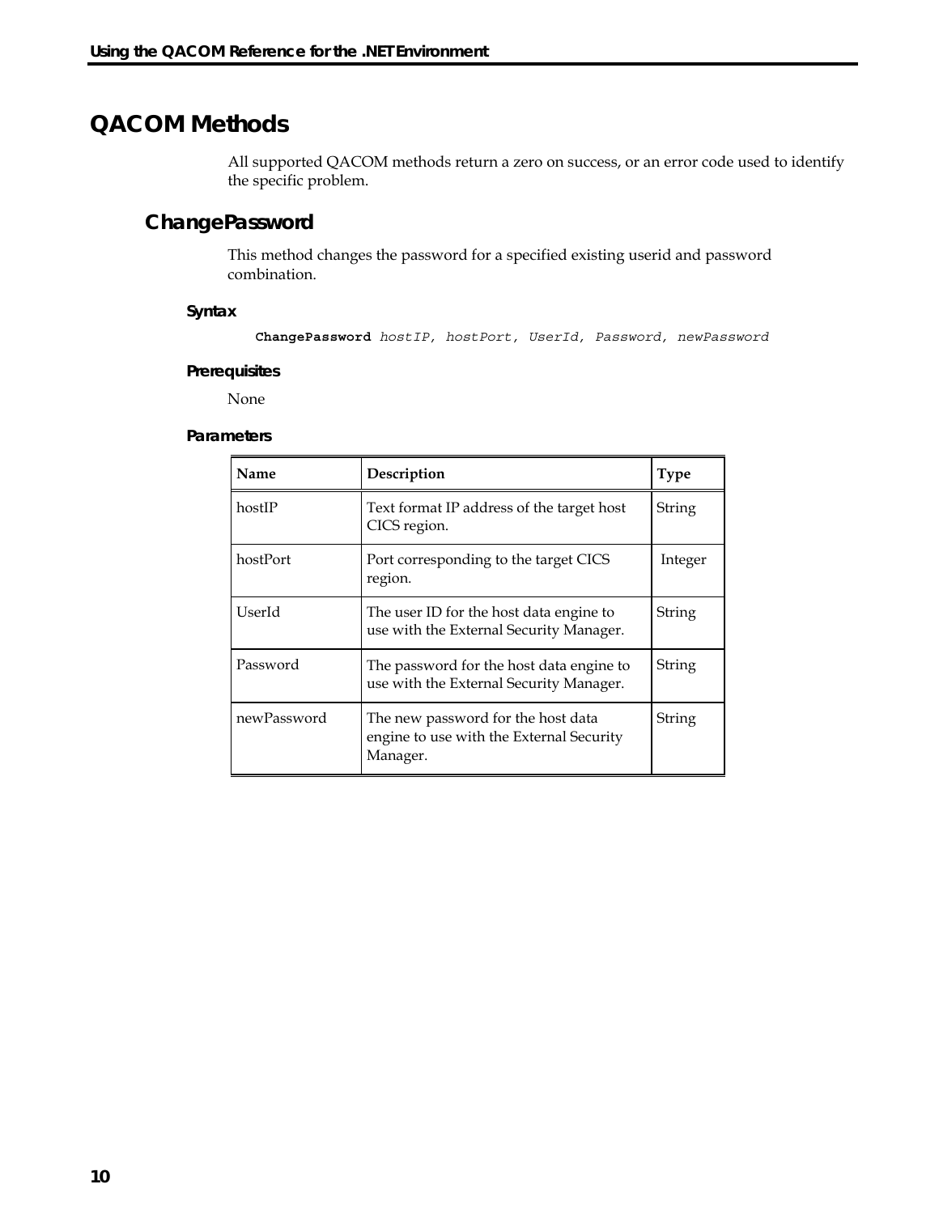# QACOM Methods

All supported QACOM methods return a zero on success, or an error code used to identify the specific problem.

## ChangePassword

This method changes the password for a specified existing userid and password combination.

### Syntax

```
ChangePassword hostIP, hostPort, UserId, Password, newPassword
```

### Prerequisites

None

### Parameters

| Name | Description | Type |
|---|---|---|
| hostIP | Text format IP address of the target host CICS region. | String |
| hostPort | Port corresponding to the target CICS region. | Integer |
| UserId | The user ID for the host data engine to use with the External Security Manager. | String |
| Password | The password for the host data engine to use with the External Security Manager. | String |
| newPassword | The new password for the host data engine to use with the External Security Manager. | String |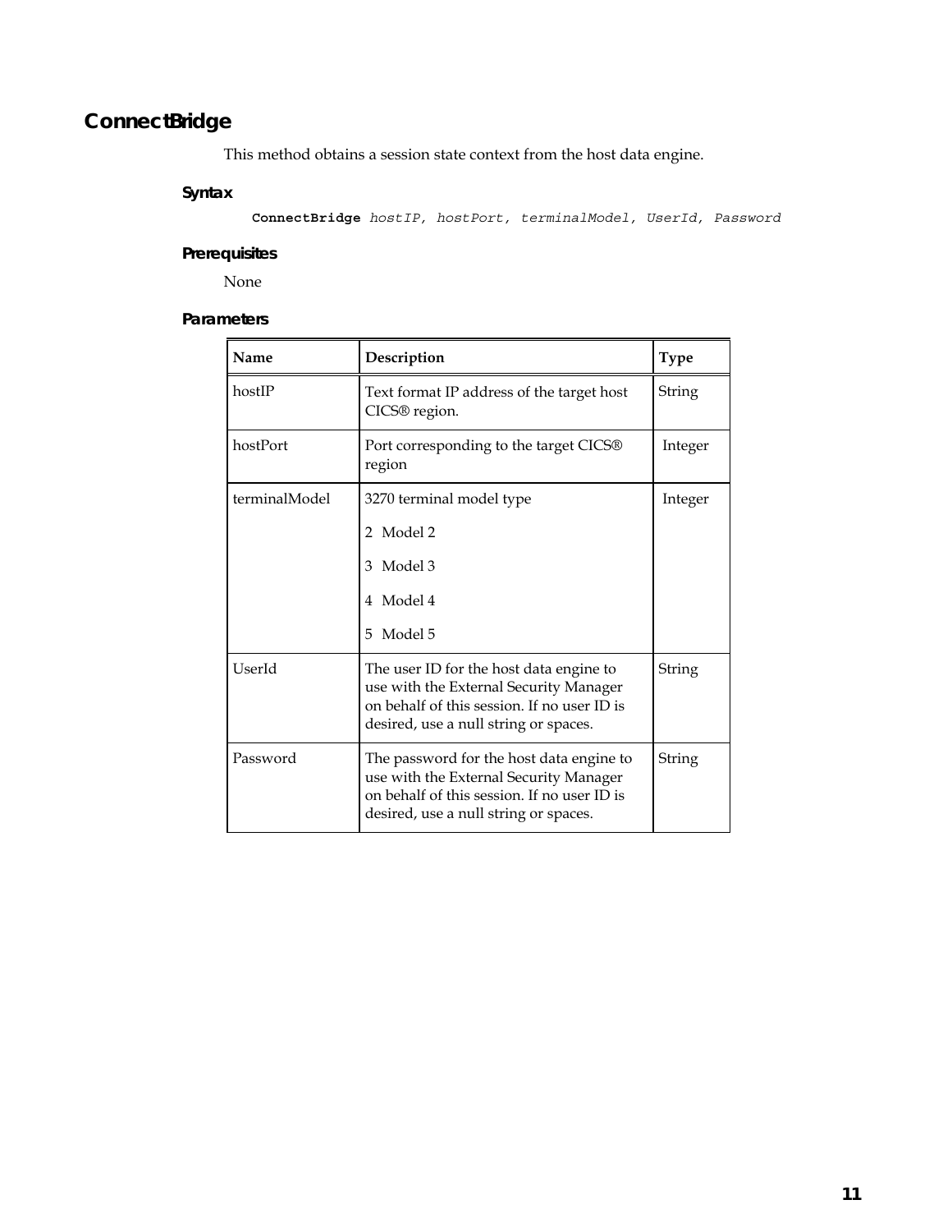## ConnectBridge

This method obtains a session state context from the host data engine.

### Syntax

```
ConnectBridge hostIP, hostPort, terminalModel, UserId, Password
```

### Prerequisites

None

### Parameters

| Name | Description | Type |
|---|---|---|
| hostIP | Text format IP address of the target host CICS® region. | String |
| hostPort | Port corresponding to the target CICS® region | Integer |
| terminalModel | 3270 terminal model type<br><br>2 Model 2<br><br>3 Model 3<br><br>4 Model 4<br><br>5 Model 5 | Integer |
| UserId | The user ID for the host data engine to use with the External Security Manager on behalf of this session. If no user ID is desired, use a null string or spaces. | String |
| Password | The password for the host data engine to use with the External Security Manager on behalf of this session. If no user ID is desired, use a null string or spaces. | String |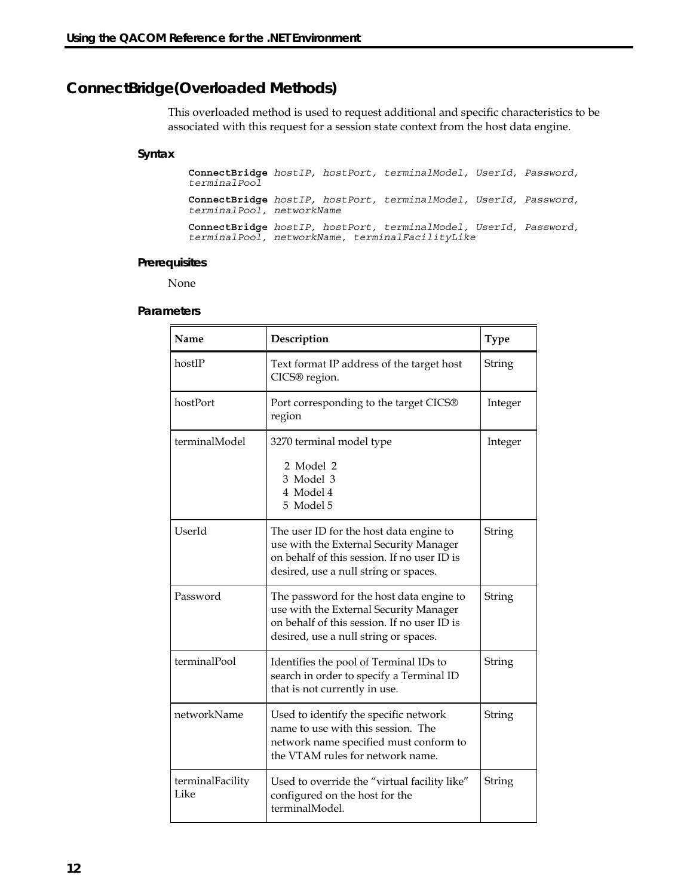## ConnectBridge(Overloaded Methods)

This overloaded method is used to request additional and specific characteristics to be associated with this request for a session state context from the host data engine.

### Syntax

```
ConnectBridge hostIP, hostPort, terminalModel, UserId, Password,
terminalPool

ConnectBridge hostIP, hostPort, terminalModel, UserId, Password,
terminalPool, networkName

ConnectBridge hostIP, hostPort, terminalModel, UserId, Password,
terminalPool, networkName, terminalFacilityLike
```

### Prerequisites

None

### Parameters

| Name | Description | Type |
|---|---|---|
| hostIP | Text format IP address of the target host CICS® region. | String |
| hostPort | Port corresponding to the target CICS® region | Integer |
| terminalModel | 3270 terminal model type<br>2 Model 2<br>3 Model 3<br>4 Model 4<br>5 Model 5 | Integer |
| UserId | The user ID for the host data engine to use with the External Security Manager on behalf of this session. If no user ID is desired, use a null string or spaces. | String |
| Password | The password for the host data engine to use with the External Security Manager on behalf of this session. If no user ID is desired, use a null string or spaces. | String |
| terminalPool | Identifies the pool of Terminal IDs to search in order to specify a Terminal ID that is not currently in use. | String |
| networkName | Used to identify the specific network name to use with this session. The network name specified must conform to the VTAM rules for network name. | String |
| terminalFacility Like | Used to override the "virtual facility like" configured on the host for the terminalModel. | String |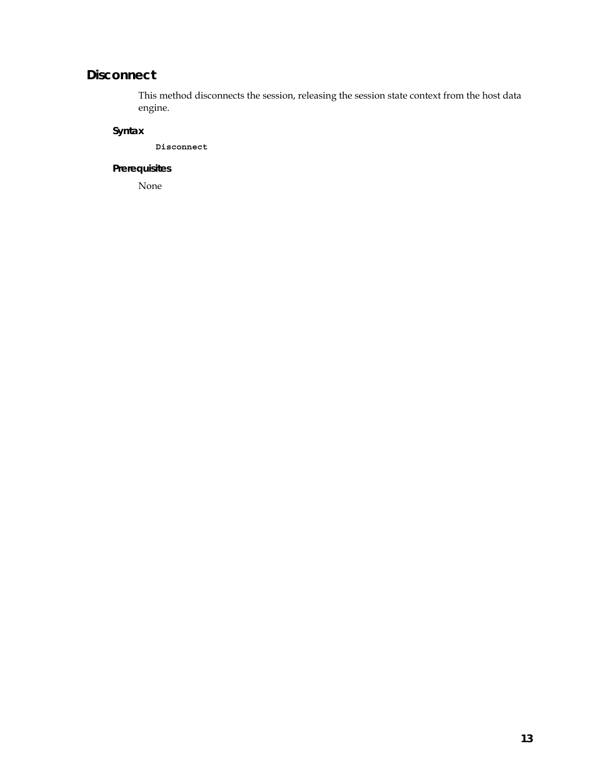## Disconnect

This method disconnects the session, releasing the session state context from the host data engine.

### Syntax

```
Disconnect
```

### Prerequisites

None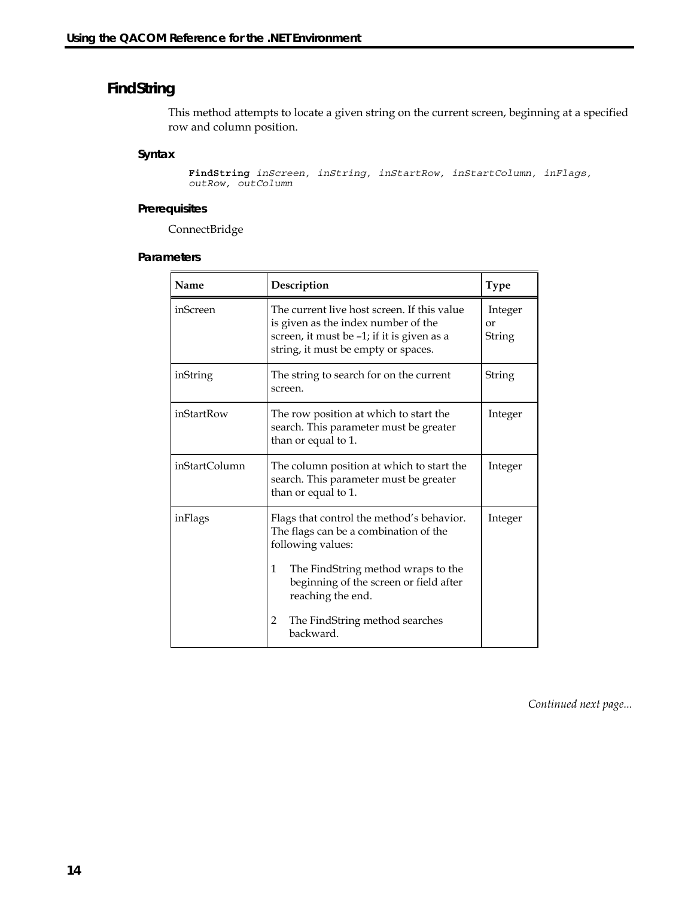## FindString

This method attempts to locate a given string on the current screen, beginning at a specified row and column position.

### Syntax

```
FindString inScreen, inString, inStartRow, inStartColumn, inFlags,
outRow, outColumn
```

### Prerequisites

ConnectBridge

### Parameters

| Name | Description | Type |
|---|---|---|
| inScreen | The current live host screen. If this value is given as the index number of the screen, it must be –1; if it is given as a string, it must be empty or spaces. | Integer or String |
| inString | The string to search for on the current screen. | String |
| inStartRow | The row position at which to start the search. This parameter must be greater than or equal to 1. | Integer |
| inStartColumn | The column position at which to start the search. This parameter must be greater than or equal to 1. | Integer |
| inFlags | Flags that control the method's behavior. The flags can be a combination of the following values:<br><br>1 The FindString method wraps to the beginning of the screen or field after reaching the end.<br><br>2 The FindString method searches backward. | Integer |

*Continued next page...*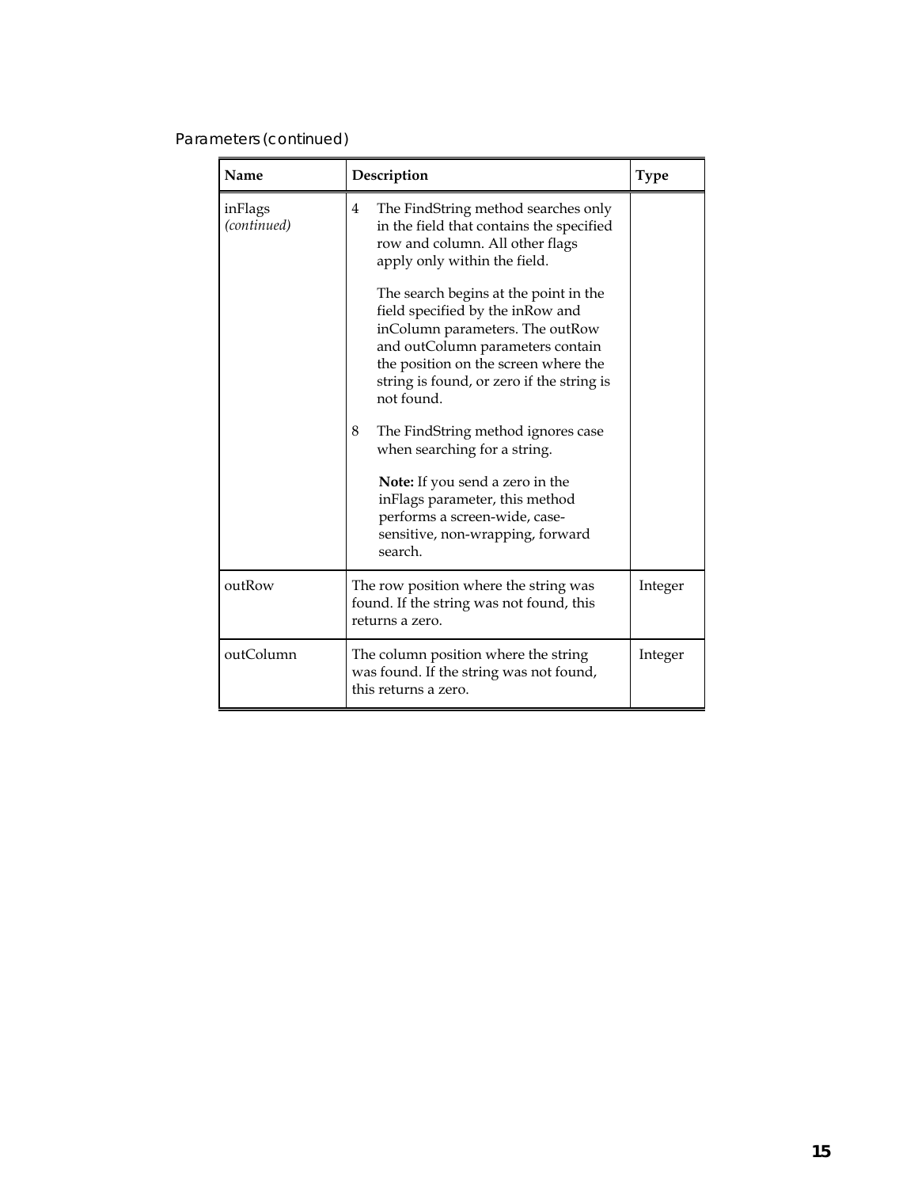Parameters (continued)

| Name | Description | Type |
|---|---|---|
| inFlags *(continued)* | 4 The FindString method searches only in the field that contains the specified row and column. All other flags apply only within the field.<br><br>The search begins at the point in the field specified by the inRow and inColumn parameters. The outRow and outColumn parameters contain the position on the screen where the string is found, or zero if the string is not found.<br><br>8 The FindString method ignores case when searching for a string.<br><br>**Note:** If you send a zero in the inFlags parameter, this method performs a screen-wide, case-sensitive, non-wrapping, forward search. | |
| outRow | The row position where the string was found. If the string was not found, this returns a zero. | Integer |
| outColumn | The column position where the string was found. If the string was not found, this returns a zero. | Integer |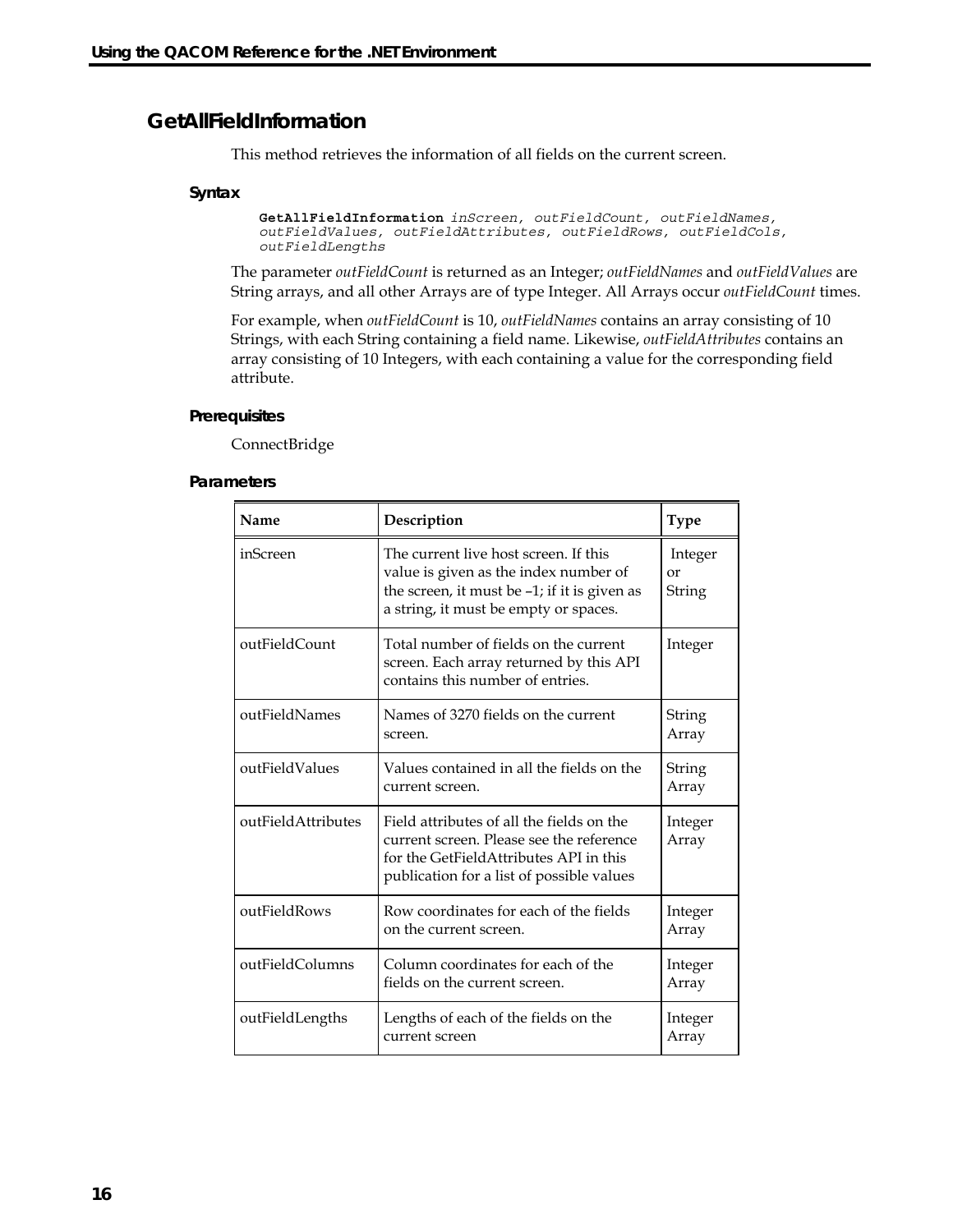## GetAllFieldInformation

This method retrieves the information of all fields on the current screen.

### Syntax

```
GetAllFieldInformation inScreen, outFieldCount, outFieldNames,
outFieldValues, outFieldAttributes, outFieldRows, outFieldCols,
outFieldLengths
```

The parameter *outFieldCount* is returned as an Integer; *outFieldNames* and *outFieldValues* are String arrays, and all other Arrays are of type Integer. All Arrays occur *outFieldCount* times.

For example, when *outFieldCount* is 10, *outFieldNames* contains an array consisting of 10 Strings, with each String containing a field name. Likewise, *outFieldAttributes* contains an array consisting of 10 Integers, with each containing a value for the corresponding field attribute.

### Prerequisites

ConnectBridge

### Parameters

| Name | Description | Type |
|---|---|---|
| inScreen | The current live host screen. If this value is given as the index number of the screen, it must be –1; if it is given as a string, it must be empty or spaces. | Integer or String |
| outFieldCount | Total number of fields on the current screen. Each array returned by this API contains this number of entries. | Integer |
| outFieldNames | Names of 3270 fields on the current screen. | String Array |
| outFieldValues | Values contained in all the fields on the current screen. | String Array |
| outFieldAttributes | Field attributes of all the fields on the current screen. Please see the reference for the GetFieldAttributes API in this publication for a list of possible values | Integer Array |
| outFieldRows | Row coordinates for each of the fields on the current screen. | Integer Array |
| outFieldColumns | Column coordinates for each of the fields on the current screen. | Integer Array |
| outFieldLengths | Lengths of each of the fields on the current screen | Integer Array |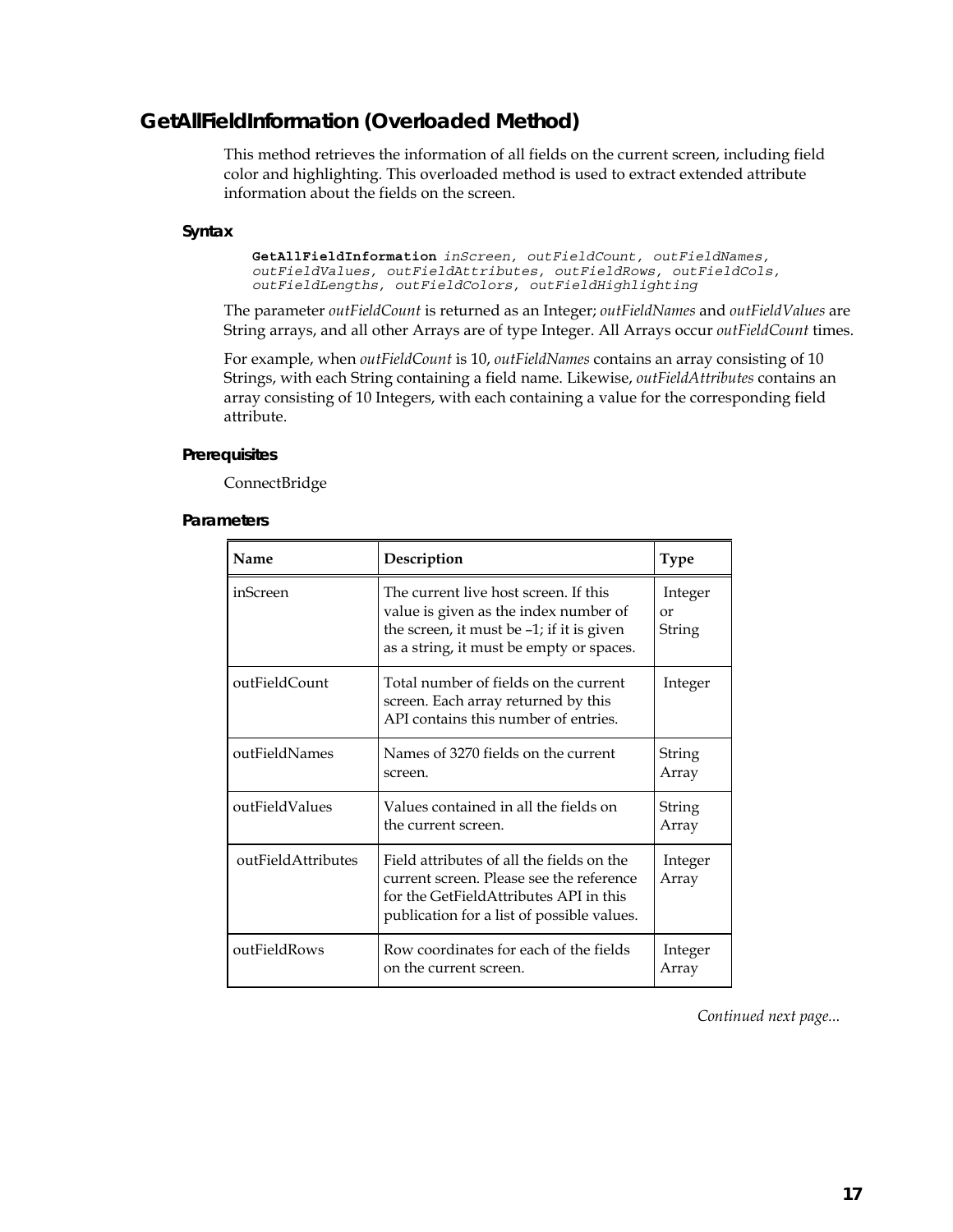## GetAllFieldInformation (Overloaded Method)

This method retrieves the information of all fields on the current screen, including field color and highlighting. This overloaded method is used to extract extended attribute information about the fields on the screen.

### Syntax

```
GetAllFieldInformation inScreen, outFieldCount, outFieldNames,
outFieldValues, outFieldAttributes, outFieldRows, outFieldCols,
outFieldLengths, outFieldColors, outFieldHighlighting
```

The parameter *outFieldCount* is returned as an Integer; *outFieldNames* and *outFieldValues* are String arrays, and all other Arrays are of type Integer. All Arrays occur *outFieldCount* times.

For example, when *outFieldCount* is 10, *outFieldNames* contains an array consisting of 10 Strings, with each String containing a field name. Likewise, *outFieldAttributes* contains an array consisting of 10 Integers, with each containing a value for the corresponding field attribute.

### Prerequisites

ConnectBridge

### Parameters

| Name | Description | Type |
|---|---|---|
| inScreen | The current live host screen. If this value is given as the index number of the screen, it must be –1; if it is given as a string, it must be empty or spaces. | Integer or String |
| outFieldCount | Total number of fields on the current screen. Each array returned by this API contains this number of entries. | Integer |
| outFieldNames | Names of 3270 fields on the current screen. | String Array |
| outFieldValues | Values contained in all the fields on the current screen. | String Array |
| outFieldAttributes | Field attributes of all the fields on the current screen. Please see the reference for the GetFieldAttributes API in this publication for a list of possible values. | Integer Array |
| outFieldRows | Row coordinates for each of the fields on the current screen. | Integer Array |

*Continued next page...*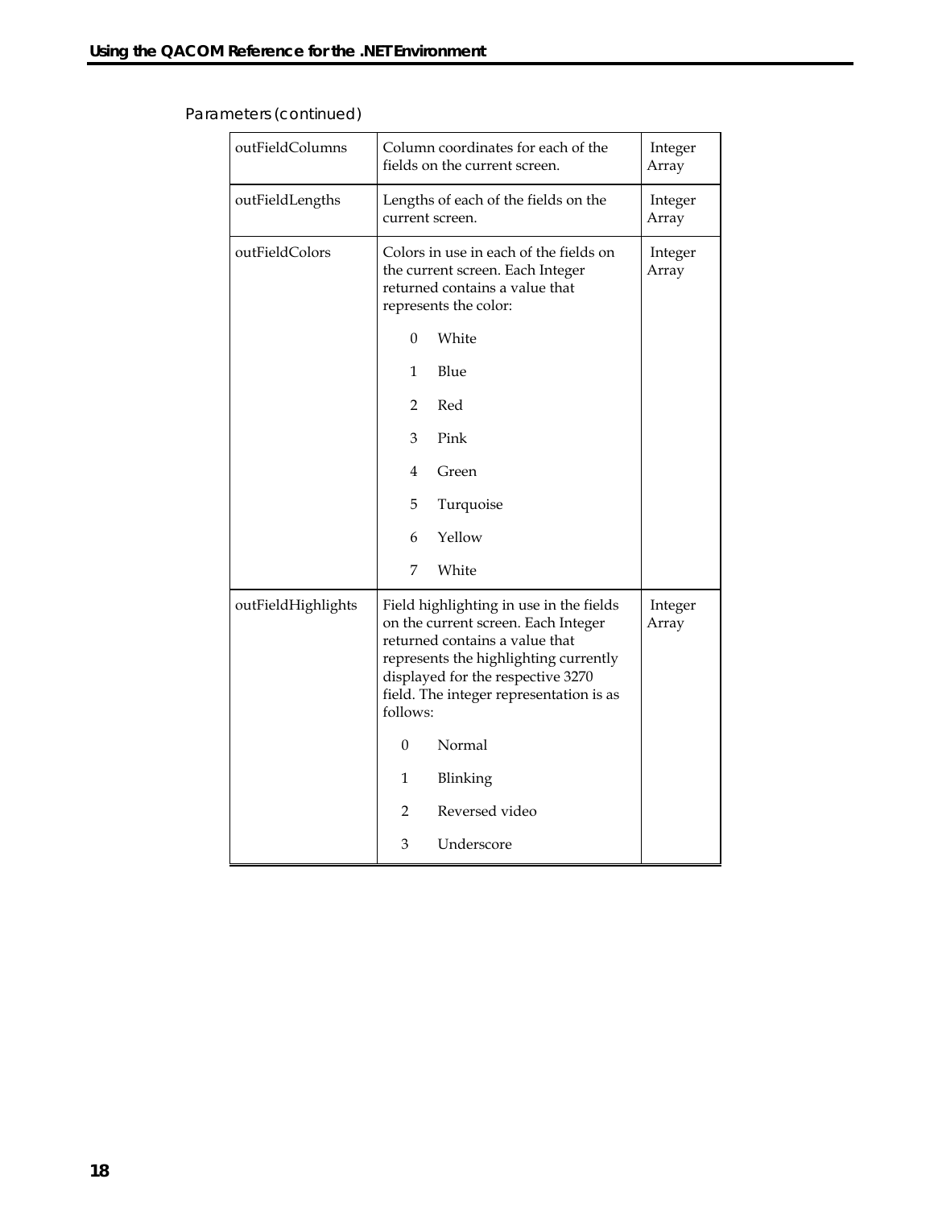Parameters (continued)

| | | |
|---|---|---|
| outFieldColumns | Column coordinates for each of the fields on the current screen. | Integer Array |
| outFieldLengths | Lengths of each of the fields on the current screen. | Integer Array |
| outFieldColors | Colors in use in each of the fields on the current screen. Each Integer returned contains a value that represents the color:<br><br>0 White<br>1 Blue<br>2 Red<br>3 Pink<br>4 Green<br>5 Turquoise<br>6 Yellow<br>7 White | Integer Array |
| outFieldHighlights | Field highlighting in use in the fields on the current screen. Each Integer returned contains a value that represents the highlighting currently displayed for the respective 3270 field. The integer representation is as follows:<br><br>0 Normal<br>1 Blinking<br>2 Reversed video<br>3 Underscore | Integer Array |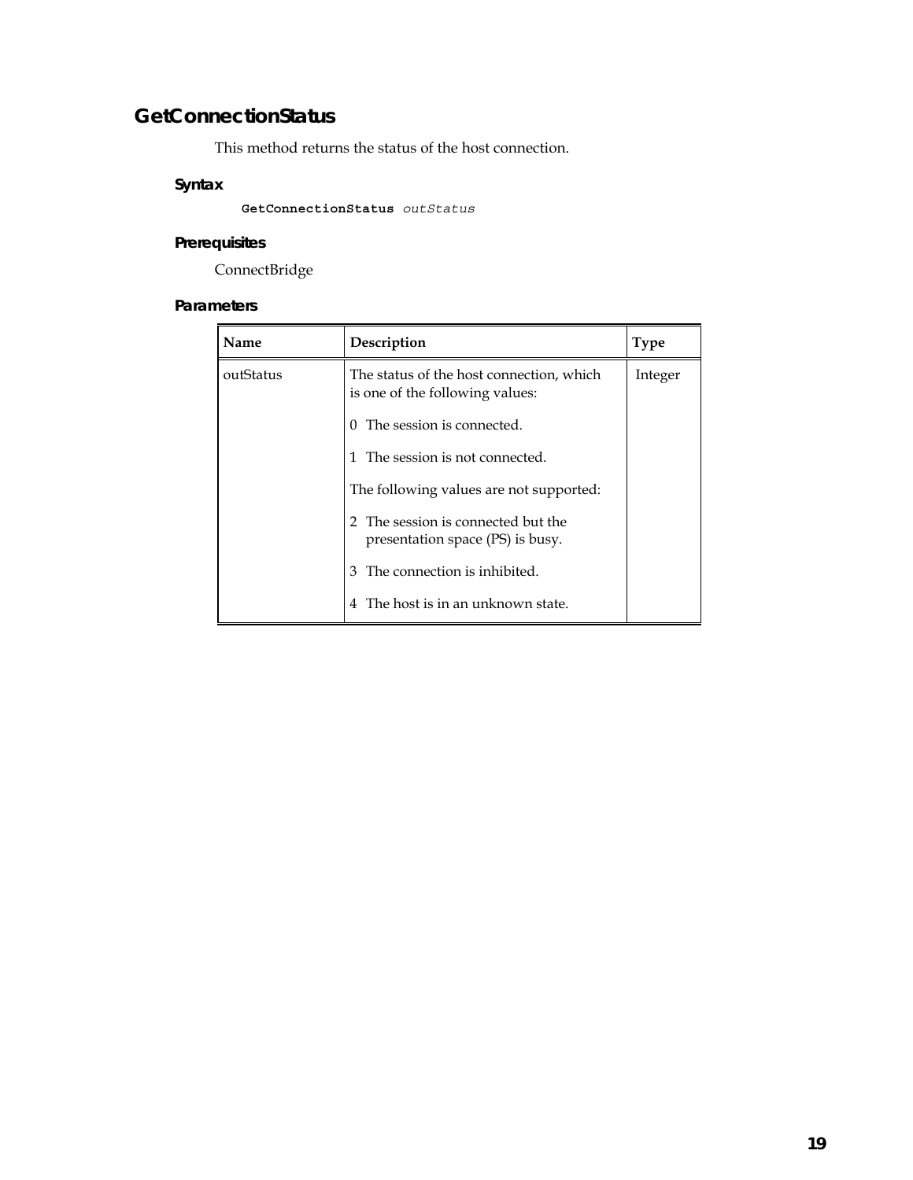## GetConnectionStatus

This method returns the status of the host connection.

### Syntax

```
GetConnectionStatus outStatus
```

### Prerequisites

ConnectBridge

### Parameters

| Name | Description | Type |
|---|---|---|
| outStatus | The status of the host connection, which is one of the following values:<br><br>0 The session is connected.<br><br>1 The session is not connected.<br><br>The following values are not supported:<br><br>2 The session is connected but the presentation space (PS) is busy.<br><br>3 The connection is inhibited.<br><br>4 The host is in an unknown state. | Integer |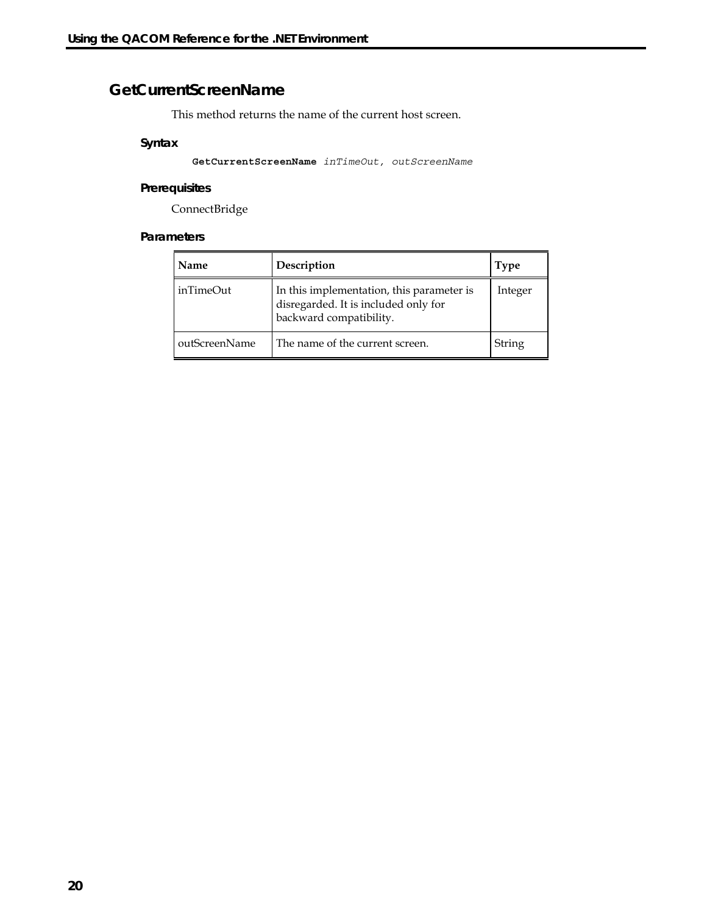## GetCurrentScreenName

This method returns the name of the current host screen.

### Syntax

```
GetCurrentScreenName inTimeOut, outScreenName
```

### Prerequisites

ConnectBridge

### Parameters

| Name | Description | Type |
|---|---|---|
| inTimeOut | In this implementation, this parameter is disregarded. It is included only for backward compatibility. | Integer |
| outScreenName | The name of the current screen. | String |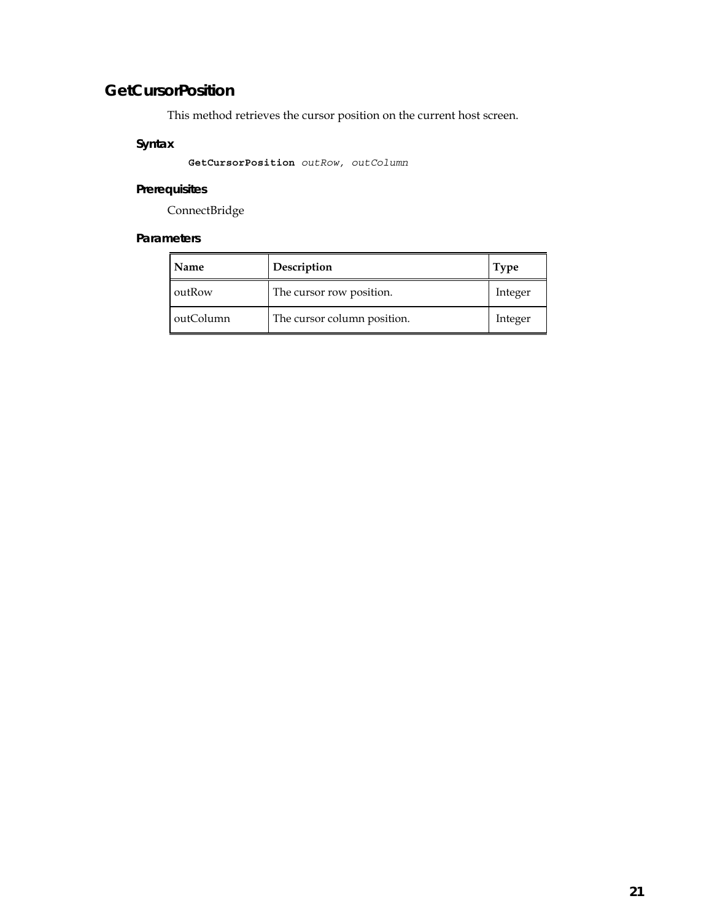## GetCursorPosition

This method retrieves the cursor position on the current host screen.

### Syntax

```
GetCursorPosition outRow, outColumn
```

### Prerequisites

ConnectBridge

### Parameters

| Name | Description | Type |
|---|---|---|
| outRow | The cursor row position. | Integer |
| outColumn | The cursor column position. | Integer |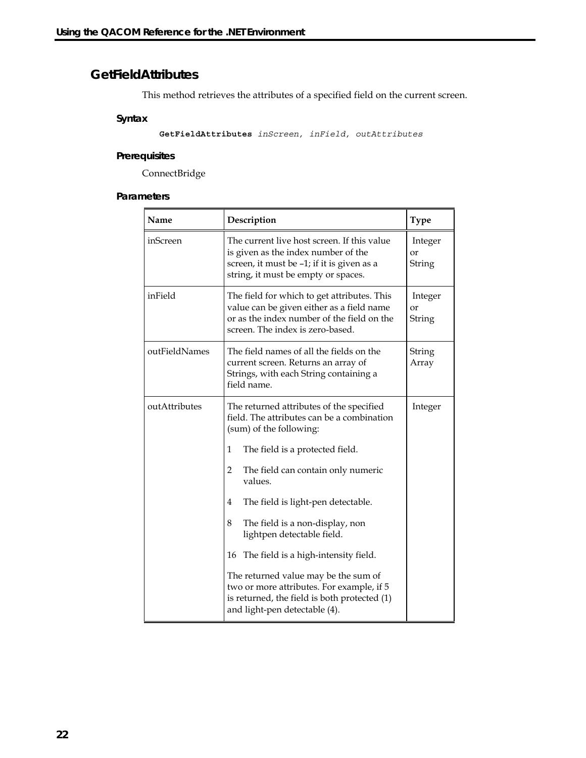## GetFieldAttributes

This method retrieves the attributes of a specified field on the current screen.

### Syntax

```
GetFieldAttributes inScreen, inField, outAttributes
```

### Prerequisites

ConnectBridge

### Parameters

| Name | Description | Type |
|---|---|---|
| inScreen | The current live host screen. If this value is given as the index number of the screen, it must be –1; if it is given as a string, it must be empty or spaces. | Integer or String |
| inField | The field for which to get attributes. This value can be given either as a field name or as the index number of the field on the screen. The index is zero-based. | Integer or String |
| outFieldNames | The field names of all the fields on the current screen. Returns an array of Strings, with each String containing a field name. | String Array |
| outAttributes | The returned attributes of the specified field. The attributes can be a combination (sum) of the following:<br><br>1 The field is a protected field.<br><br>2 The field can contain only numeric values.<br><br>4 The field is light-pen detectable.<br><br>8 The field is a non-display, non lightpen detectable field.<br><br>16 The field is a high-intensity field.<br><br>The returned value may be the sum of two or more attributes. For example, if 5 is returned, the field is both protected (1) and light-pen detectable (4). | Integer |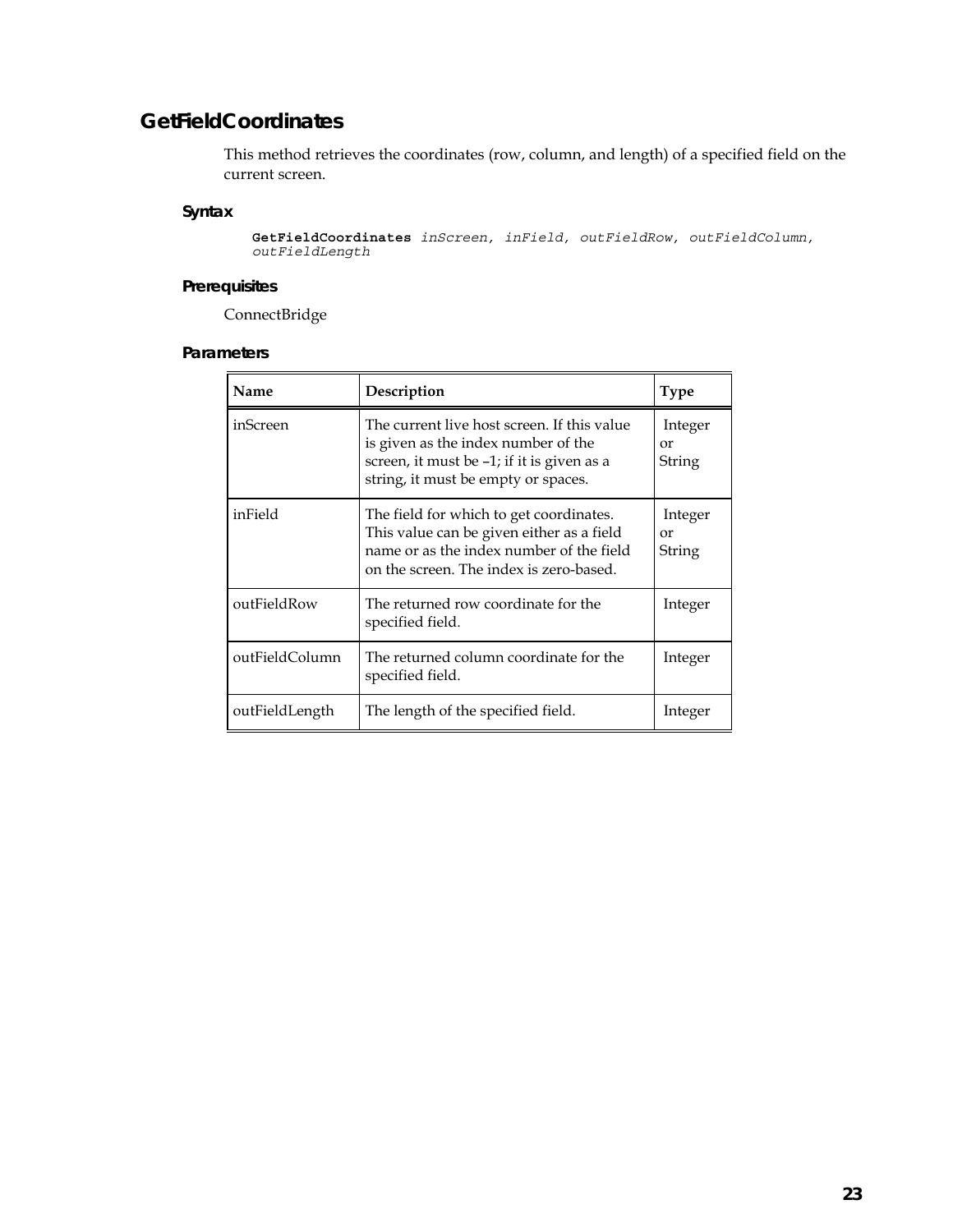## GetFieldCoordinates

This method retrieves the coordinates (row, column, and length) of a specified field on the current screen.

### Syntax

```
GetFieldCoordinates inScreen, inField, outFieldRow, outFieldColumn,
outFieldLength
```

### Prerequisites

ConnectBridge

### Parameters

| Name | Description | Type |
|---|---|---|
| inScreen | The current live host screen. If this value is given as the index number of the screen, it must be –1; if it is given as a string, it must be empty or spaces. | Integer or String |
| inField | The field for which to get coordinates. This value can be given either as a field name or as the index number of the field on the screen. The index is zero-based. | Integer or String |
| outFieldRow | The returned row coordinate for the specified field. | Integer |
| outFieldColumn | The returned column coordinate for the specified field. | Integer |
| outFieldLength | The length of the specified field. | Integer |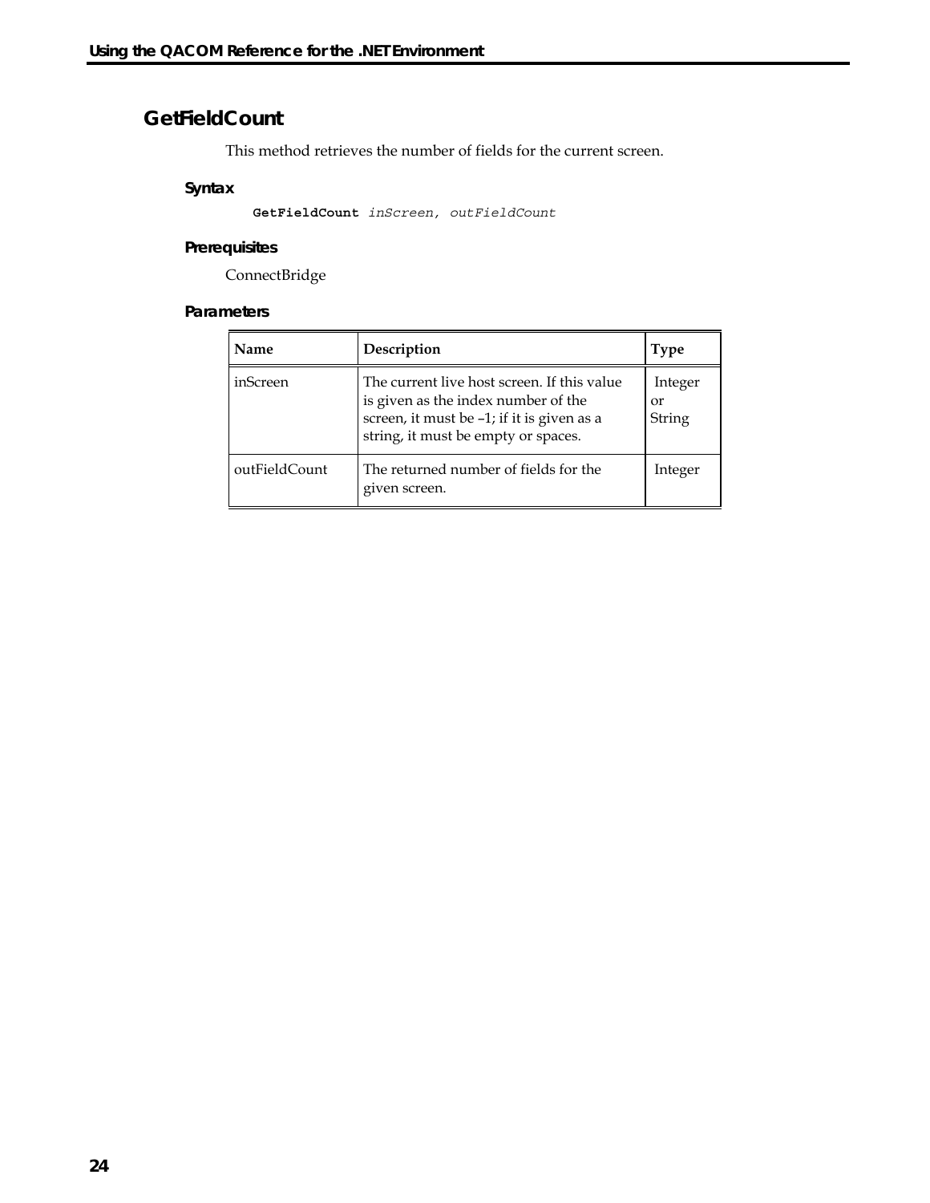## GetFieldCount

This method retrieves the number of fields for the current screen.

### Syntax

```
GetFieldCount inScreen, outFieldCount
```

### Prerequisites

ConnectBridge

### Parameters

| Name | Description | Type |
|---|---|---|
| inScreen | The current live host screen. If this value is given as the index number of the screen, it must be –1; if it is given as a string, it must be empty or spaces. | Integer or String |
| outFieldCount | The returned number of fields for the given screen. | Integer |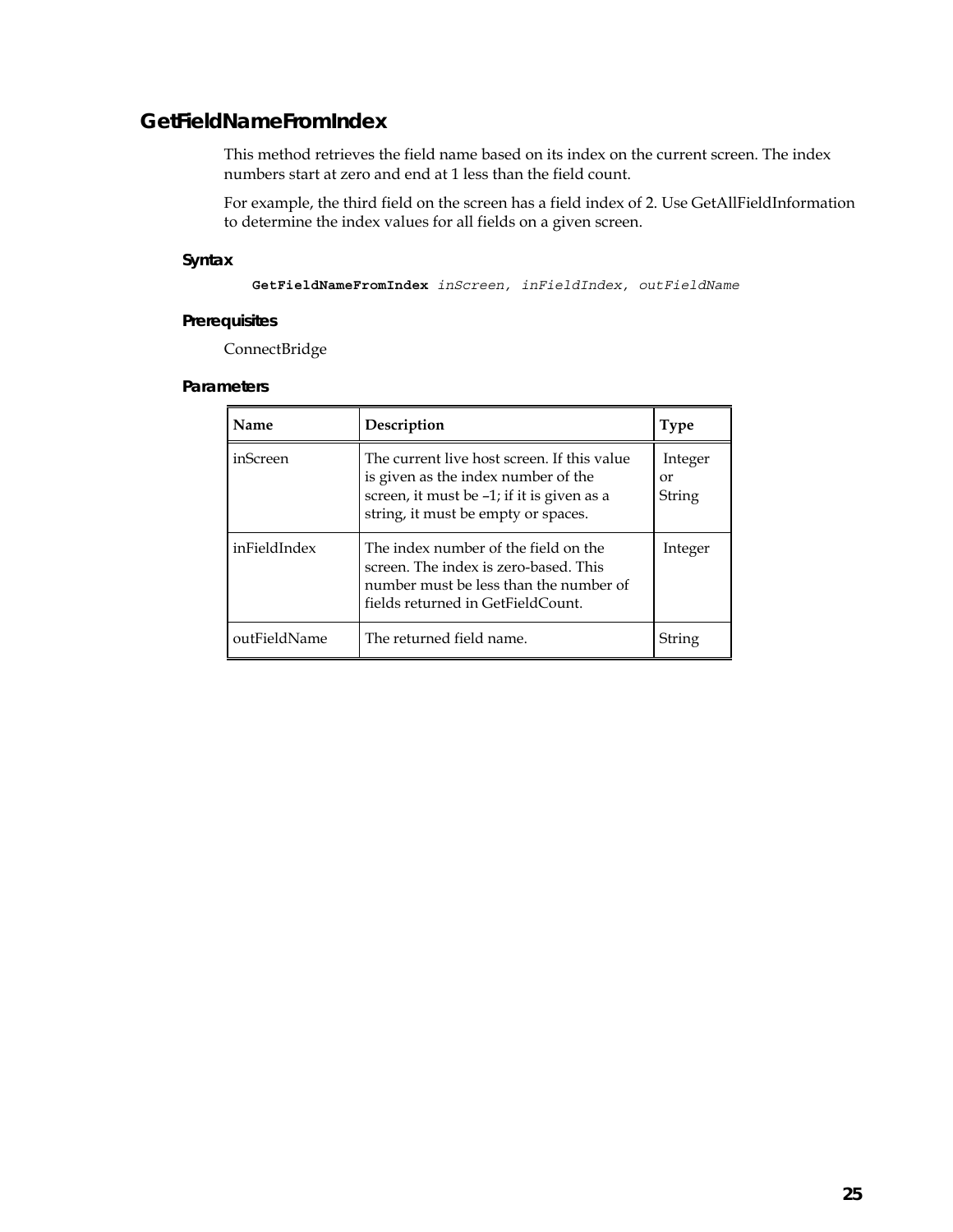## GetFieldNameFromIndex

This method retrieves the field name based on its index on the current screen. The index numbers start at zero and end at 1 less than the field count.

For example, the third field on the screen has a field index of 2. Use GetAllFieldInformation to determine the index values for all fields on a given screen.

### Syntax

```
GetFieldNameFromIndex inScreen, inFieldIndex, outFieldName
```

### Prerequisites

ConnectBridge

### Parameters

| Name | Description | Type |
|---|---|---|
| inScreen | The current live host screen. If this value is given as the index number of the screen, it must be –1; if it is given as a string, it must be empty or spaces. | Integer or String |
| inFieldIndex | The index number of the field on the screen. The index is zero-based. This number must be less than the number of fields returned in GetFieldCount. | Integer |
| outFieldName | The returned field name. | String |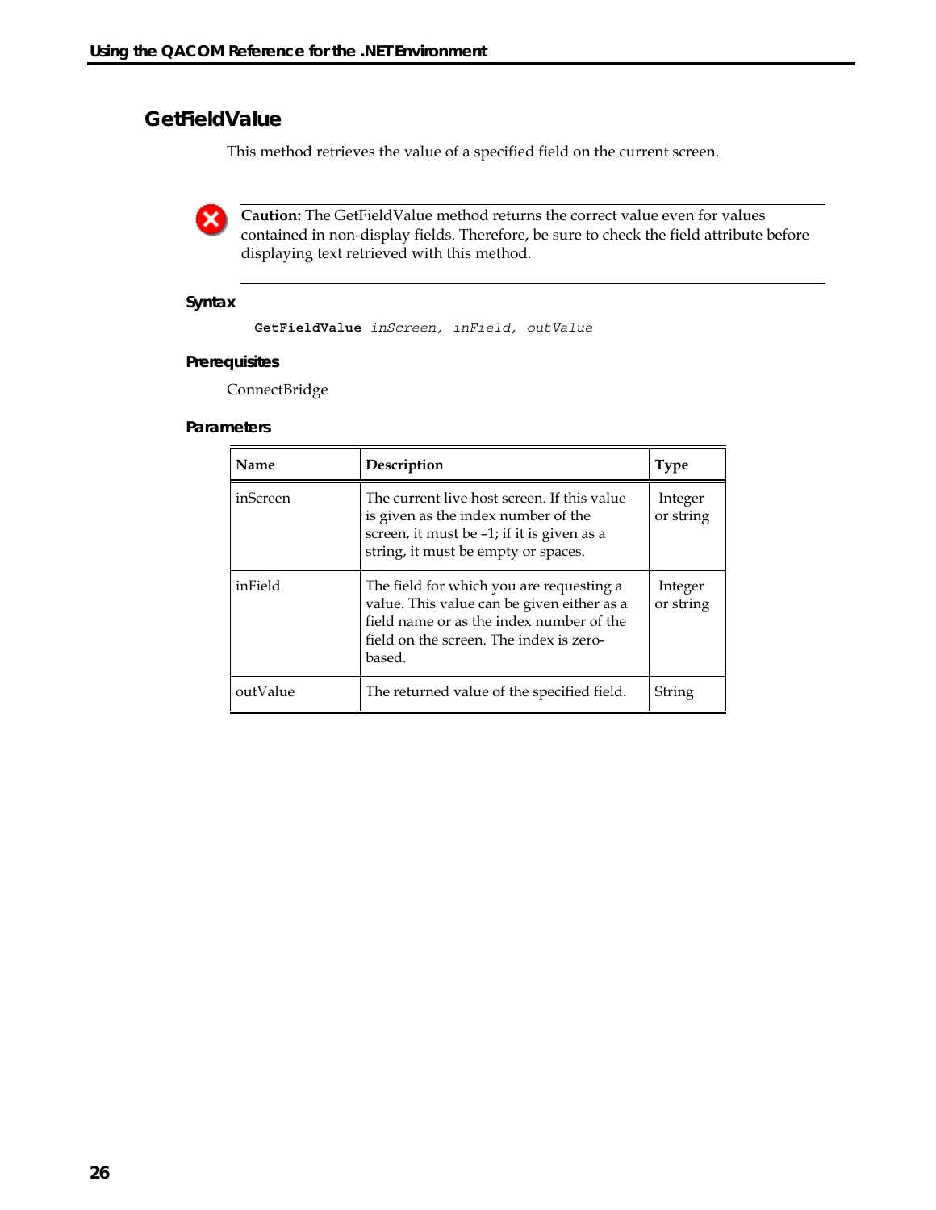## GetFieldValue

This method retrieves the value of a specified field on the current screen.

**Caution:** The GetFieldValue method returns the correct value even for values contained in non-display fields. Therefore, be sure to check the field attribute before displaying text retrieved with this method.

### Syntax

```
GetFieldValue inScreen, inField, outValue
```

### Prerequisites

ConnectBridge

### Parameters

| Name | Description | Type |
|---|---|---|
| inScreen | The current live host screen. If this value is given as the index number of the screen, it must be –1; if it is given as a string, it must be empty or spaces. | Integer or string |
| inField | The field for which you are requesting a value. This value can be given either as a field name or as the index number of the field on the screen. The index is zero-based. | Integer or string |
| outValue | The returned value of the specified field. | String |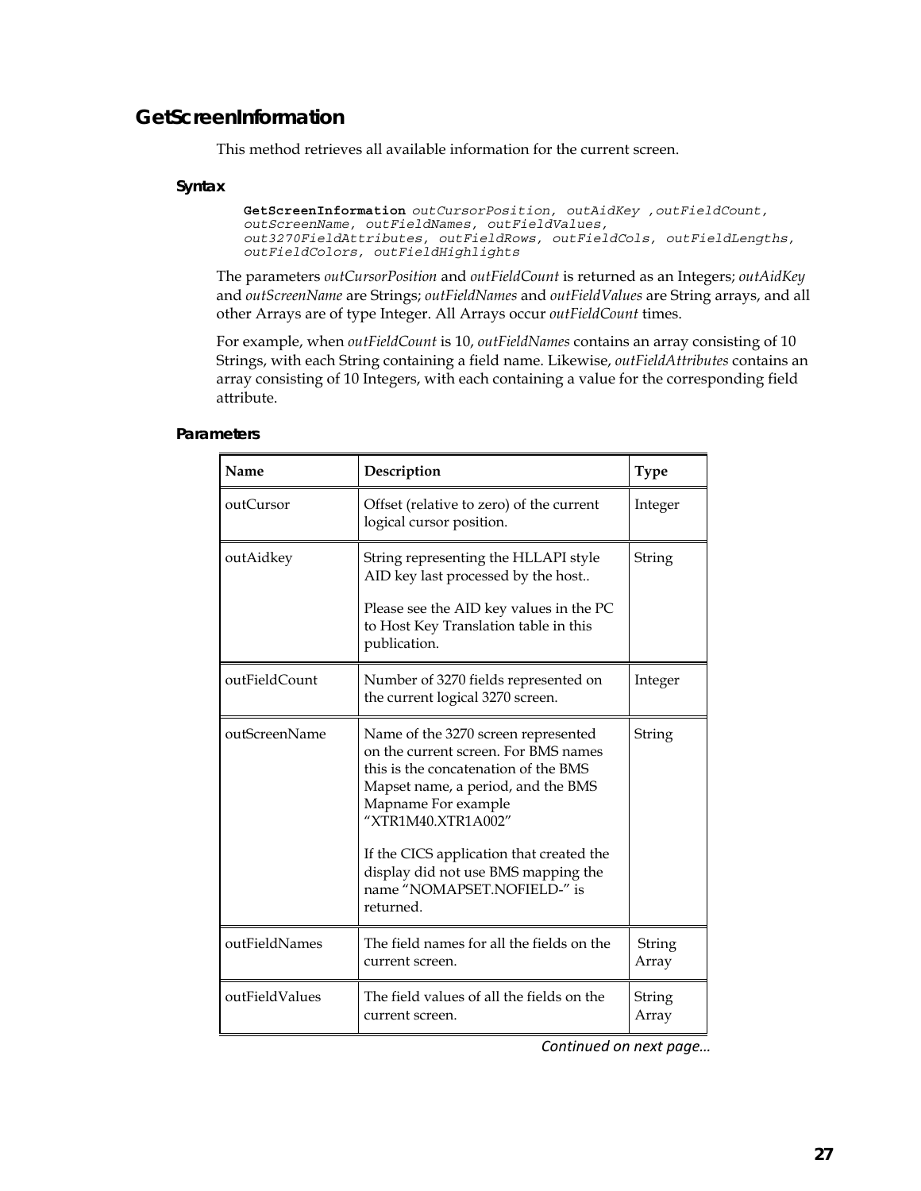## GetScreenInformation

This method retrieves all available information for the current screen.

### Syntax

```
GetScreenInformation outCursorPosition, outAidKey ,outFieldCount,
outScreenName, outFieldNames, outFieldValues,
out3270FieldAttributes, outFieldRows, outFieldCols, outFieldLengths,
outFieldColors, outFieldHighlights
```

The parameters *outCursorPosition* and *outFieldCount* is returned as an Integers; *outAidKey* and *outScreenName* are Strings; *outFieldNames* and *outFieldValues* are String arrays, and all other Arrays are of type Integer. All Arrays occur *outFieldCount* times.

For example, when *outFieldCount* is 10, *outFieldNames* contains an array consisting of 10 Strings, with each String containing a field name. Likewise, *outFieldAttributes* contains an array consisting of 10 Integers, with each containing a value for the corresponding field attribute.

### Parameters

| Name | Description | Type |
|---|---|---|
| outCursor | Offset (relative to zero) of the current logical cursor position. | Integer |
| outAidkey | String representing the HLLAPI style AID key last processed by the host..<br><br>Please see the AID key values in the PC to Host Key Translation table in this publication. | String |
| outFieldCount | Number of 3270 fields represented on the current logical 3270 screen. | Integer |
| outScreenName | Name of the 3270 screen represented on the current screen. For BMS names this is the concatenation of the BMS Mapset name, a period, and the BMS Mapname For example “XTR1M40.XTR1A002”<br><br>If the CICS application that created the display did not use BMS mapping the name “NOMAPSET.NOFIELD-” is returned. | String |
| outFieldNames | The field names for all the fields on the current screen. | String Array |
| outFieldValues | The field values of all the fields on the current screen. | String Array |

*Continued on next page…*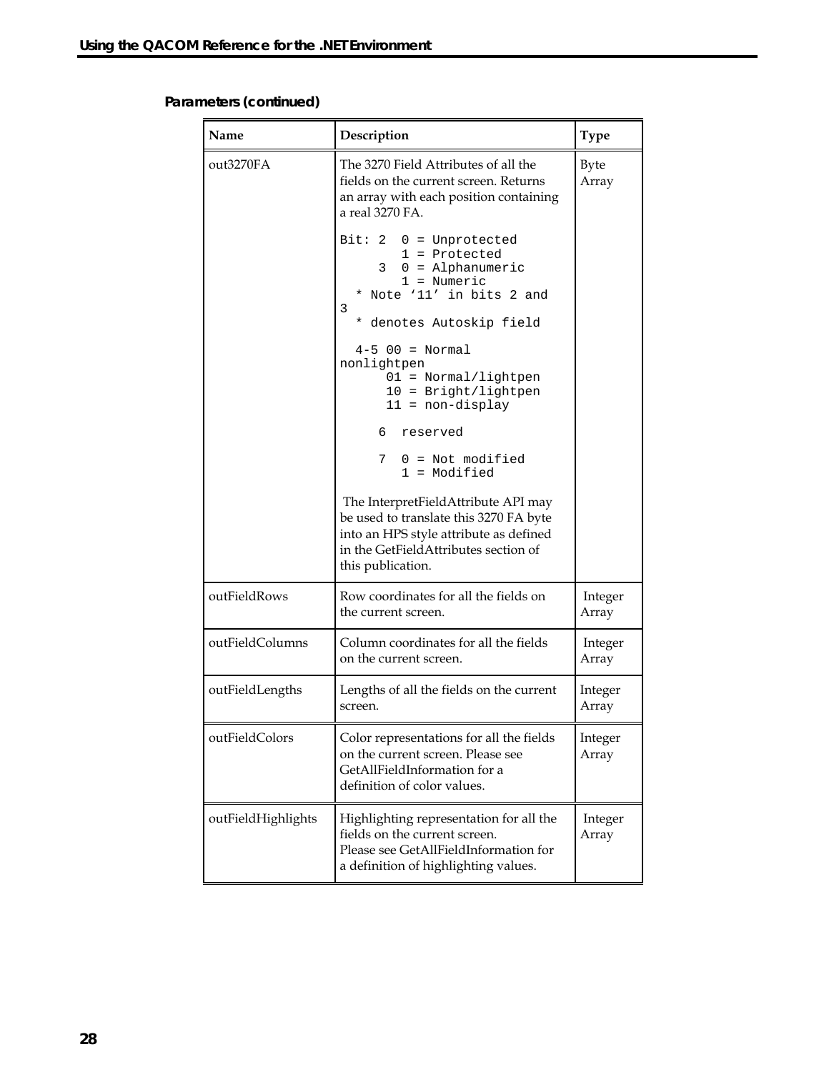**Parameters (continued)**

| Name | Description | Type |
|---|---|---|
| out3270FA | The 3270 Field Attributes of all the fields on the current screen. Returns an array with each position containing a real 3270 FA.<br><br>`Bit: 2  0 = Unprotected`<br>`        1 = Protected`<br>`     3  0 = Alphanumeric`<br>`        1 = Numeric`<br>`  * Note '11' in bits 2 and 3`<br>`  * denotes Autoskip field`<br><br>`  4-5 00 = Normal nonlightpen`<br>`      01 = Normal/lightpen`<br>`      10 = Bright/lightpen`<br>`      11 = non-display`<br><br>`     6  reserved`<br><br>`     7  0 = Not modified`<br>`        1 = Modified`<br><br>The InterpretFieldAttribute API may be used to translate this 3270 FA byte into an HPS style attribute as defined in the GetFieldAttributes section of this publication. | Byte Array |
| outFieldRows | Row coordinates for all the fields on the current screen. | Integer Array |
| outFieldColumns | Column coordinates for all the fields on the current screen. | Integer Array |
| outFieldLengths | Lengths of all the fields on the current screen. | Integer Array |
| outFieldColors | Color representations for all the fields on the current screen. Please see GetAllFieldInformation for a definition of color values. | Integer Array |
| outFieldHighlights | Highlighting representation for all the fields on the current screen. Please see GetAllFieldInformation for a definition of highlighting values. | Integer Array |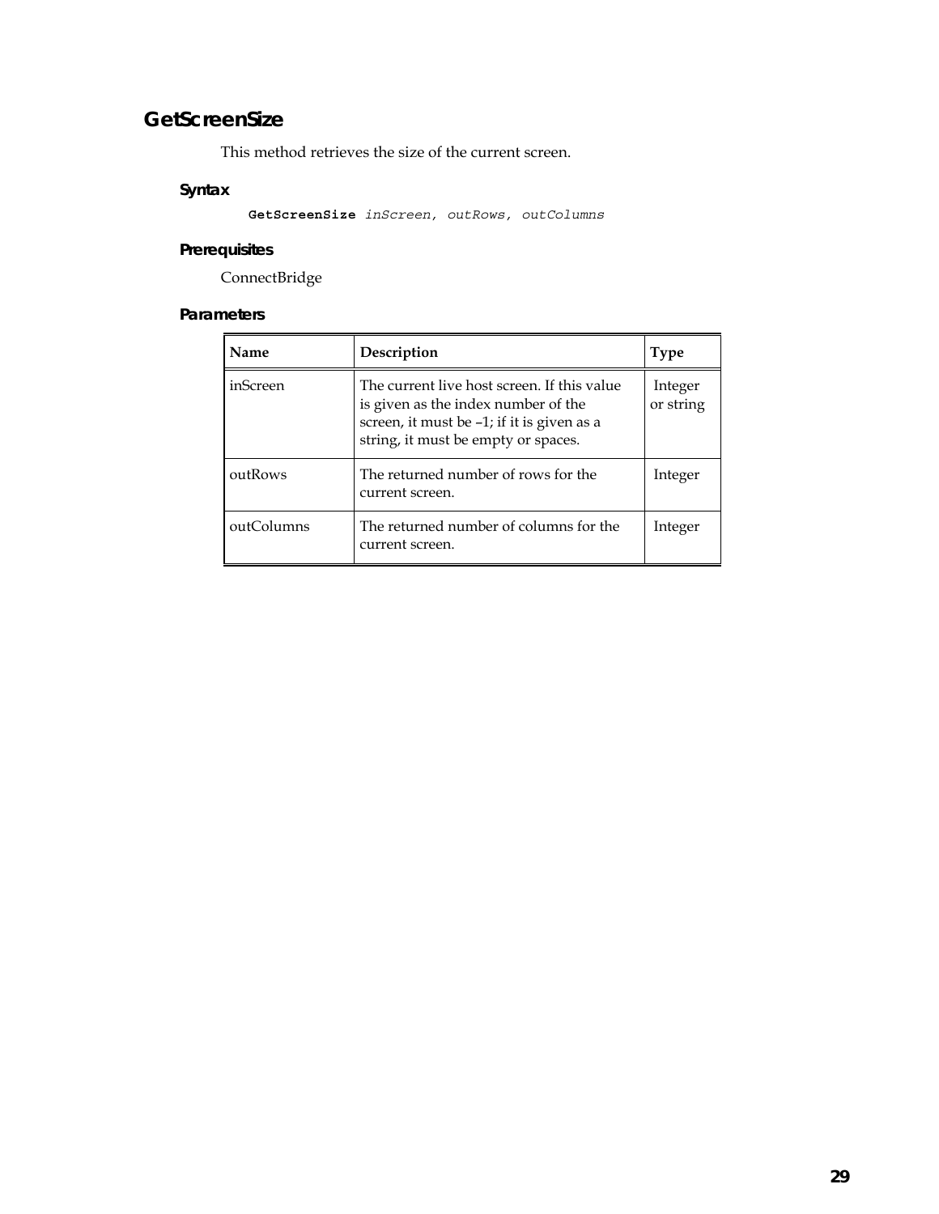## GetScreenSize

This method retrieves the size of the current screen.

### Syntax

```
GetScreenSize inScreen, outRows, outColumns
```

### Prerequisites

ConnectBridge

### Parameters

| Name | Description | Type |
|---|---|---|
| inScreen | The current live host screen. If this value is given as the index number of the screen, it must be –1; if it is given as a string, it must be empty or spaces. | Integer or string |
| outRows | The returned number of rows for the current screen. | Integer |
| outColumns | The returned number of columns for the current screen. | Integer |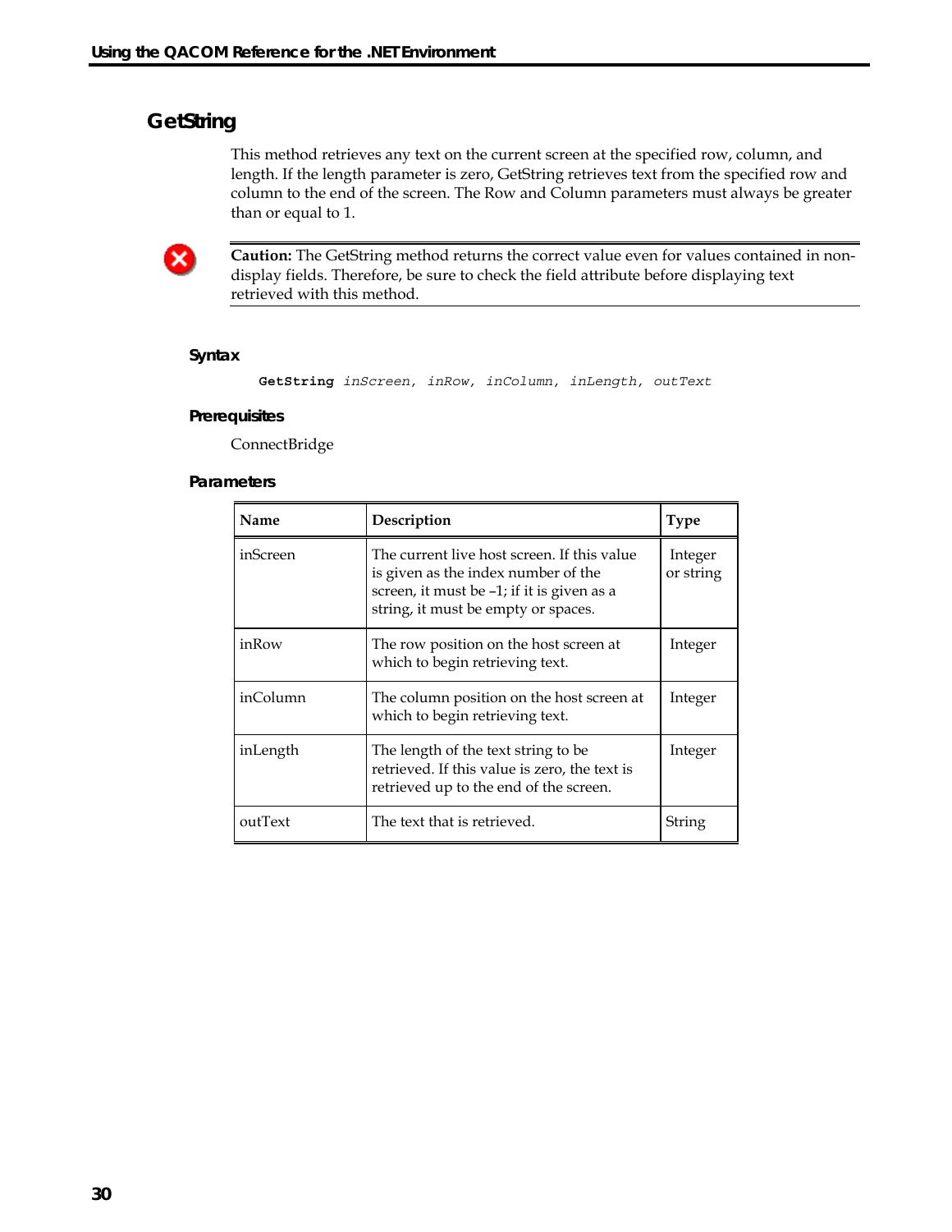## GetString

This method retrieves any text on the current screen at the specified row, column, and length. If the length parameter is zero, GetString retrieves text from the specified row and column to the end of the screen. The Row and Column parameters must always be greater than or equal to 1.

**Caution:** The GetString method returns the correct value even for values contained in non-display fields. Therefore, be sure to check the field attribute before displaying text retrieved with this method.

### Syntax

```
GetString inScreen, inRow, inColumn, inLength, outText
```

### Prerequisites

ConnectBridge

### Parameters

| Name | Description | Type |
|---|---|---|
| inScreen | The current live host screen. If this value is given as the index number of the screen, it must be –1; if it is given as a string, it must be empty or spaces. | Integer or string |
| inRow | The row position on the host screen at which to begin retrieving text. | Integer |
| inColumn | The column position on the host screen at which to begin retrieving text. | Integer |
| inLength | The length of the text string to be retrieved. If this value is zero, the text is retrieved up to the end of the screen. | Integer |
| outText | The text that is retrieved. | String |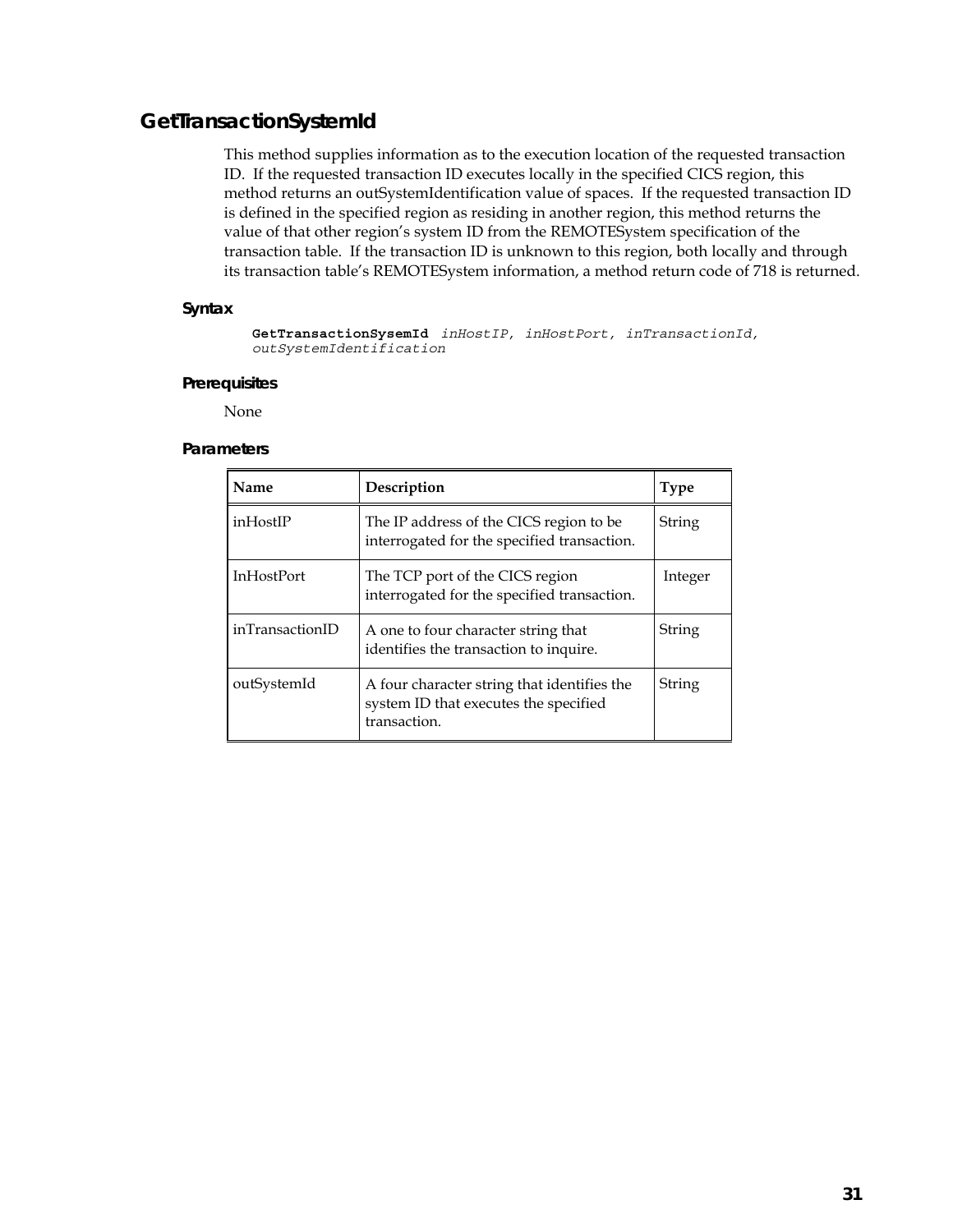## GetTransactionSystemId

This method supplies information as to the execution location of the requested transaction ID. If the requested transaction ID executes locally in the specified CICS region, this method returns an outSystemIdentification value of spaces. If the requested transaction ID is defined in the specified region as residing in another region, this method returns the value of that other region's system ID from the REMOTESystem specification of the transaction table. If the transaction ID is unknown to this region, both locally and through its transaction table's REMOTESystem information, a method return code of 718 is returned.

### Syntax

```
GetTransactionSysemId inHostIP, inHostPort, inTransactionId,
outSystemIdentification
```

### Prerequisites

None

### Parameters

| Name | Description | Type |
|---|---|---|
| inHostIP | The IP address of the CICS region to be interrogated for the specified transaction. | String |
| InHostPort | The TCP port of the CICS region interrogated for the specified transaction. | Integer |
| inTransactionID | A one to four character string that identifies the transaction to inquire. | String |
| outSystemId | A four character string that identifies the system ID that executes the specified transaction. | String |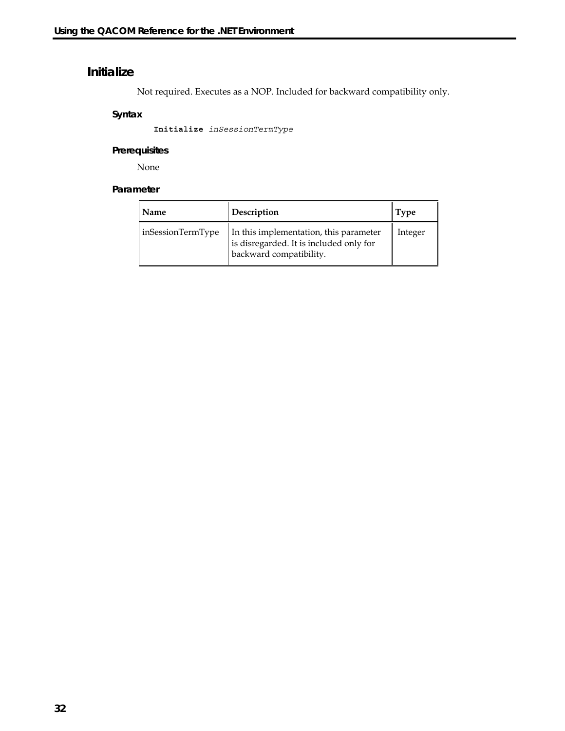## Initialize

Not required. Executes as a NOP. Included for backward compatibility only.

### Syntax

```
Initialize inSessionTermType
```

### Prerequisites

None

### Parameter

| Name | Description | Type |
|---|---|---|
| inSessionTermType | In this implementation, this parameter is disregarded. It is included only for backward compatibility. | Integer |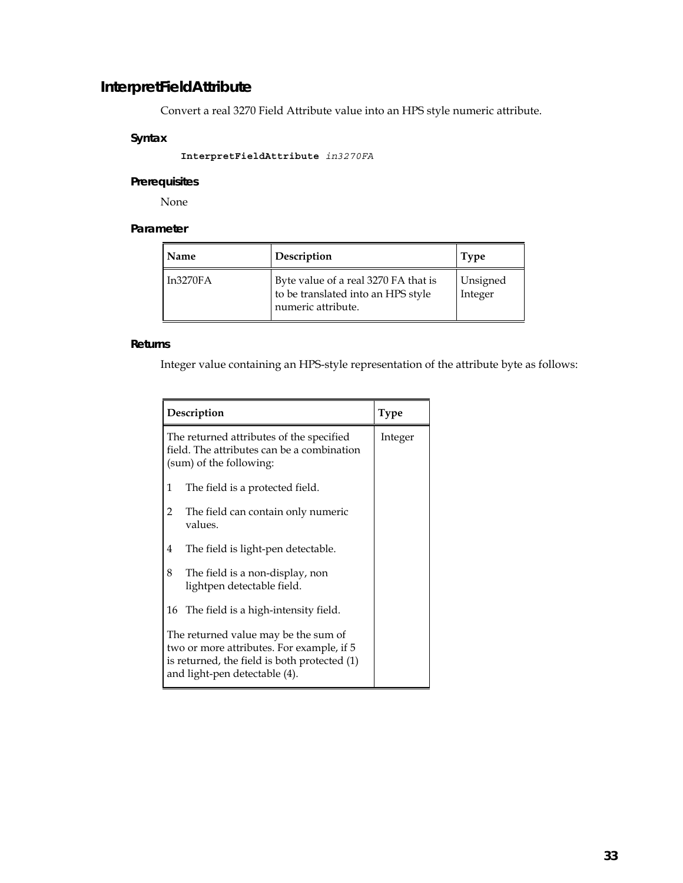## InterpretFieldAttribute

Convert a real 3270 Field Attribute value into an HPS style numeric attribute.

### Syntax

```
InterpretFieldAttribute in3270FA
```

### Prerequisites

None

### Parameter

| Name | Description | Type |
|---|---|---|
| In3270FA | Byte value of a real 3270 FA that is to be translated into an HPS style numeric attribute. | Unsigned Integer |

### Returns

Integer value containing an HPS-style representation of the attribute byte as follows:

| Description | Type |
|---|---|
| The returned attributes of the specified field. The attributes can be a combination (sum) of the following:<br><br>1 The field is a protected field.<br><br>2 The field can contain only numeric values.<br><br>4 The field is light-pen detectable.<br><br>8 The field is a non-display, non lightpen detectable field.<br><br>16 The field is a high-intensity field.<br><br>The returned value may be the sum of two or more attributes. For example, if 5 is returned, the field is both protected (1) and light-pen detectable (4). | Integer |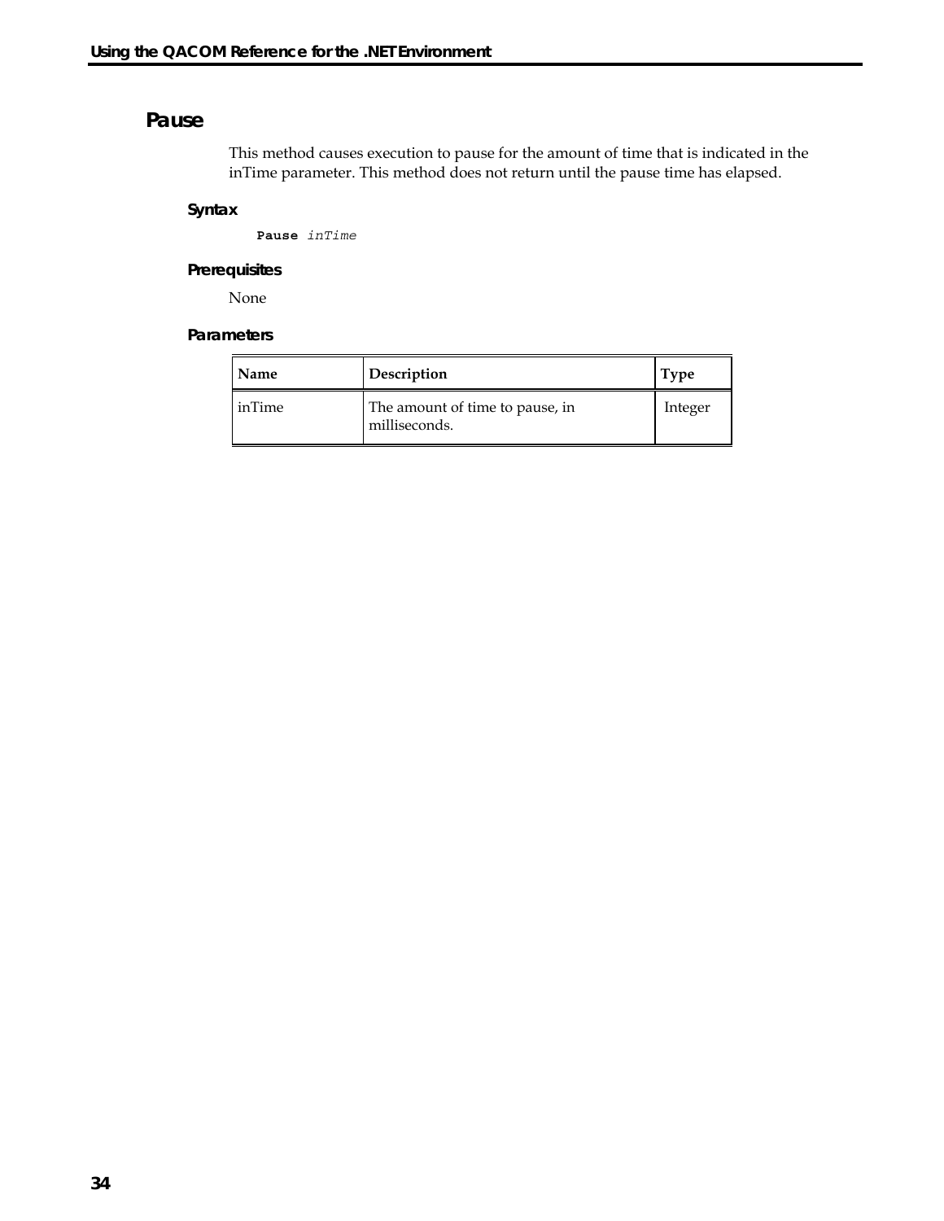## Pause

This method causes execution to pause for the amount of time that is indicated in the inTime parameter. This method does not return until the pause time has elapsed.

### Syntax

```
Pause inTime
```

### Prerequisites

None

### Parameters

| Name | Description | Type |
|---|---|---|
| inTime | The amount of time to pause, in milliseconds. | Integer |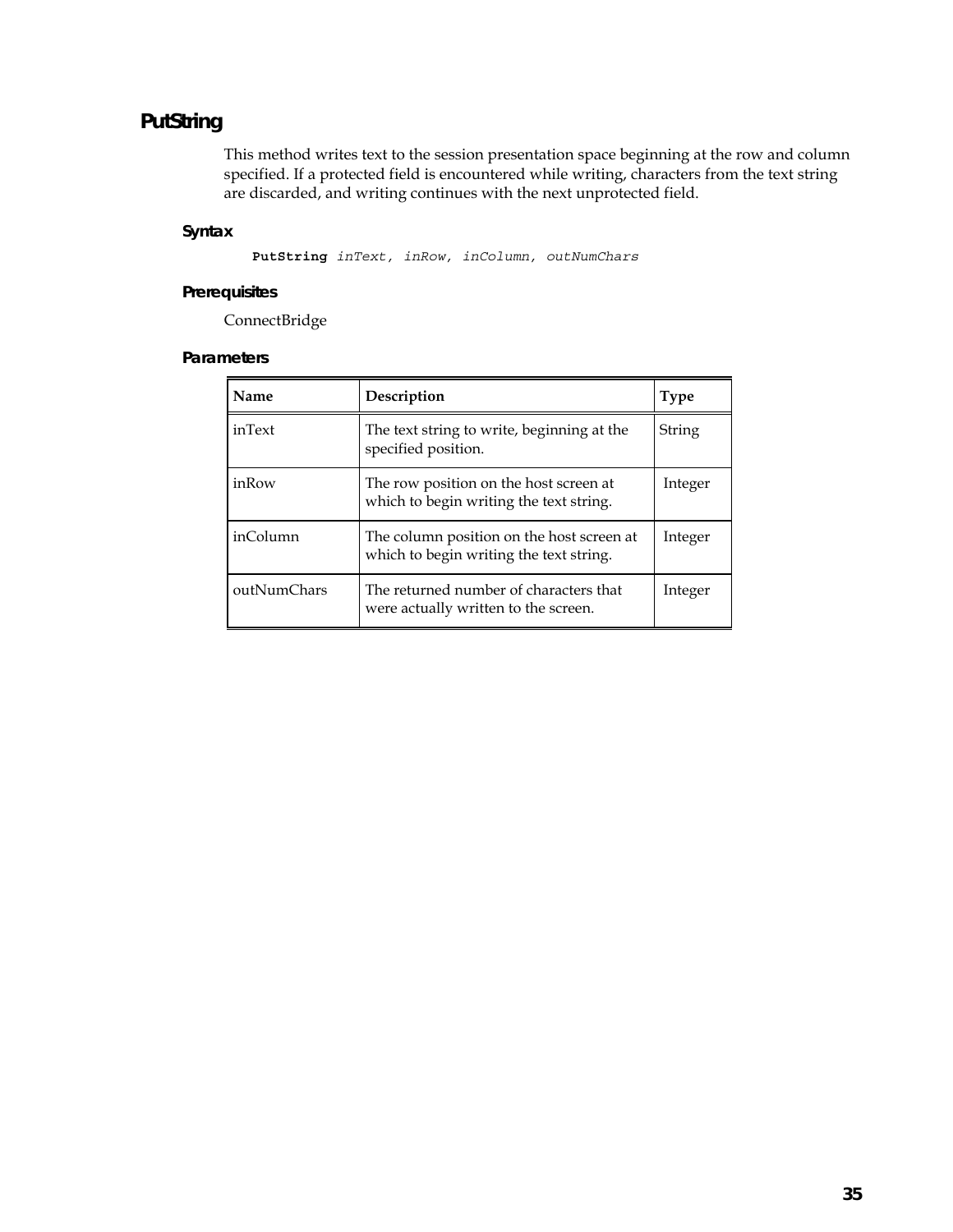## PutString

This method writes text to the session presentation space beginning at the row and column specified. If a protected field is encountered while writing, characters from the text string are discarded, and writing continues with the next unprotected field.

### Syntax

```
PutString inText, inRow, inColumn, outNumChars
```

### Prerequisites

ConnectBridge

### Parameters

| Name | Description | Type |
|---|---|---|
| inText | The text string to write, beginning at the specified position. | String |
| inRow | The row position on the host screen at which to begin writing the text string. | Integer |
| inColumn | The column position on the host screen at which to begin writing the text string. | Integer |
| outNumChars | The returned number of characters that were actually written to the screen. | Integer |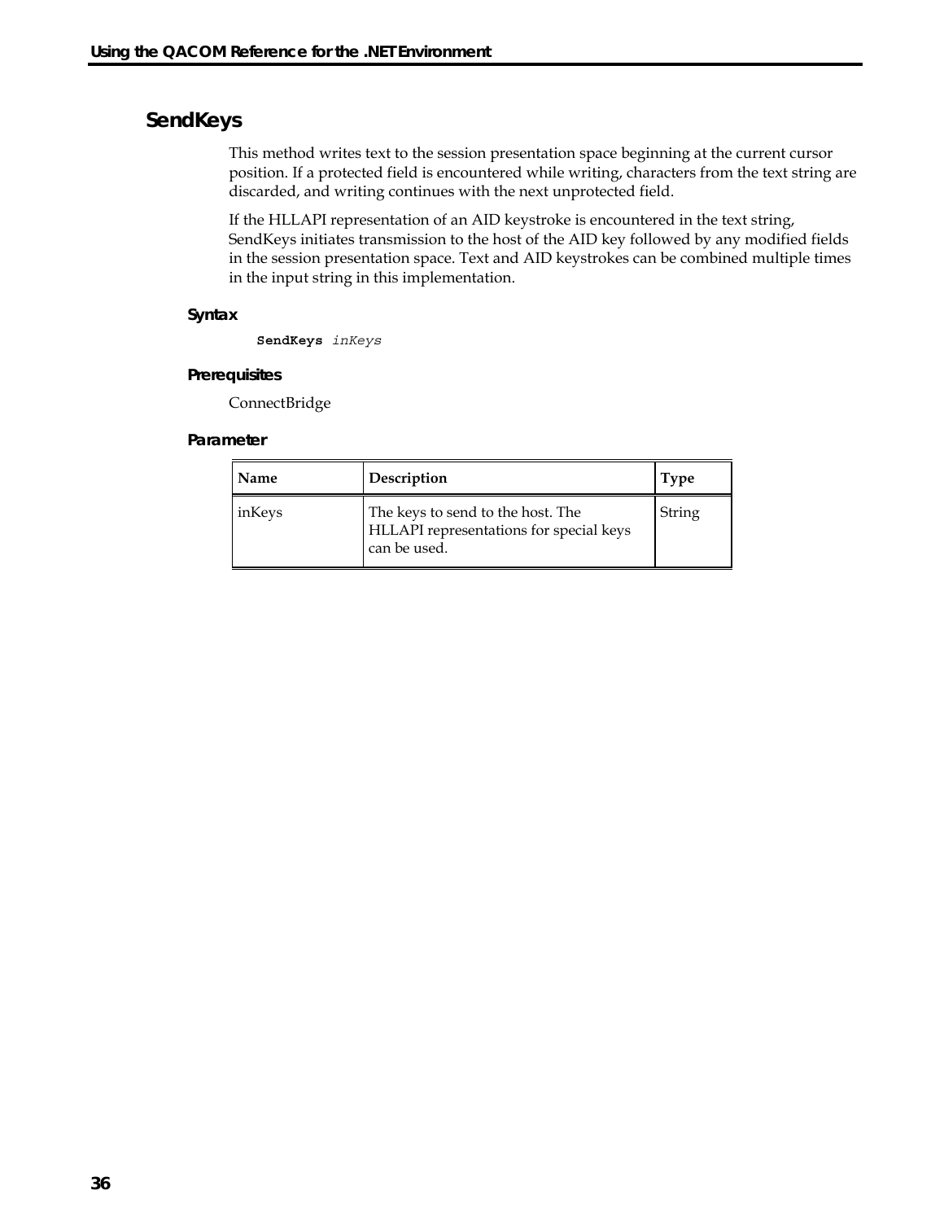## SendKeys

This method writes text to the session presentation space beginning at the current cursor position. If a protected field is encountered while writing, characters from the text string are discarded, and writing continues with the next unprotected field.

If the HLLAPI representation of an AID keystroke is encountered in the text string, SendKeys initiates transmission to the host of the AID key followed by any modified fields in the session presentation space. Text and AID keystrokes can be combined multiple times in the input string in this implementation.

### Syntax

**SendKeys** *inKeys*

### Prerequisites

ConnectBridge

### Parameter

| Name | Description | Type |
|---|---|---|
| inKeys | The keys to send to the host. The HLLAPI representations for special keys can be used. | String |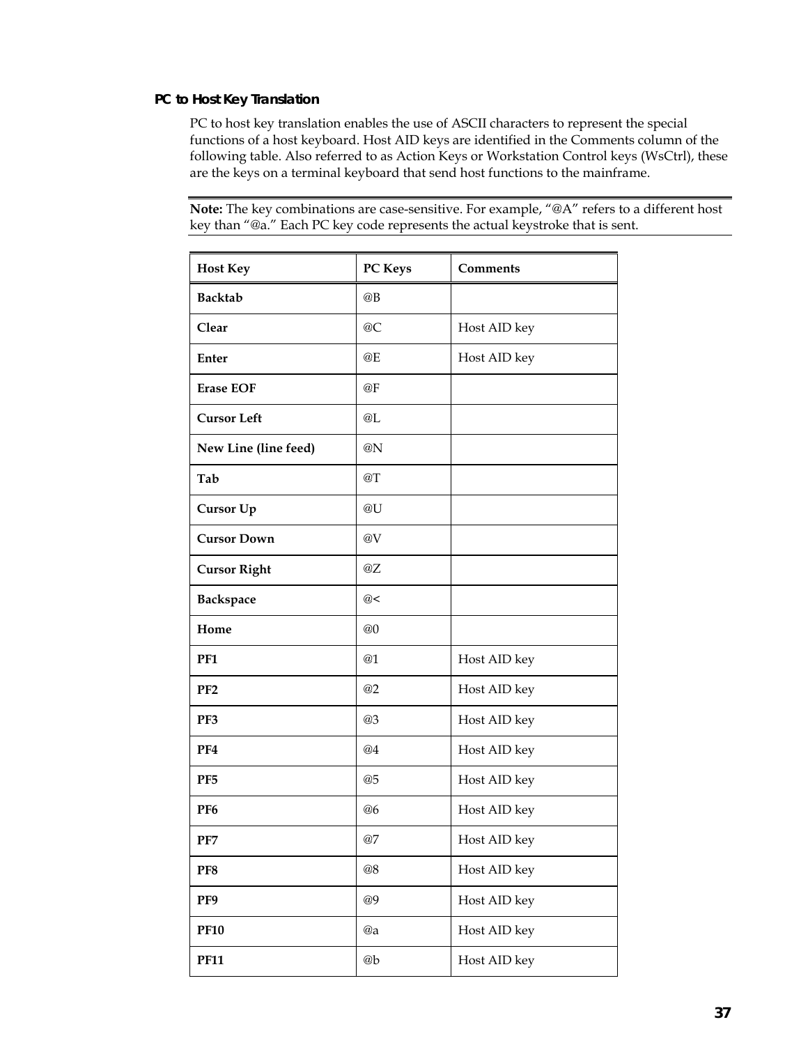### PC to Host Key Translation

PC to host key translation enables the use of ASCII characters to represent the special functions of a host keyboard. Host AID keys are identified in the Comments column of the following table. Also referred to as Action Keys or Workstation Control keys (WsCtrl), these are the keys on a terminal keyboard that send host functions to the mainframe.

**Note:** The key combinations are case-sensitive. For example, "@A" refers to a different host key than "@a." Each PC key code represents the actual keystroke that is sent.

| Host Key | PC Keys | Comments |
|---|---|---|
| **Backtab** | @B | |
| **Clear** | @C | Host AID key |
| **Enter** | @E | Host AID key |
| **Erase EOF** | @F | |
| **Cursor Left** | @L | |
| **New Line (line feed)** | @N | |
| **Tab** | @T | |
| **Cursor Up** | @U | |
| **Cursor Down** | @V | |
| **Cursor Right** | @Z | |
| **Backspace** | @< | |
| **Home** | @0 | |
| **PF1** | @1 | Host AID key |
| **PF2** | @2 | Host AID key |
| **PF3** | @3 | Host AID key |
| **PF4** | @4 | Host AID key |
| **PF5** | @5 | Host AID key |
| **PF6** | @6 | Host AID key |
| **PF7** | @7 | Host AID key |
| **PF8** | @8 | Host AID key |
| **PF9** | @9 | Host AID key |
| **PF10** | @a | Host AID key |
| **PF11** | @b | Host AID key |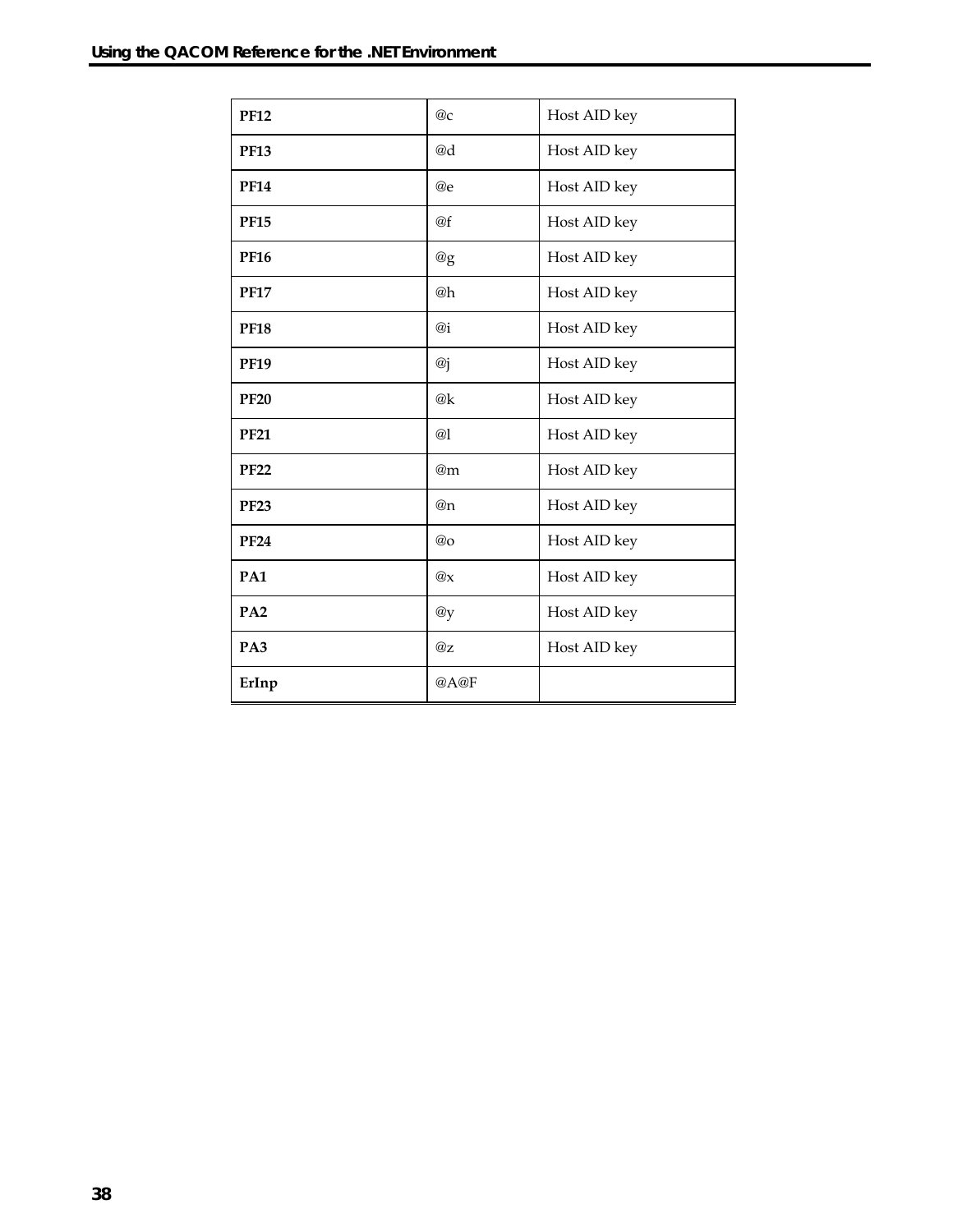| | | |
|---|---|---|
| **PF12** | @c | Host AID key |
| **PF13** | @d | Host AID key |
| **PF14** | @e | Host AID key |
| **PF15** | @f | Host AID key |
| **PF16** | @g | Host AID key |
| **PF17** | @h | Host AID key |
| **PF18** | @i | Host AID key |
| **PF19** | @j | Host AID key |
| **PF20** | @k | Host AID key |
| **PF21** | @l | Host AID key |
| **PF22** | @m | Host AID key |
| **PF23** | @n | Host AID key |
| **PF24** | @o | Host AID key |
| **PA1** | @x | Host AID key |
| **PA2** | @y | Host AID key |
| **PA3** | @z | Host AID key |
| **ErInp** | @A@F | |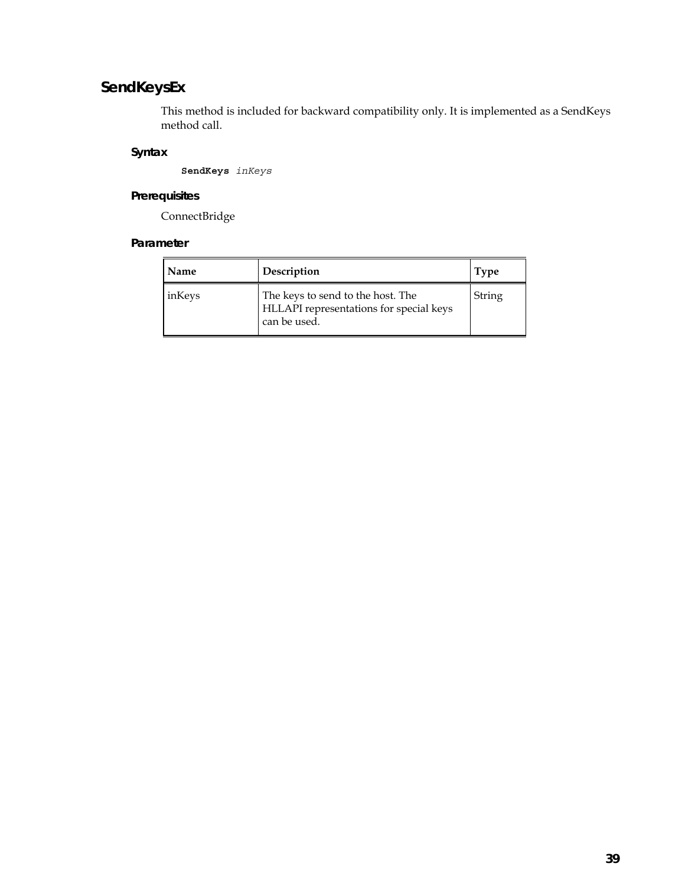## SendKeysEx

This method is included for backward compatibility only. It is implemented as a SendKeys method call.

### Syntax

```
SendKeys inKeys
```

### Prerequisites

ConnectBridge

### Parameter

| Name | Description | Type |
|---|---|---|
| inKeys | The keys to send to the host. The HLLAPI representations for special keys can be used. | String |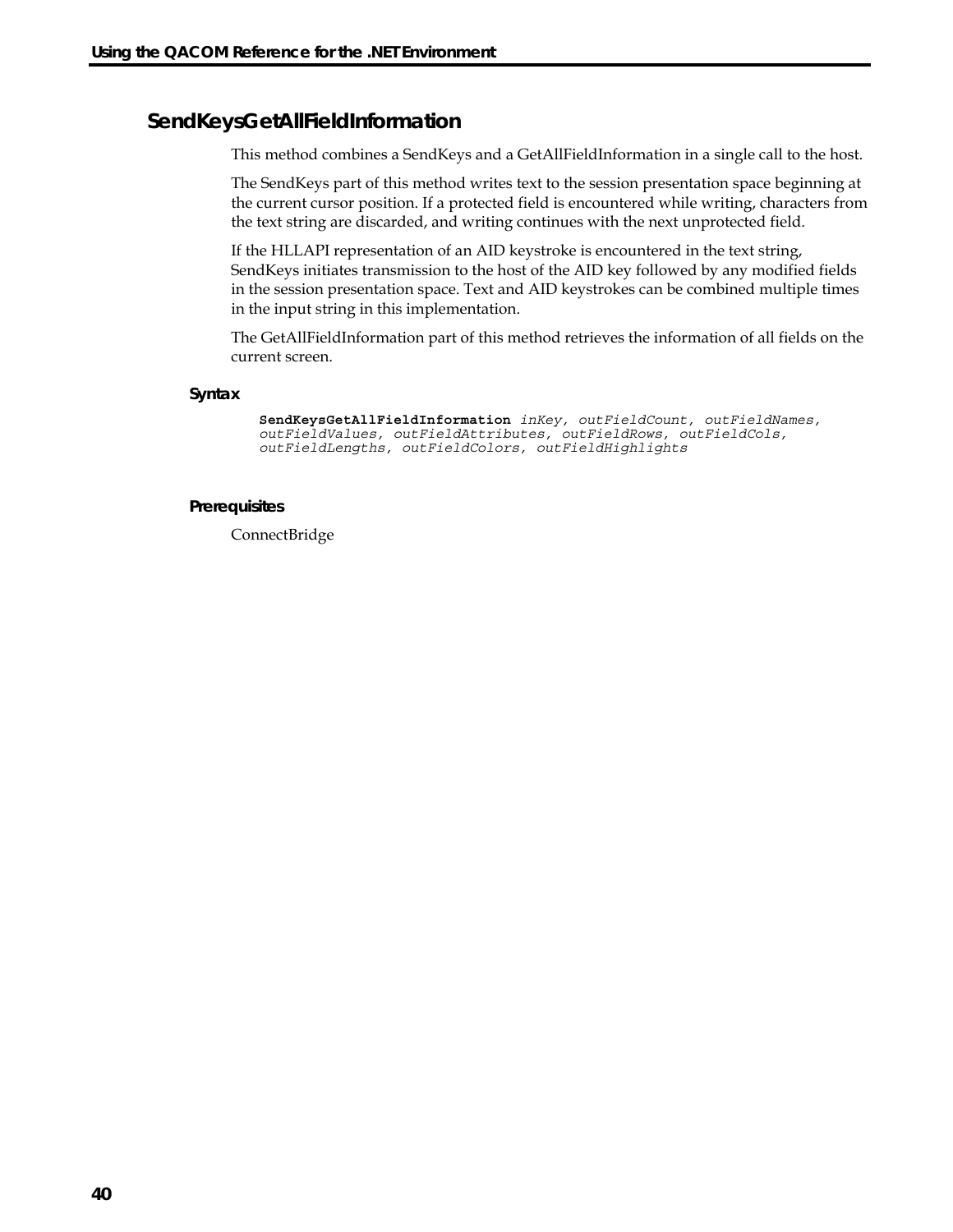## SendKeysGetAllFieldInformation

This method combines a SendKeys and a GetAllFieldInformation in a single call to the host.

The SendKeys part of this method writes text to the session presentation space beginning at the current cursor position. If a protected field is encountered while writing, characters from the text string are discarded, and writing continues with the next unprotected field.

If the HLLAPI representation of an AID keystroke is encountered in the text string, SendKeys initiates transmission to the host of the AID key followed by any modified fields in the session presentation space. Text and AID keystrokes can be combined multiple times in the input string in this implementation.

The GetAllFieldInformation part of this method retrieves the information of all fields on the current screen.

### Syntax

```
SendKeysGetAllFieldInformation inKey, outFieldCount, outFieldNames,
outFieldValues, outFieldAttributes, outFieldRows, outFieldCols,
outFieldLengths, outFieldColors, outFieldHighlights
```

### Prerequisites

ConnectBridge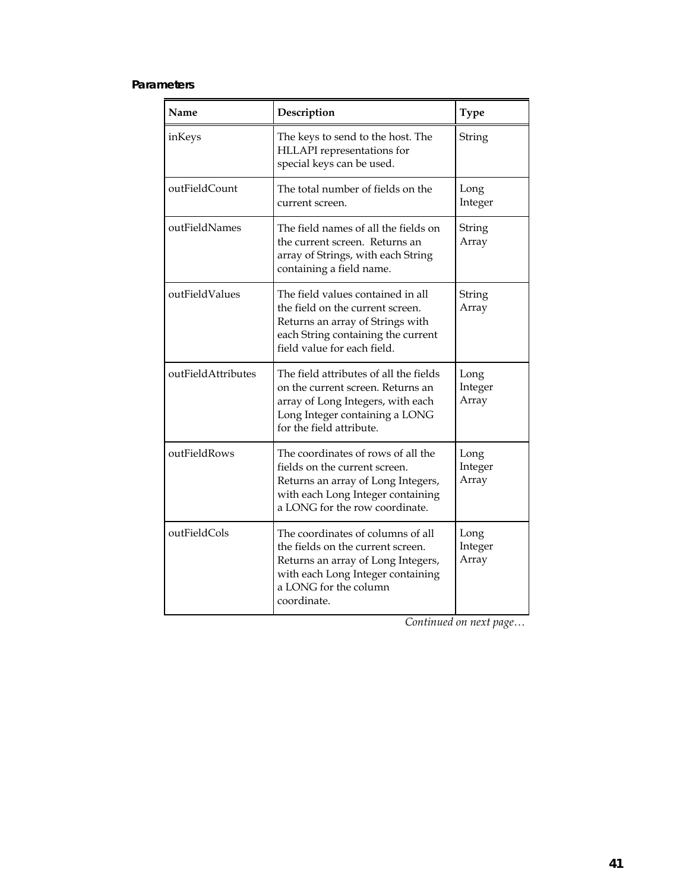**Parameters**

| Name | Description | Type |
| --- | --- | --- |
| inKeys | The keys to send to the host. The HLLAPI representations for special keys can be used. | String |
| outFieldCount | The total number of fields on the current screen. | Long Integer |
| outFieldNames | The field names of all the fields on the current screen. Returns an array of Strings, with each String containing a field name. | String Array |
| outFieldValues | The field values contained in all the field on the current screen. Returns an array of Strings with each String containing the current field value for each field. | String Array |
| outFieldAttributes | The field attributes of all the fields on the current screen. Returns an array of Long Integers, with each Long Integer containing a LONG for the field attribute. | Long Integer Array |
| outFieldRows | The coordinates of rows of all the fields on the current screen. Returns an array of Long Integers, with each Long Integer containing a LONG for the row coordinate. | Long Integer Array |
| outFieldCols | The coordinates of columns of all the fields on the current screen. Returns an array of Long Integers, with each Long Integer containing a LONG for the column coordinate. | Long Integer Array |

*Continued on next page…*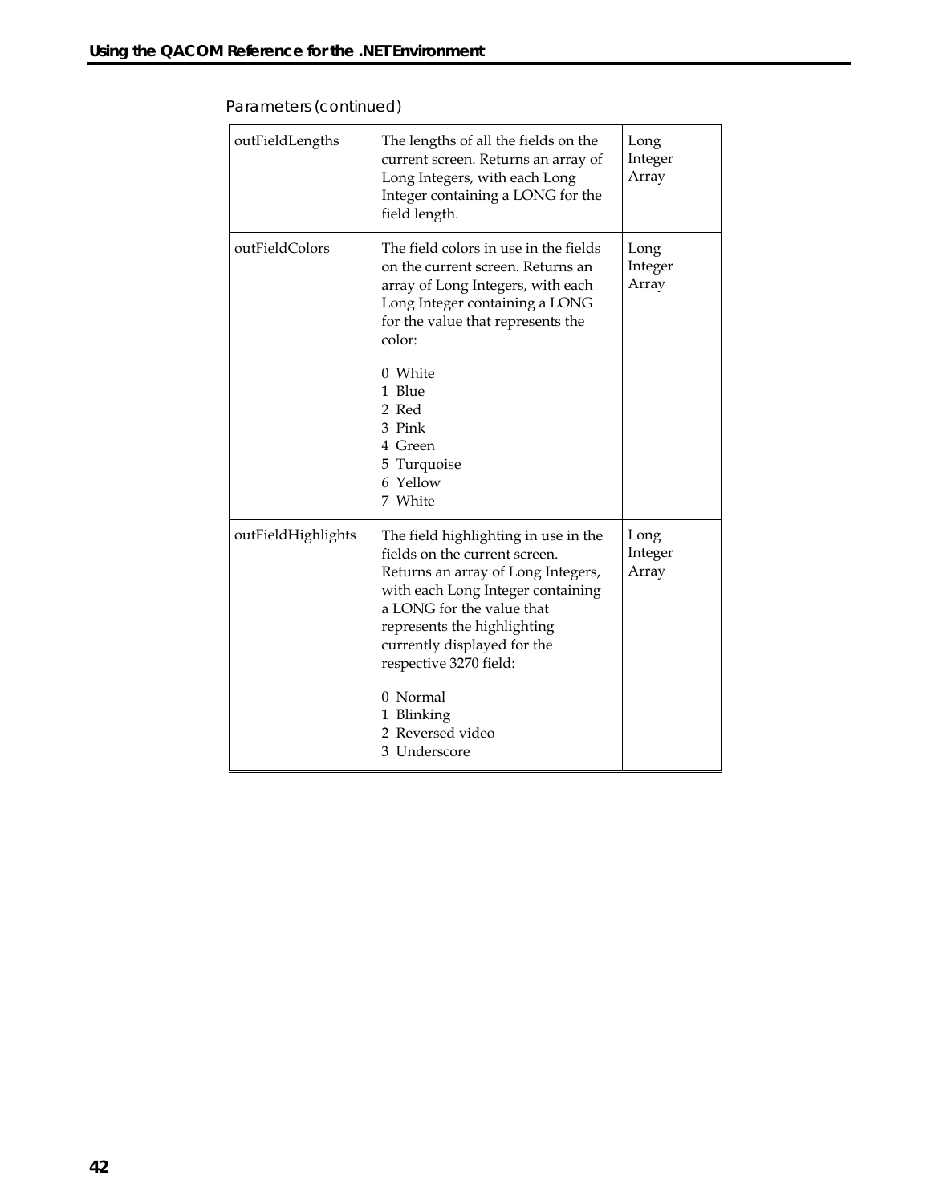Parameters (continued)

| | | |
|---|---|---|
| outFieldLengths | The lengths of all the fields on the current screen. Returns an array of Long Integers, with each Long Integer containing a LONG for the field length. | Long Integer Array |
| outFieldColors | The field colors in use in the fields on the current screen. Returns an array of Long Integers, with each Long Integer containing a LONG for the value that represents the color:<br><br>0 White<br>1 Blue<br>2 Red<br>3 Pink<br>4 Green<br>5 Turquoise<br>6 Yellow<br>7 White | Long Integer Array |
| outFieldHighlights | The field highlighting in use in the fields on the current screen. Returns an array of Long Integers, with each Long Integer containing a LONG for the value that represents the highlighting currently displayed for the respective 3270 field:<br><br>0 Normal<br>1 Blinking<br>2 Reversed video<br>3 Underscore | Long Integer Array |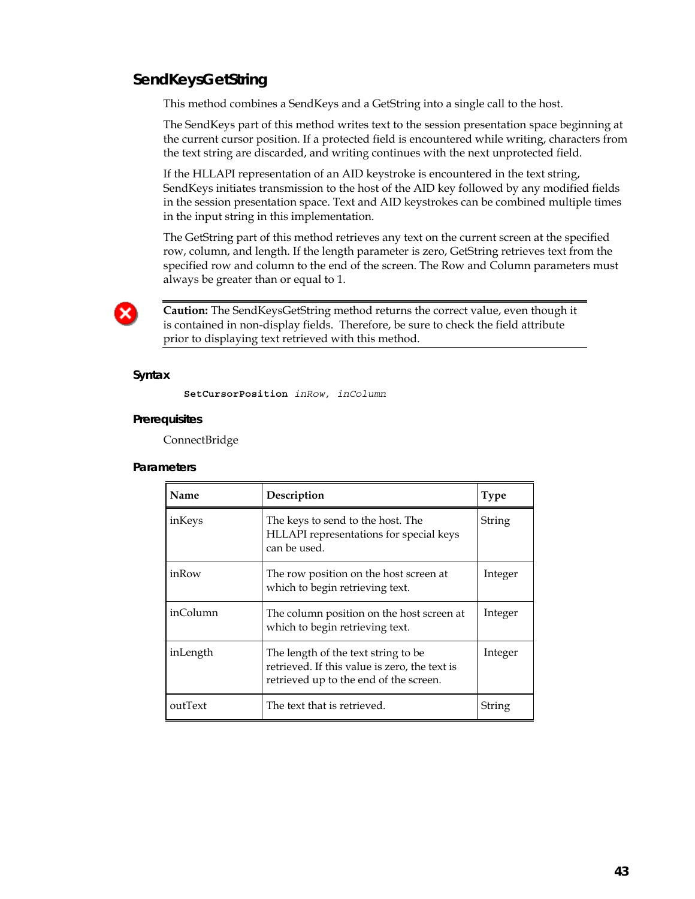## SendKeysGetString

This method combines a SendKeys and a GetString into a single call to the host.

The SendKeys part of this method writes text to the session presentation space beginning at the current cursor position. If a protected field is encountered while writing, characters from the text string are discarded, and writing continues with the next unprotected field.

If the HLLAPI representation of an AID keystroke is encountered in the text string, SendKeys initiates transmission to the host of the AID key followed by any modified fields in the session presentation space. Text and AID keystrokes can be combined multiple times in the input string in this implementation.

The GetString part of this method retrieves any text on the current screen at the specified row, column, and length. If the length parameter is zero, GetString retrieves text from the specified row and column to the end of the screen. The Row and Column parameters must always be greater than or equal to 1.

**Caution:** The SendKeysGetString method returns the correct value, even though it is contained in non-display fields. Therefore, be sure to check the field attribute prior to displaying text retrieved with this method.

### Syntax

```
SetCursorPosition inRow, inColumn
```

### Prerequisites

ConnectBridge

### Parameters

| Name | Description | Type |
|---|---|---|
| inKeys | The keys to send to the host. The HLLAPI representations for special keys can be used. | String |
| inRow | The row position on the host screen at which to begin retrieving text. | Integer |
| inColumn | The column position on the host screen at which to begin retrieving text. | Integer |
| inLength | The length of the text string to be retrieved. If this value is zero, the text is retrieved up to the end of the screen. | Integer |
| outText | The text that is retrieved. | String |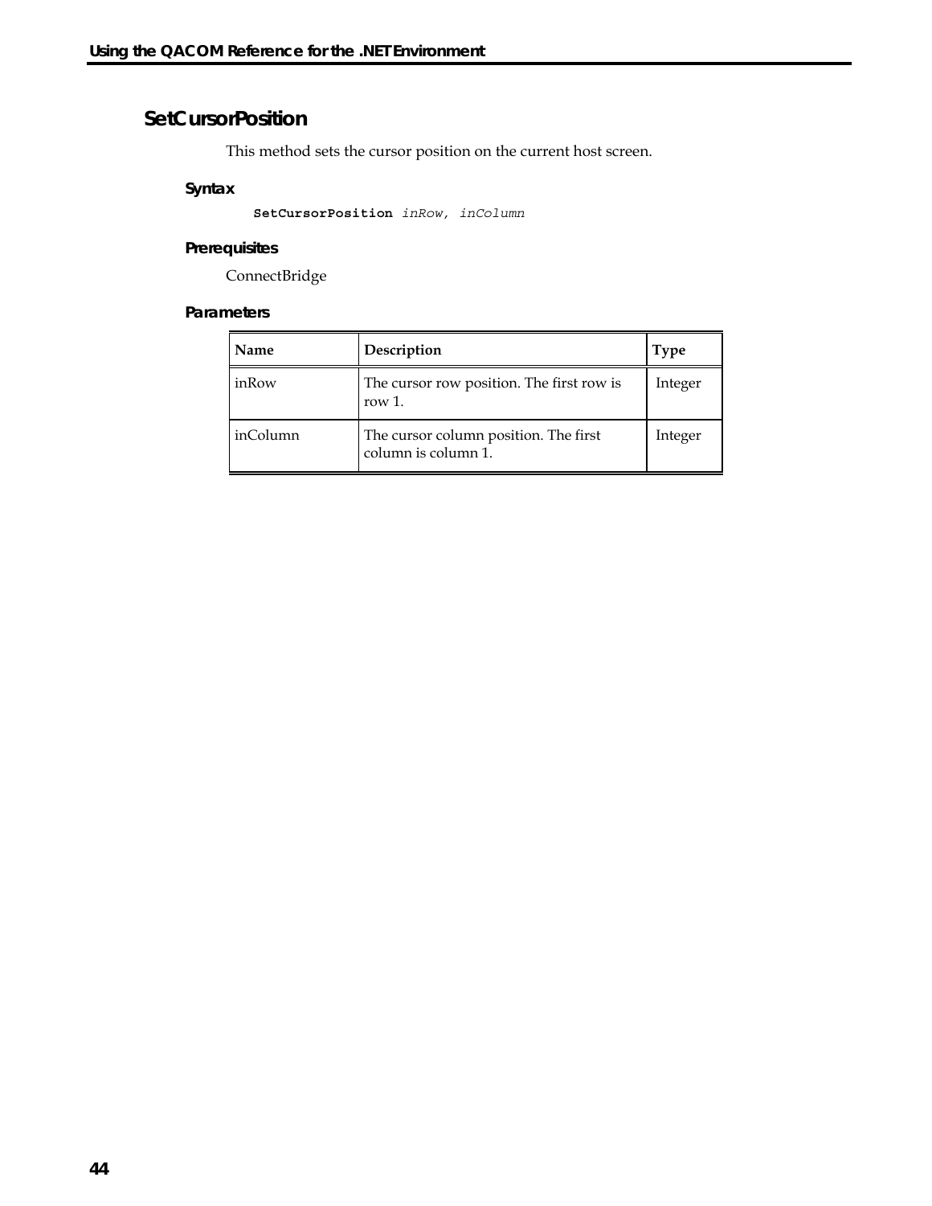## SetCursorPosition

This method sets the cursor position on the current host screen.

### Syntax

```
SetCursorPosition inRow, inColumn
```

### Prerequisites

ConnectBridge

### Parameters

| Name | Description | Type |
|---|---|---|
| inRow | The cursor row position. The first row is row 1. | Integer |
| inColumn | The cursor column position. The first column is column 1. | Integer |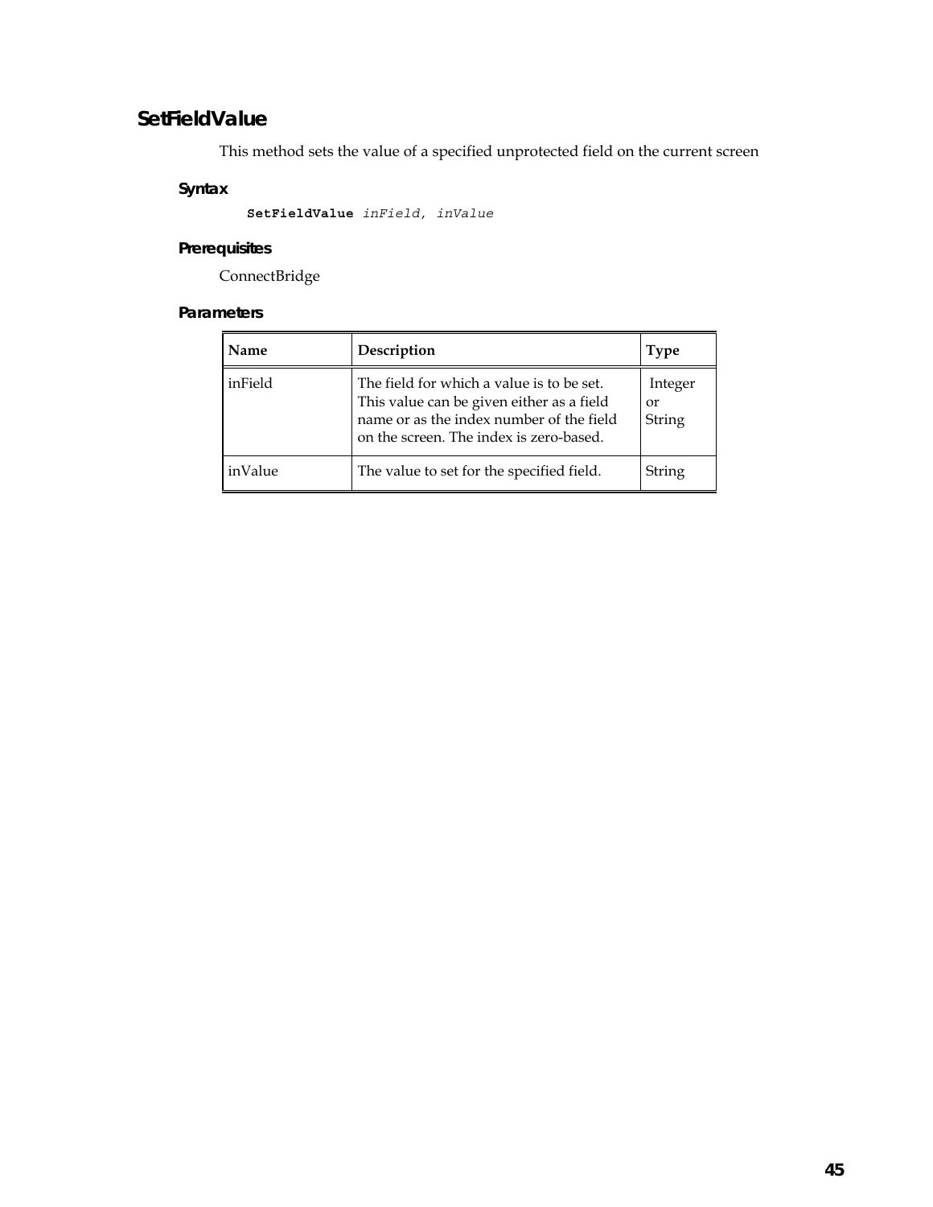## SetFieldValue

This method sets the value of a specified unprotected field on the current screen

### Syntax

```
SetFieldValue inField, inValue
```

### Prerequisites

ConnectBridge

### Parameters

| Name | Description | Type |
|---|---|---|
| inField | The field for which a value is to be set. This value can be given either as a field name or as the index number of the field on the screen. The index is zero-based. | Integer or String |
| inValue | The value to set for the specified field. | String |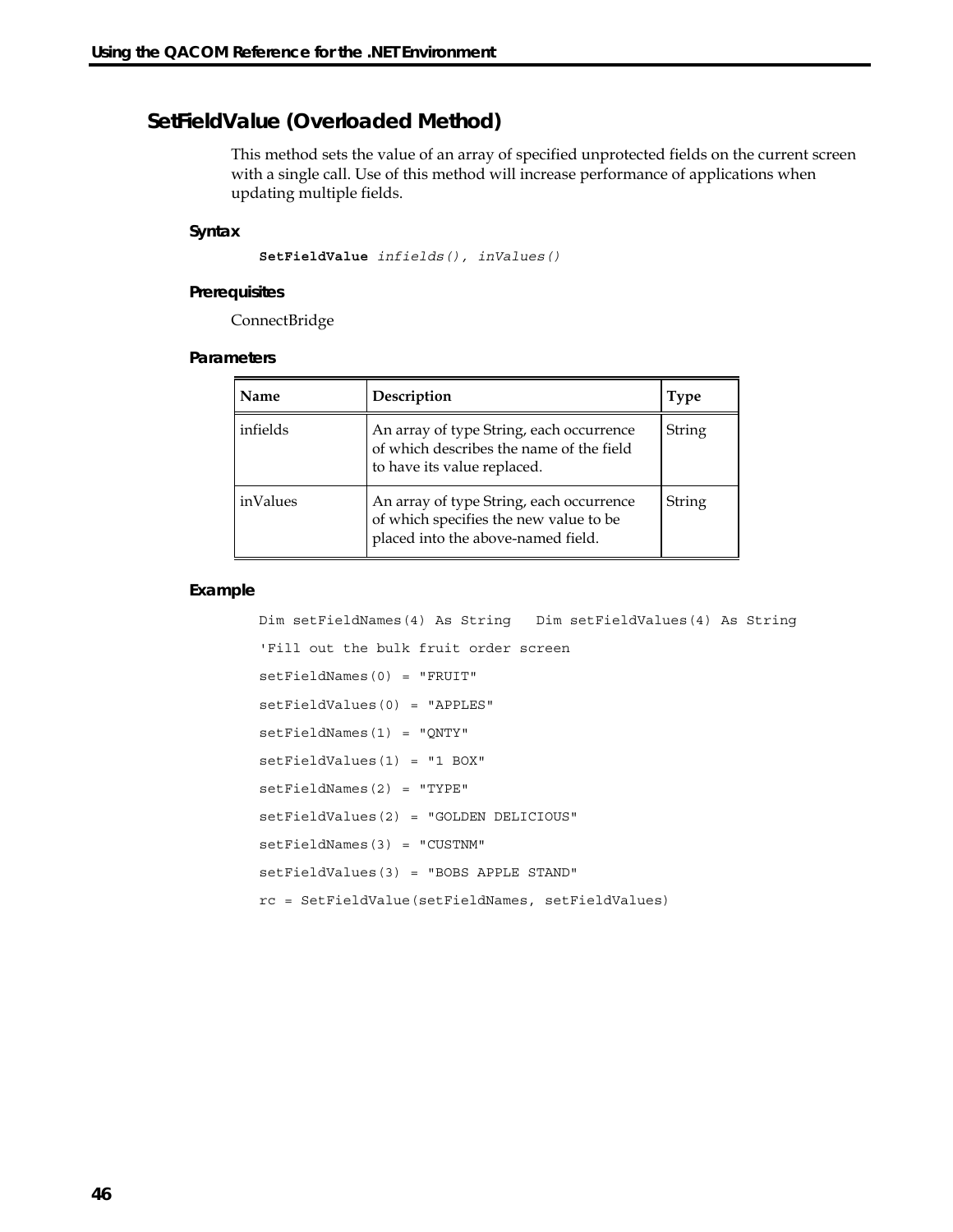## SetFieldValue (Overloaded Method)

This method sets the value of an array of specified unprotected fields on the current screen with a single call. Use of this method will increase performance of applications when updating multiple fields.

### Syntax

```
SetFieldValue infields(), inValues()
```

### Prerequisites

ConnectBridge

### Parameters

| Name | Description | Type |
|---|---|---|
| infields | An array of type String, each occurrence of which describes the name of the field to have its value replaced. | String |
| inValues | An array of type String, each occurrence of which specifies the new value to be placed into the above-named field. | String |

### Example

```
Dim setFieldNames(4) As String   Dim setFieldValues(4) As String
'Fill out the bulk fruit order screen
setFieldNames(0) = "FRUIT"
setFieldValues(0) = "APPLES"
setFieldNames(1) = "QNTY"
setFieldValues(1) = "1 BOX"
setFieldNames(2) = "TYPE"
setFieldValues(2) = "GOLDEN DELICIOUS"
setFieldNames(3) = "CUSTNM"
setFieldValues(3) = "BOBS APPLE STAND"
rc = SetFieldValue(setFieldNames, setFieldValues)
```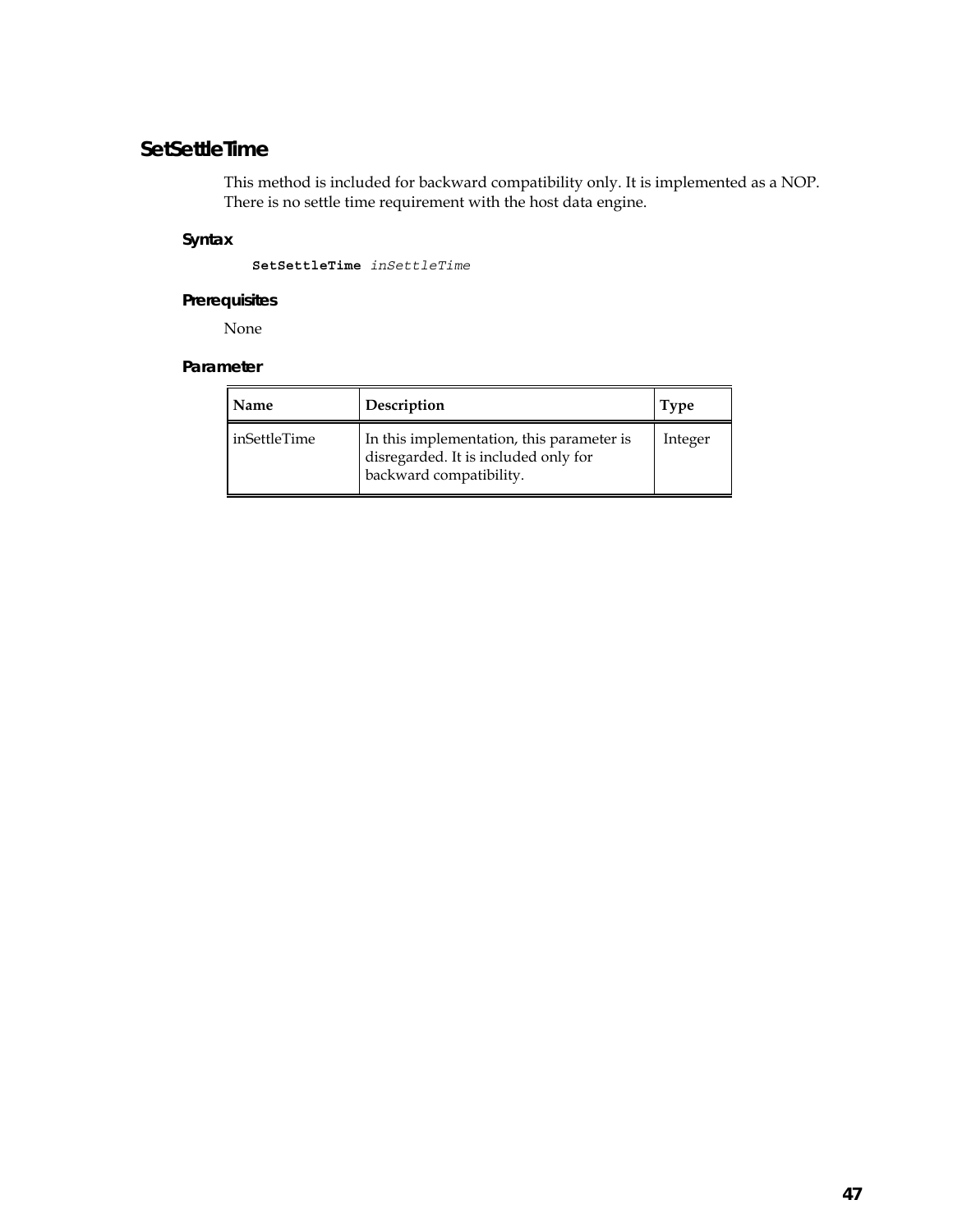## SetSettleTime

This method is included for backward compatibility only. It is implemented as a NOP. There is no settle time requirement with the host data engine.

### Syntax

```
SetSettleTime inSettleTime
```

### Prerequisites

None

### Parameter

| Name | Description | Type |
|---|---|---|
| inSettleTime | In this implementation, this parameter is disregarded. It is included only for backward compatibility. | Integer |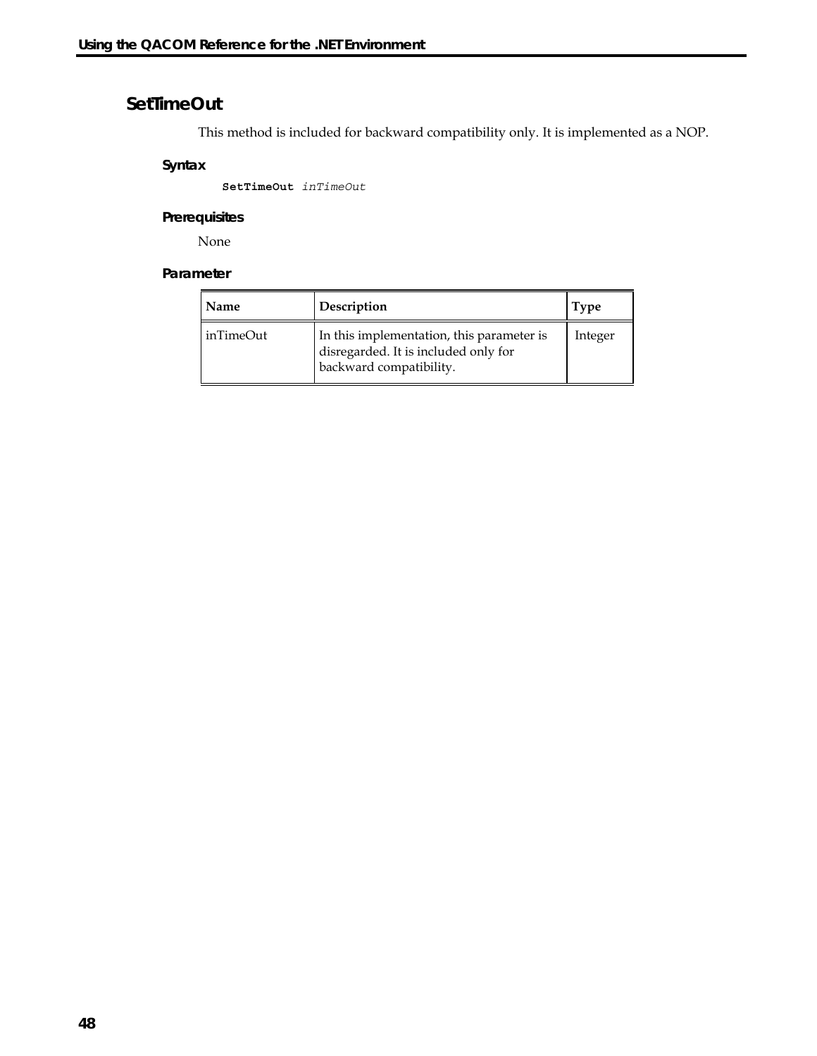## SetTimeOut

This method is included for backward compatibility only. It is implemented as a NOP.

### Syntax

```
SetTimeOut inTimeOut
```

### Prerequisites

None

### Parameter

| Name | Description | Type |
|---|---|---|
| inTimeOut | In this implementation, this parameter is disregarded. It is included only for backward compatibility. | Integer |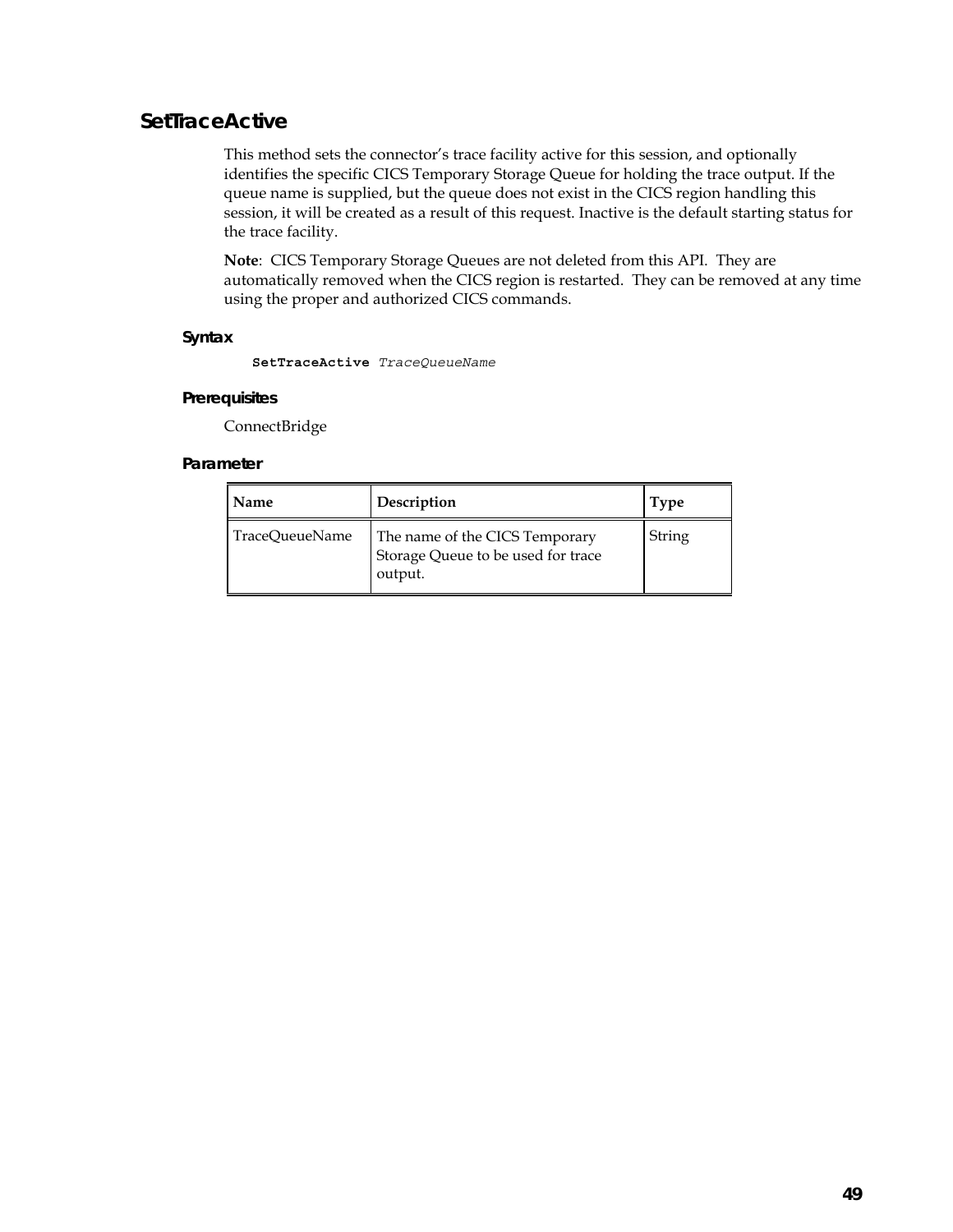## SetTraceActive

This method sets the connector's trace facility active for this session, and optionally identifies the specific CICS Temporary Storage Queue for holding the trace output. If the queue name is supplied, but the queue does not exist in the CICS region handling this session, it will be created as a result of this request. Inactive is the default starting status for the trace facility.

**Note**: CICS Temporary Storage Queues are not deleted from this API. They are automatically removed when the CICS region is restarted. They can be removed at any time using the proper and authorized CICS commands.

### Syntax

```
SetTraceActive TraceQueueName
```

### Prerequisites

ConnectBridge

### Parameter

| Name | Description | Type |
|---|---|---|
| TraceQueueName | The name of the CICS Temporary Storage Queue to be used for trace output. | String |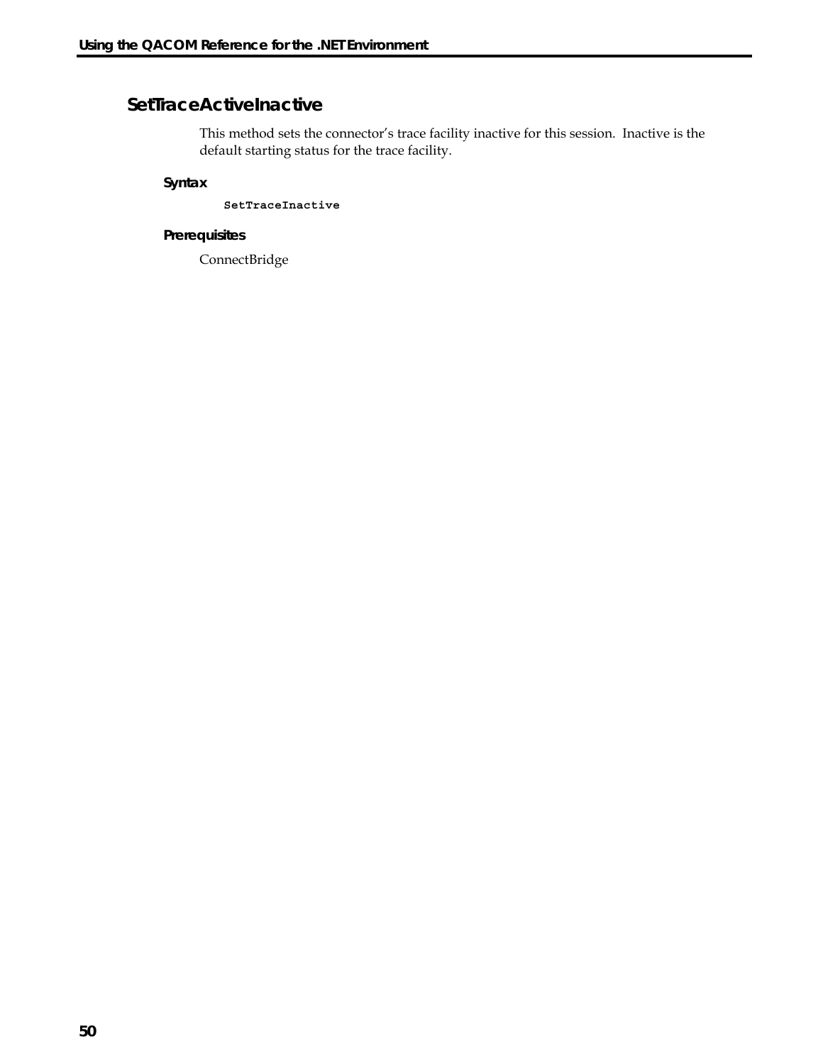## SetTraceActiveInactive

This method sets the connector's trace facility inactive for this session. Inactive is the default starting status for the trace facility.

### Syntax

```
SetTraceInactive
```

### Prerequisites

ConnectBridge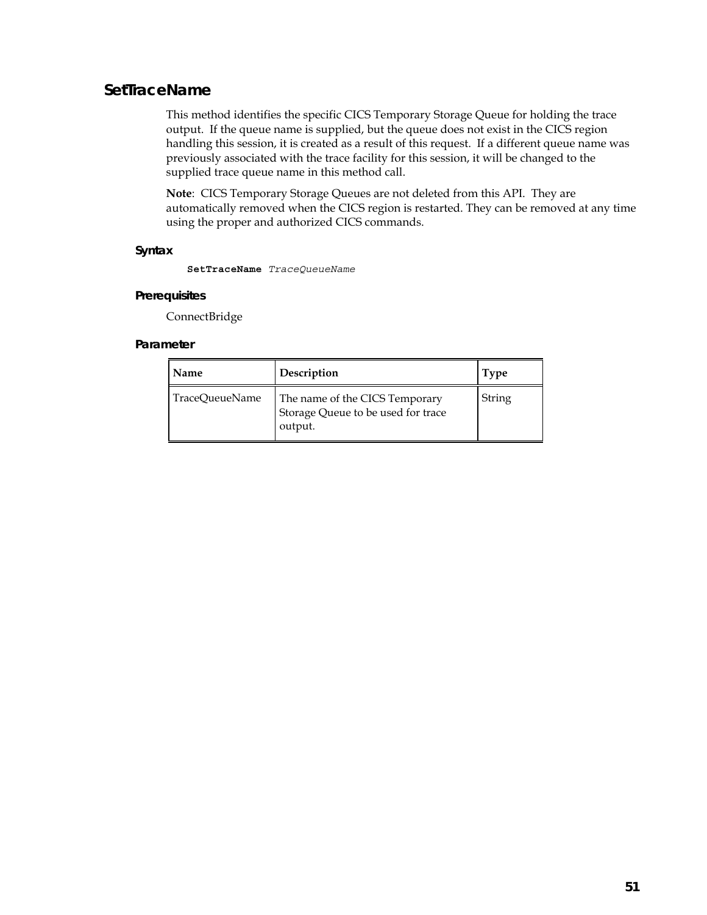## SetTraceName

This method identifies the specific CICS Temporary Storage Queue for holding the trace output. If the queue name is supplied, but the queue does not exist in the CICS region handling this session, it is created as a result of this request. If a different queue name was previously associated with the trace facility for this session, it will be changed to the supplied trace queue name in this method call.

**Note**: CICS Temporary Storage Queues are not deleted from this API. They are automatically removed when the CICS region is restarted. They can be removed at any time using the proper and authorized CICS commands.

### Syntax

```
SetTraceName TraceQueueName
```

### Prerequisites

ConnectBridge

### Parameter

| Name | Description | Type |
|---|---|---|
| TraceQueueName | The name of the CICS Temporary Storage Queue to be used for trace output. | String |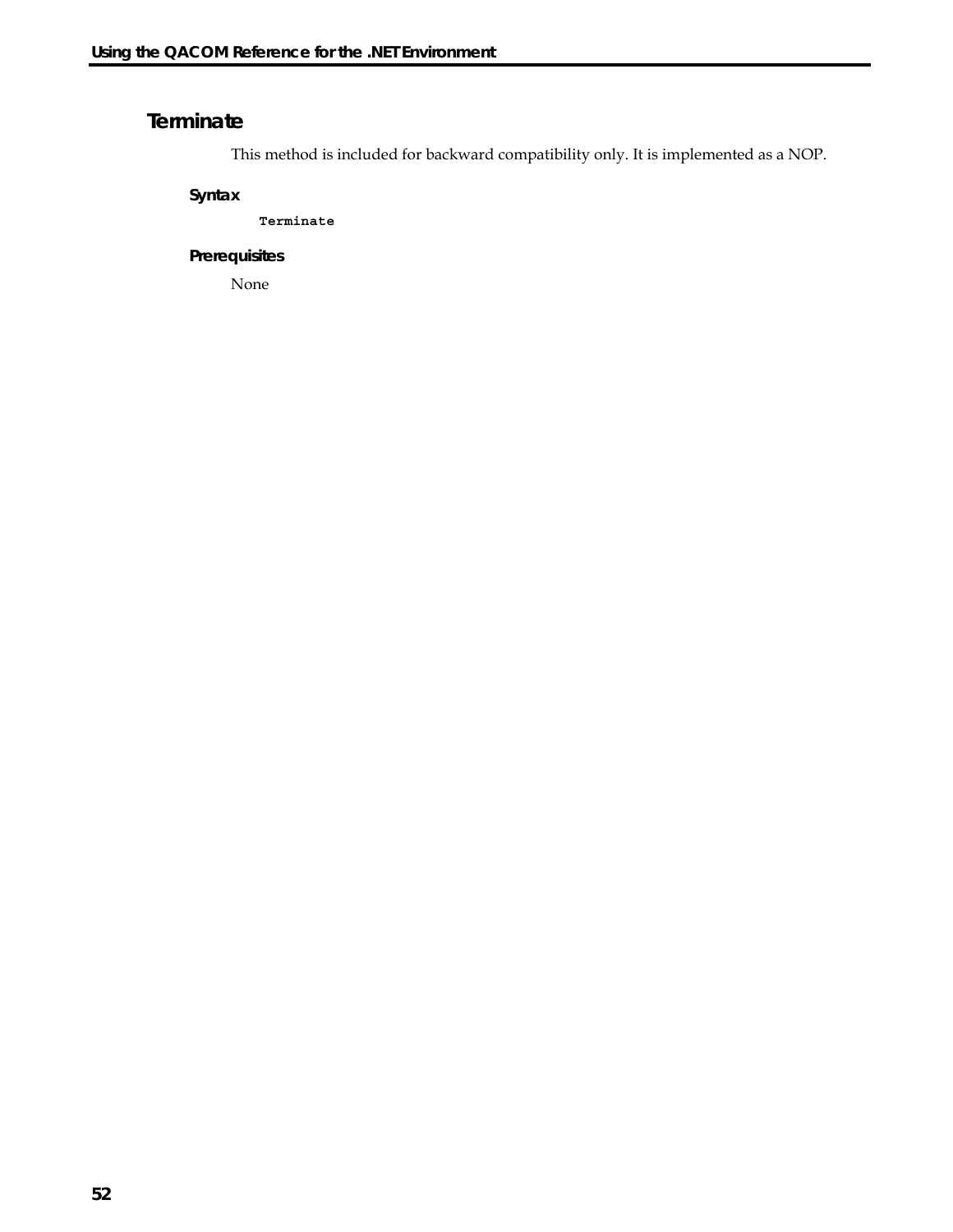## Terminate

This method is included for backward compatibility only. It is implemented as a NOP.

### Syntax

```
Terminate
```

### Prerequisites

None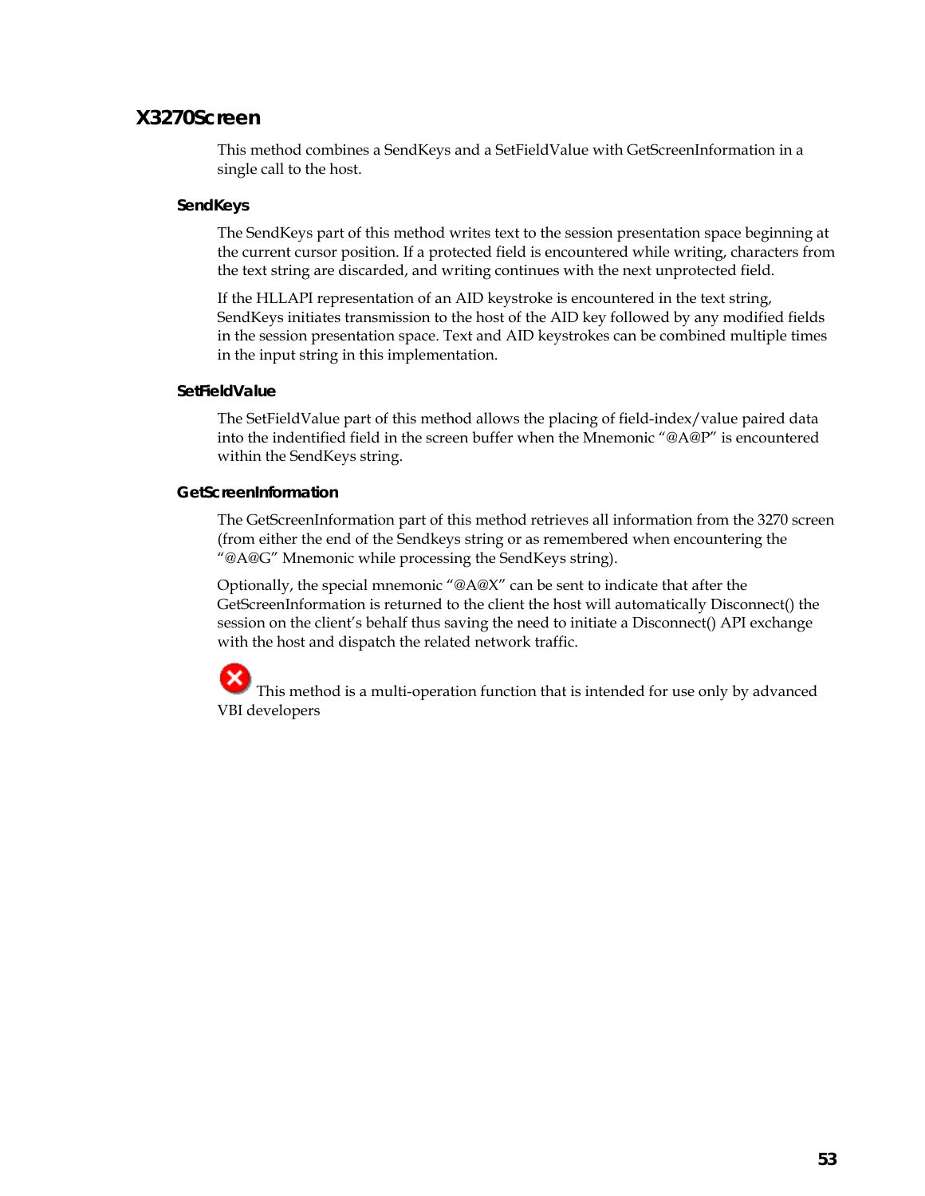## X3270Screen

This method combines a SendKeys and a SetFieldValue with GetScreenInformation in a single call to the host.

### SendKeys

The SendKeys part of this method writes text to the session presentation space beginning at the current cursor position. If a protected field is encountered while writing, characters from the text string are discarded, and writing continues with the next unprotected field.

If the HLLAPI representation of an AID keystroke is encountered in the text string, SendKeys initiates transmission to the host of the AID key followed by any modified fields in the session presentation space. Text and AID keystrokes can be combined multiple times in the input string in this implementation.

### SetFieldValue

The SetFieldValue part of this method allows the placing of field-index/value paired data into the indentified field in the screen buffer when the Mnemonic “@A@P” is encountered within the SendKeys string.

### GetScreenInformation

The GetScreenInformation part of this method retrieves all information from the 3270 screen (from either the end of the Sendkeys string or as remembered when encountering the “@A@G” Mnemonic while processing the SendKeys string).

Optionally, the special mnemonic “@A@X” can be sent to indicate that after the GetScreenInformation is returned to the client the host will automatically Disconnect() the session on the client’s behalf thus saving the need to initiate a Disconnect() API exchange with the host and dispatch the related network traffic.

This method is a multi-operation function that is intended for use only by advanced VBI developers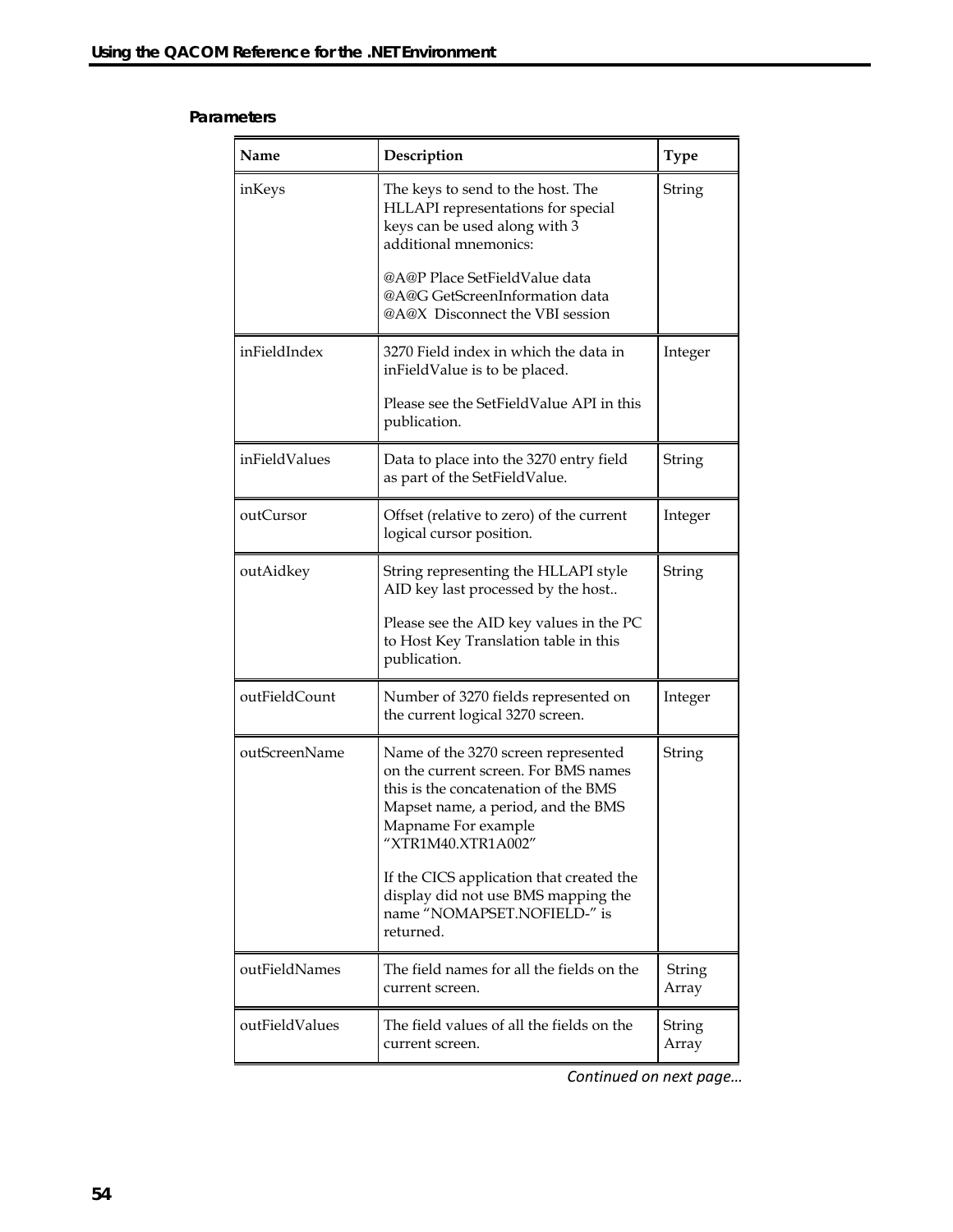**Parameters**

| Name | Description | Type |
|---|---|---|
| inKeys | The keys to send to the host. The HLLAPI representations for special keys can be used along with 3 additional mnemonics:<br><br>@A@P Place SetFieldValue data<br>@A@G GetScreenInformation data<br>@A@X Disconnect the VBI session | String |
| inFieldIndex | 3270 Field index in which the data in inFieldValue is to be placed.<br><br>Please see the SetFieldValue API in this publication. | Integer |
| inFieldValues | Data to place into the 3270 entry field as part of the SetFieldValue. | String |
| outCursor | Offset (relative to zero) of the current logical cursor position. | Integer |
| outAidkey | String representing the HLLAPI style AID key last processed by the host..<br><br>Please see the AID key values in the PC to Host Key Translation table in this publication. | String |
| outFieldCount | Number of 3270 fields represented on the current logical 3270 screen. | Integer |
| outScreenName | Name of the 3270 screen represented on the current screen. For BMS names this is the concatenation of the BMS Mapset name, a period, and the BMS Mapname For example "XTR1M40.XTR1A002"<br><br>If the CICS application that created the display did not use BMS mapping the name "NOMAPSET.NOFIELD-" is returned. | String |
| outFieldNames | The field names for all the fields on the current screen. | String Array |
| outFieldValues | The field values of all the fields on the current screen. | String Array |

*Continued on next page…*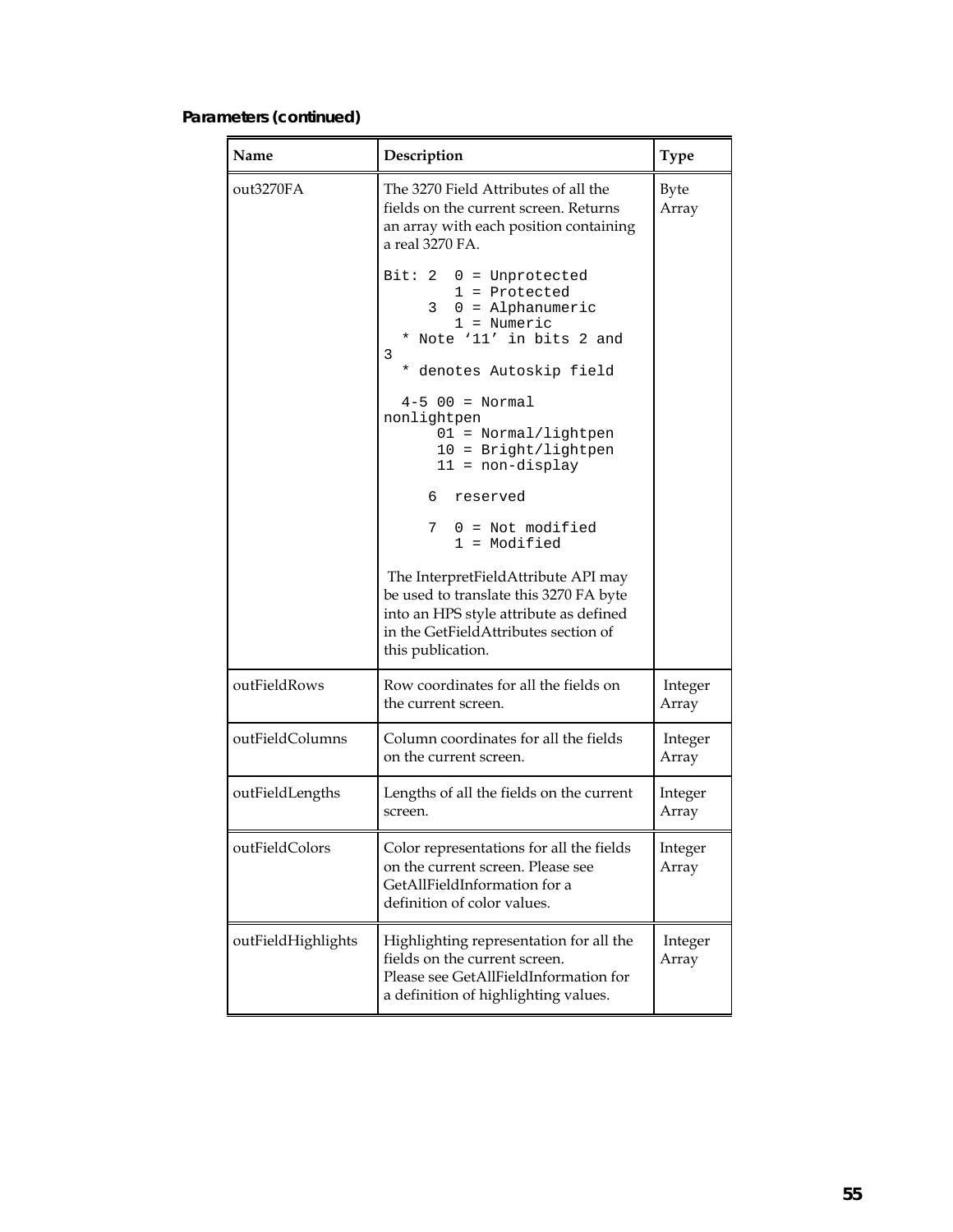**Parameters (continued)**

| Name | Description | Type |
|---|---|---|
| out3270FA | The 3270 Field Attributes of all the fields on the current screen. Returns an array with each position containing a real 3270 FA.<br><br>`Bit: 2  0 = Unprotected`<br>`        1 = Protected`<br>`     3  0 = Alphanumeric`<br>`        1 = Numeric`<br>`  * Note '11' in bits 2 and 3`<br>`  * denotes Autoskip field`<br><br>`  4-5 00 = Normal nonlightpen`<br>`      01 = Normal/lightpen`<br>`      10 = Bright/lightpen`<br>`      11 = non-display`<br><br>`     6  reserved`<br><br>`     7  0 = Not modified`<br>`        1 = Modified`<br><br>The InterpretFieldAttribute API may be used to translate this 3270 FA byte into an HPS style attribute as defined in the GetFieldAttributes section of this publication. | Byte Array |
| outFieldRows | Row coordinates for all the fields on the current screen. | Integer Array |
| outFieldColumns | Column coordinates for all the fields on the current screen. | Integer Array |
| outFieldLengths | Lengths of all the fields on the current screen. | Integer Array |
| outFieldColors | Color representations for all the fields on the current screen. Please see GetAllFieldInformation for a definition of color values. | Integer Array |
| outFieldHighlights | Highlighting representation for all the fields on the current screen. Please see GetAllFieldInformation for a definition of highlighting values. | Integer Array |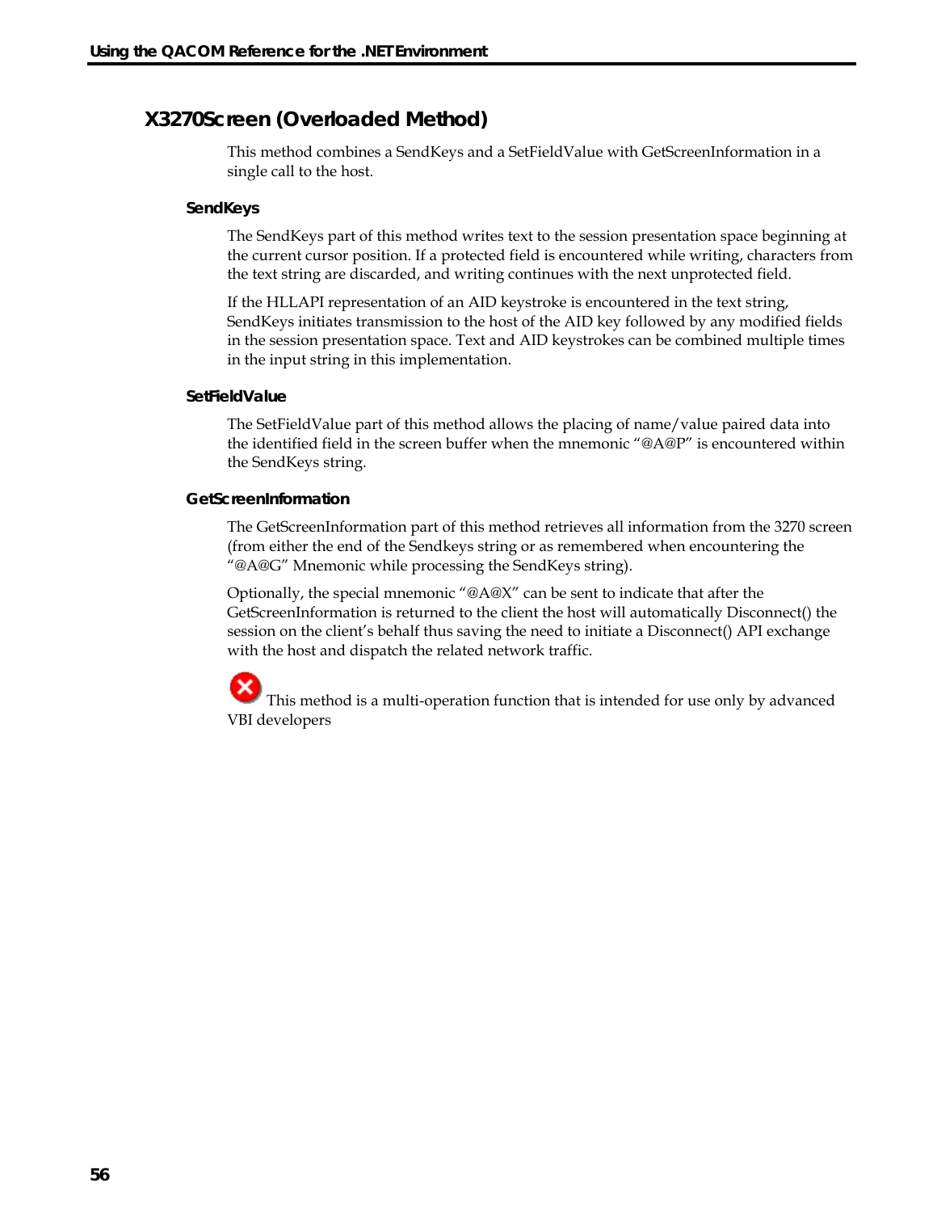## X3270Screen (Overloaded Method)

This method combines a SendKeys and a SetFieldValue with GetScreenInformation in a single call to the host.

### SendKeys

The SendKeys part of this method writes text to the session presentation space beginning at the current cursor position. If a protected field is encountered while writing, characters from the text string are discarded, and writing continues with the next unprotected field.

If the HLLAPI representation of an AID keystroke is encountered in the text string, SendKeys initiates transmission to the host of the AID key followed by any modified fields in the session presentation space. Text and AID keystrokes can be combined multiple times in the input string in this implementation.

### SetFieldValue

The SetFieldValue part of this method allows the placing of name/value paired data into the identified field in the screen buffer when the mnemonic "@A@P" is encountered within the SendKeys string.

### GetScreenInformation

The GetScreenInformation part of this method retrieves all information from the 3270 screen (from either the end of the Sendkeys string or as remembered when encountering the "@A@G" Mnemonic while processing the SendKeys string).

Optionally, the special mnemonic "@A@X" can be sent to indicate that after the GetScreenInformation is returned to the client the host will automatically Disconnect() the session on the client's behalf thus saving the need to initiate a Disconnect() API exchange with the host and dispatch the related network traffic.

This method is a multi-operation function that is intended for use only by advanced VBI developers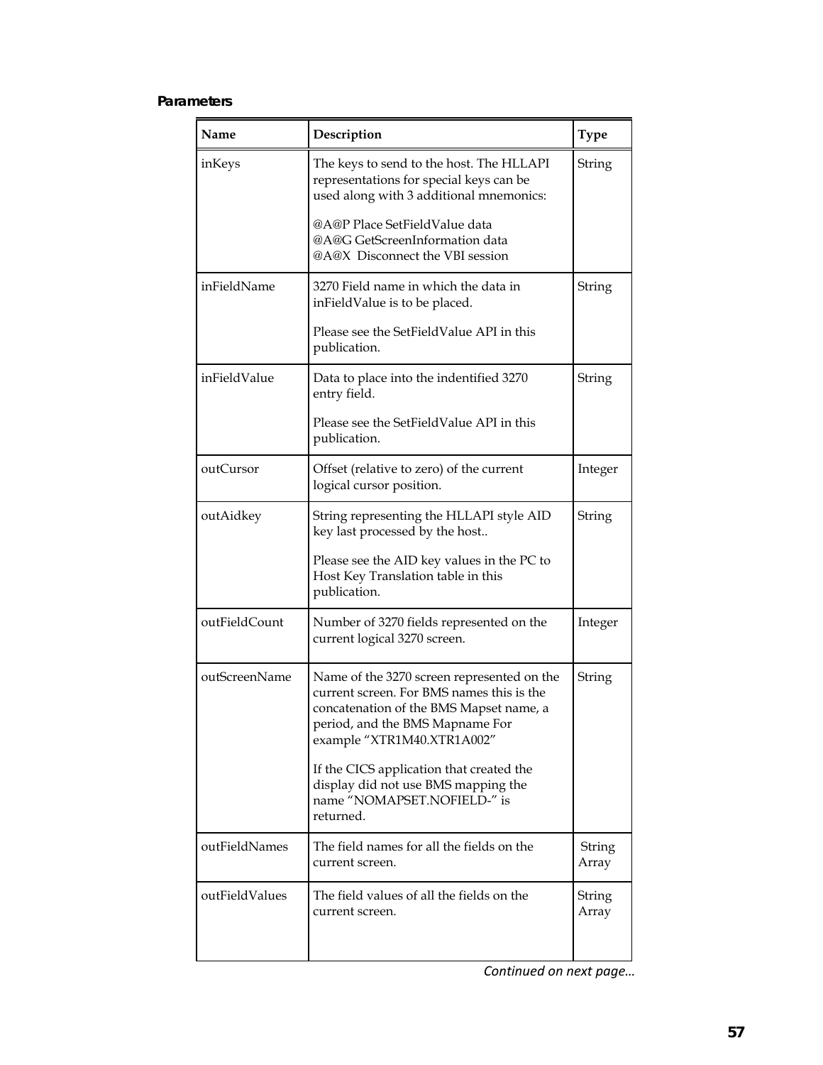**Parameters**

| Name | Description | Type |
| --- | --- | --- |
| inKeys | The keys to send to the host. The HLLAPI representations for special keys can be used along with 3 additional mnemonics:<br><br>@A@P Place SetFieldValue data<br>@A@G GetScreenInformation data<br>@A@X Disconnect the VBI session | String |
| inFieldName | 3270 Field name in which the data in inFieldValue is to be placed.<br><br>Please see the SetFieldValue API in this publication. | String |
| inFieldValue | Data to place into the indentified 3270 entry field.<br><br>Please see the SetFieldValue API in this publication. | String |
| outCursor | Offset (relative to zero) of the current logical cursor position. | Integer |
| outAidkey | String representing the HLLAPI style AID key last processed by the host..<br><br>Please see the AID key values in the PC to Host Key Translation table in this publication. | String |
| outFieldCount | Number of 3270 fields represented on the current logical 3270 screen. | Integer |
| outScreenName | Name of the 3270 screen represented on the current screen. For BMS names this is the concatenation of the BMS Mapset name, a period, and the BMS Mapname For example "XTR1M40.XTR1A002"<br><br>If the CICS application that created the display did not use BMS mapping the name "NOMAPSET.NOFIELD-" is returned. | String |
| outFieldNames | The field names for all the fields on the current screen. | String Array |
| outFieldValues | The field values of all the fields on the current screen. | String Array |

*Continued on next page…*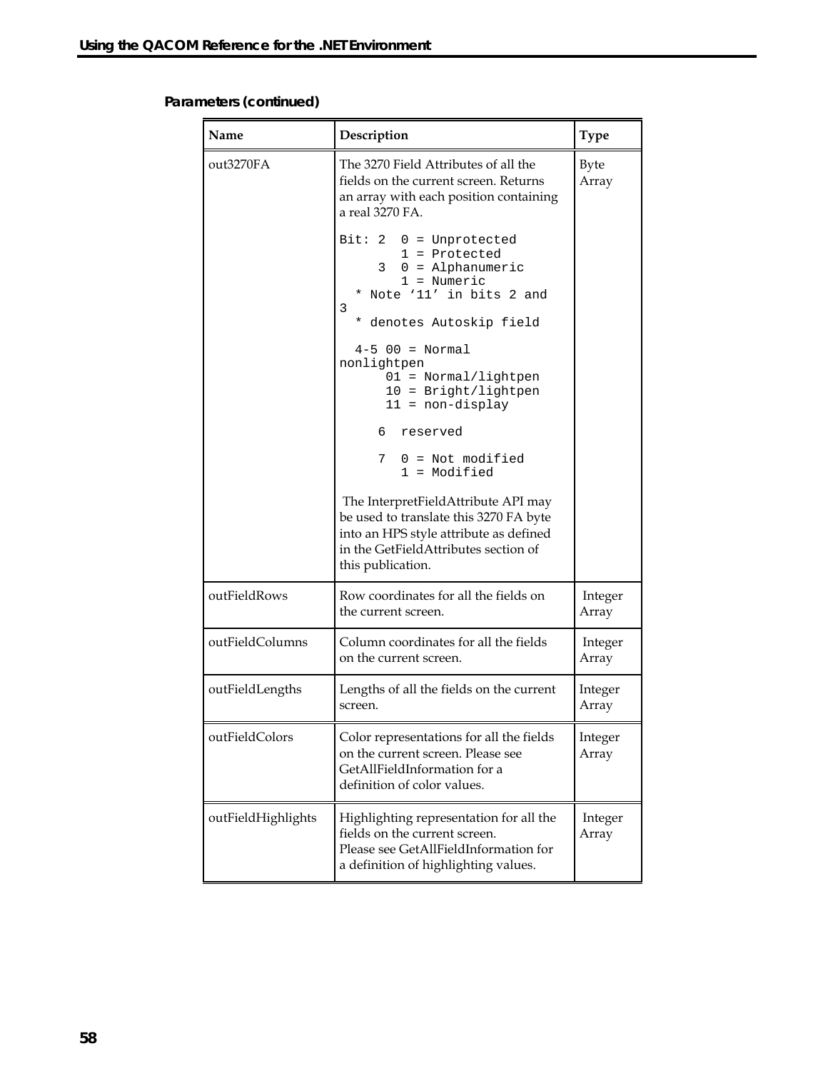**Parameters (continued)**

| Name | Description | Type |
|---|---|---|
| out3270FA | The 3270 Field Attributes of all the fields on the current screen. Returns an array with each position containing a real 3270 FA.<br><br>`Bit: 2  0 = Unprotected`<br>`        1 = Protected`<br>`     3  0 = Alphanumeric`<br>`        1 = Numeric`<br>`  * Note '11' in bits 2 and 3`<br>`  * denotes Autoskip field`<br><br>`  4-5 00 = Normal nonlightpen`<br>`      01 = Normal/lightpen`<br>`      10 = Bright/lightpen`<br>`      11 = non-display`<br><br>`     6  reserved`<br><br>`     7  0 = Not modified`<br>`        1 = Modified`<br><br>The InterpretFieldAttribute API may be used to translate this 3270 FA byte into an HPS style attribute as defined in the GetFieldAttributes section of this publication. | Byte Array |
| outFieldRows | Row coordinates for all the fields on the current screen. | Integer Array |
| outFieldColumns | Column coordinates for all the fields on the current screen. | Integer Array |
| outFieldLengths | Lengths of all the fields on the current screen. | Integer Array |
| outFieldColors | Color representations for all the fields on the current screen. Please see GetAllFieldInformation for a definition of color values. | Integer Array |
| outFieldHighlights | Highlighting representation for all the fields on the current screen.<br>Please see GetAllFieldInformation for a definition of highlighting values. | Integer Array |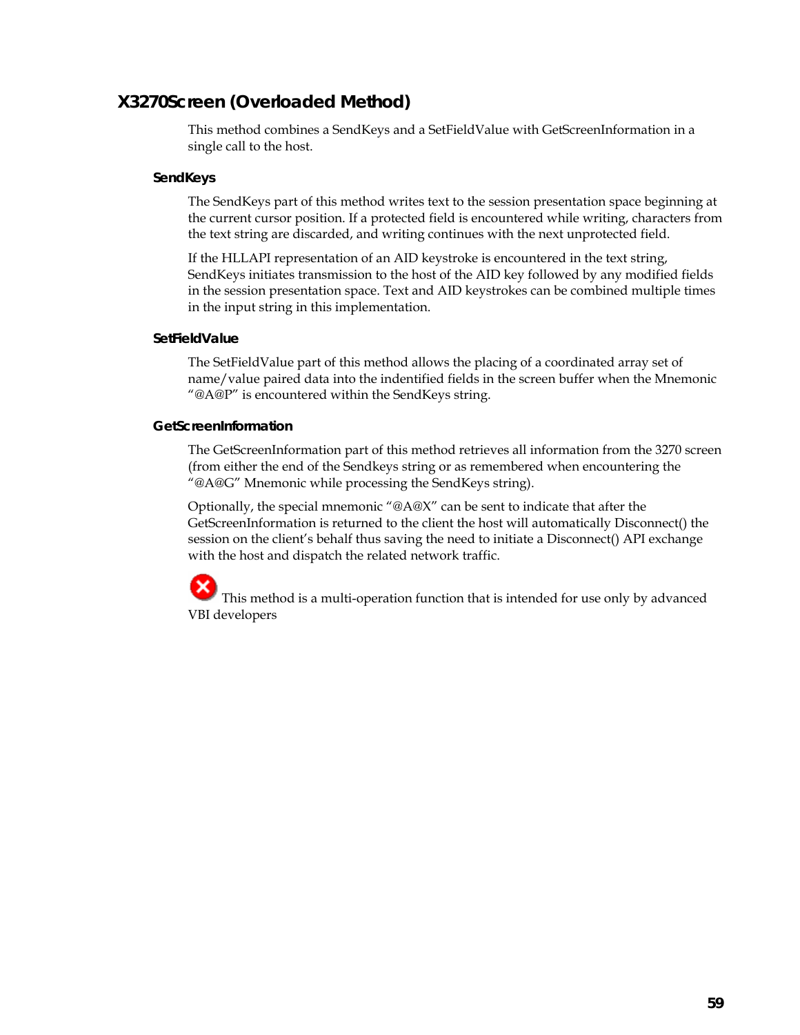## X3270Screen (Overloaded Method)

This method combines a SendKeys and a SetFieldValue with GetScreenInformation in a single call to the host.

### SendKeys

The SendKeys part of this method writes text to the session presentation space beginning at the current cursor position. If a protected field is encountered while writing, characters from the text string are discarded, and writing continues with the next unprotected field.

If the HLLAPI representation of an AID keystroke is encountered in the text string, SendKeys initiates transmission to the host of the AID key followed by any modified fields in the session presentation space. Text and AID keystrokes can be combined multiple times in the input string in this implementation.

### SetFieldValue

The SetFieldValue part of this method allows the placing of a coordinated array set of name/value paired data into the indentified fields in the screen buffer when the Mnemonic "@A@P" is encountered within the SendKeys string.

### GetScreenInformation

The GetScreenInformation part of this method retrieves all information from the 3270 screen (from either the end of the Sendkeys string or as remembered when encountering the "@A@G" Mnemonic while processing the SendKeys string).

Optionally, the special mnemonic "@A@X" can be sent to indicate that after the GetScreenInformation is returned to the client the host will automatically Disconnect() the session on the client's behalf thus saving the need to initiate a Disconnect() API exchange with the host and dispatch the related network traffic.

This method is a multi-operation function that is intended for use only by advanced VBI developers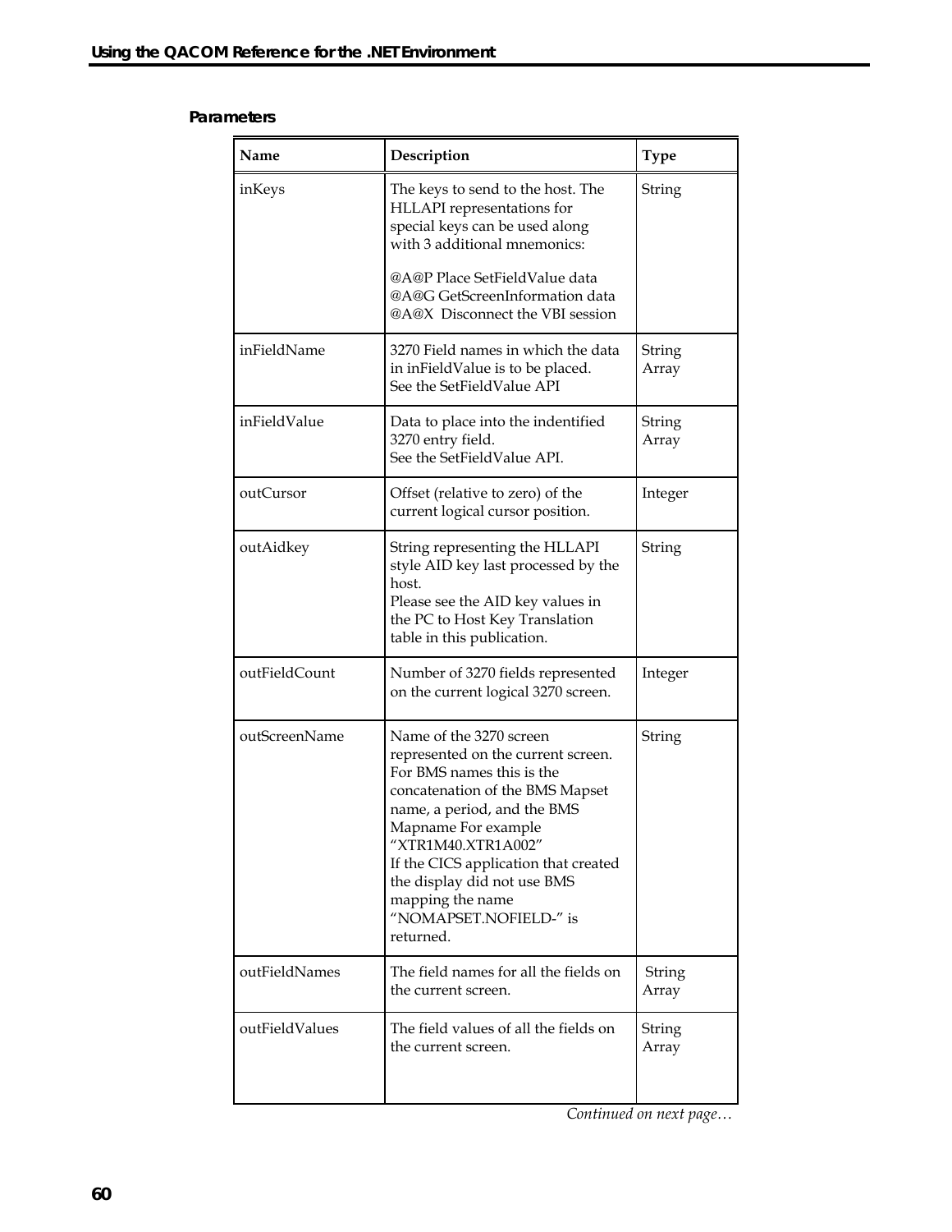**Parameters**

| Name | Description | Type |
| --- | --- | --- |
| inKeys | The keys to send to the host. The HLLAPI representations for special keys can be used along with 3 additional mnemonics:<br><br>@A@P Place SetFieldValue data<br>@A@G GetScreenInformation data<br>@A@X Disconnect the VBI session | String |
| inFieldName | 3270 Field names in which the data in inFieldValue is to be placed.<br>See the SetFieldValue API | String Array |
| inFieldValue | Data to place into the indentified 3270 entry field.<br>See the SetFieldValue API. | String Array |
| outCursor | Offset (relative to zero) of the current logical cursor position. | Integer |
| outAidkey | String representing the HLLAPI style AID key last processed by the host.<br>Please see the AID key values in the PC to Host Key Translation table in this publication. | String |
| outFieldCount | Number of 3270 fields represented on the current logical 3270 screen. | Integer |
| outScreenName | Name of the 3270 screen represented on the current screen. For BMS names this is the concatenation of the BMS Mapset name, a period, and the BMS Mapname For example "XTR1M40.XTR1A002"<br>If the CICS application that created the display did not use BMS mapping the name "NOMAPSET.NOFIELD-" is returned. | String |
| outFieldNames | The field names for all the fields on the current screen. | String Array |
| outFieldValues | The field values of all the fields on the current screen. | String Array |

*Continued on next page…*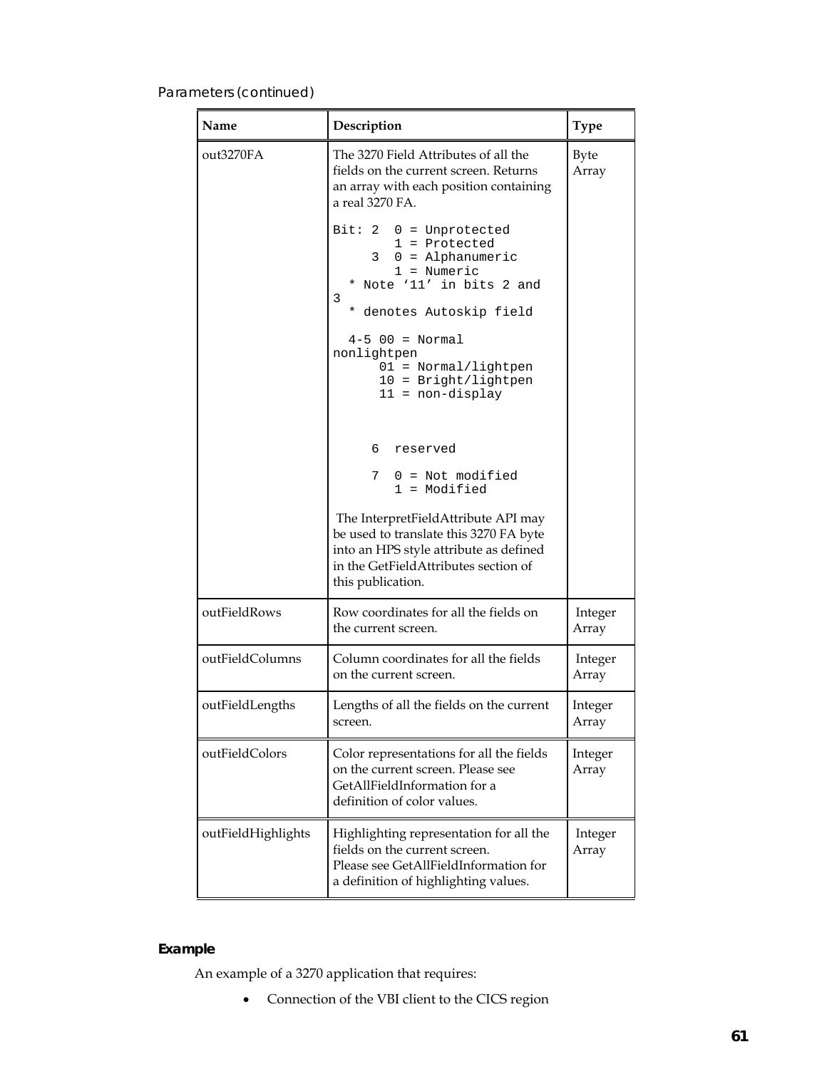Parameters (continued)

| Name | Description | Type |
|---|---|---|
| out3270FA | The 3270 Field Attributes of all the fields on the current screen. Returns an array with each position containing a real 3270 FA.<br><br>`Bit: 2  0 = Unprotected`<br>`        1 = Protected`<br>`     3  0 = Alphanumeric`<br>`        1 = Numeric`<br>`  * Note '11' in bits 2 and 3`<br>`  * denotes Autoskip field`<br><br>`  4-5 00 = Normal nonlightpen`<br>`      01 = Normal/lightpen`<br>`      10 = Bright/lightpen`<br>`      11 = non-display`<br><br>`     6  reserved`<br><br>`     7  0 = Not modified`<br>`        1 = Modified`<br><br>The InterpretFieldAttribute API may be used to translate this 3270 FA byte into an HPS style attribute as defined in the GetFieldAttributes section of this publication. | Byte Array |
| outFieldRows | Row coordinates for all the fields on the current screen. | Integer Array |
| outFieldColumns | Column coordinates for all the fields on the current screen. | Integer Array |
| outFieldLengths | Lengths of all the fields on the current screen. | Integer Array |
| outFieldColors | Color representations for all the fields on the current screen. Please see GetAllFieldInformation for a definition of color values. | Integer Array |
| outFieldHighlights | Highlighting representation for all the fields on the current screen. Please see GetAllFieldInformation for a definition of highlighting values. | Integer Array |

**Example**

An example of a 3270 application that requires:

- Connection of the VBI client to the CICS region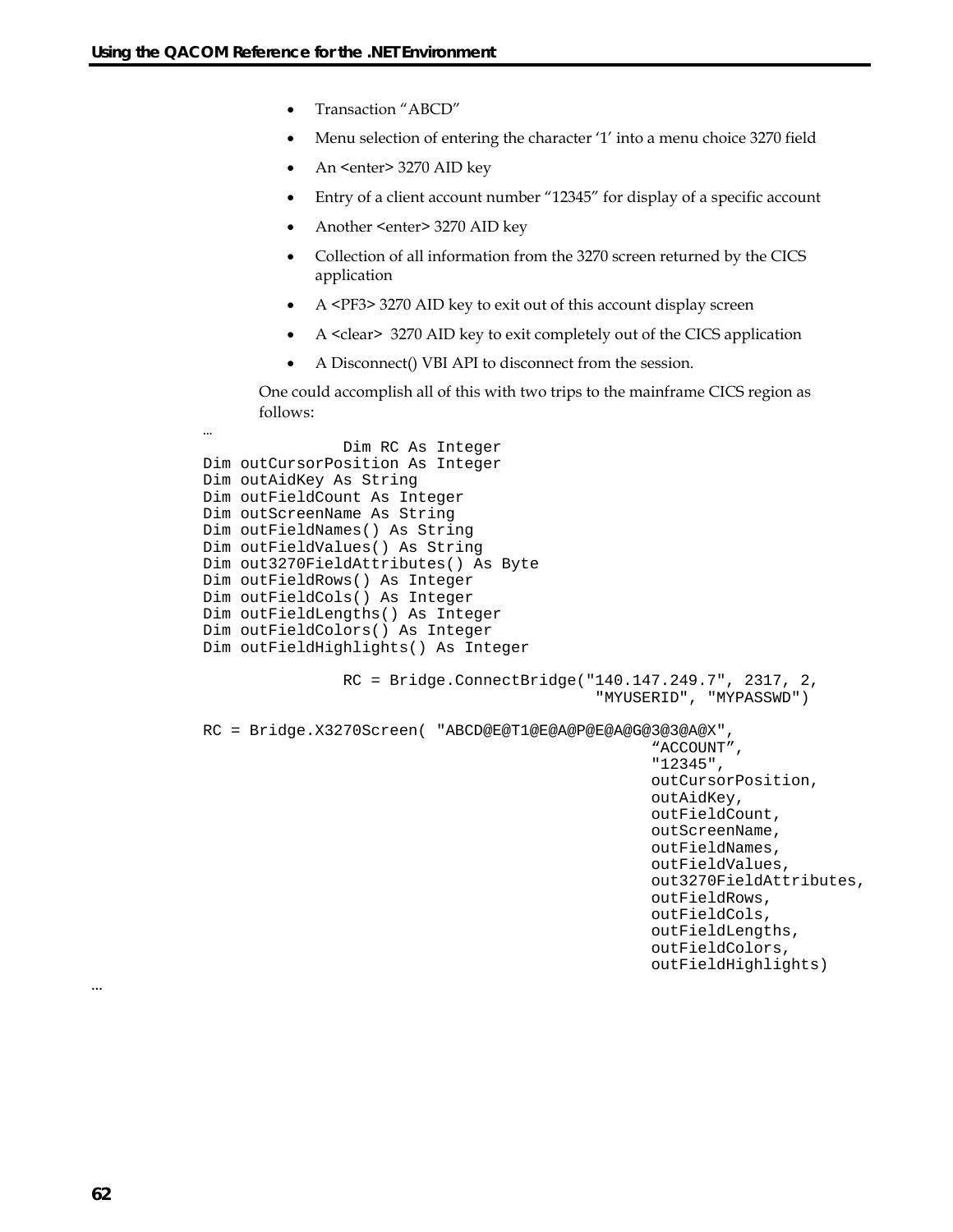- Transaction "ABCD"
- Menu selection of entering the character '1' into a menu choice 3270 field
- An <enter> 3270 AID key
- Entry of a client account number "12345" for display of a specific account
- Another <enter> 3270 AID key
- Collection of all information from the 3270 screen returned by the CICS application
- A <PF3> 3270 AID key to exit out of this account display screen
- A <clear> 3270 AID key to exit completely out of the CICS application
- A Disconnect() VBI API to disconnect from the session.

One could accomplish all of this with two trips to the mainframe CICS region as follows:

```
…
               Dim RC As Integer
Dim outCursorPosition As Integer
Dim outAidKey As String
Dim outFieldCount As Integer
Dim outScreenName As String
Dim outFieldNames() As String
Dim outFieldValues() As String
Dim out3270FieldAttributes() As Byte
Dim outFieldRows() As Integer
Dim outFieldCols() As Integer
Dim outFieldLengths() As Integer
Dim outFieldColors() As Integer
Dim outFieldHighlights() As Integer

               RC = Bridge.ConnectBridge("140.147.249.7", 2317, 2,
                                           "MYUSERID", "MYPASSWD")

RC = Bridge.X3270Screen( "ABCD@E@T1@E@A@P@E@A@G@3@3@A@X",
                                                 "ACCOUNT",
                                                 "12345",
                                                 outCursorPosition,
                                                 outAidKey,
                                                 outFieldCount,
                                                 outScreenName,
                                                 outFieldNames,
                                                 outFieldValues,
                                                 out3270FieldAttributes,
                                                 outFieldRows,
                                                 outFieldCols,
                                                 outFieldLengths,
                                                 outFieldColors,
                                                 outFieldHighlights)
…
```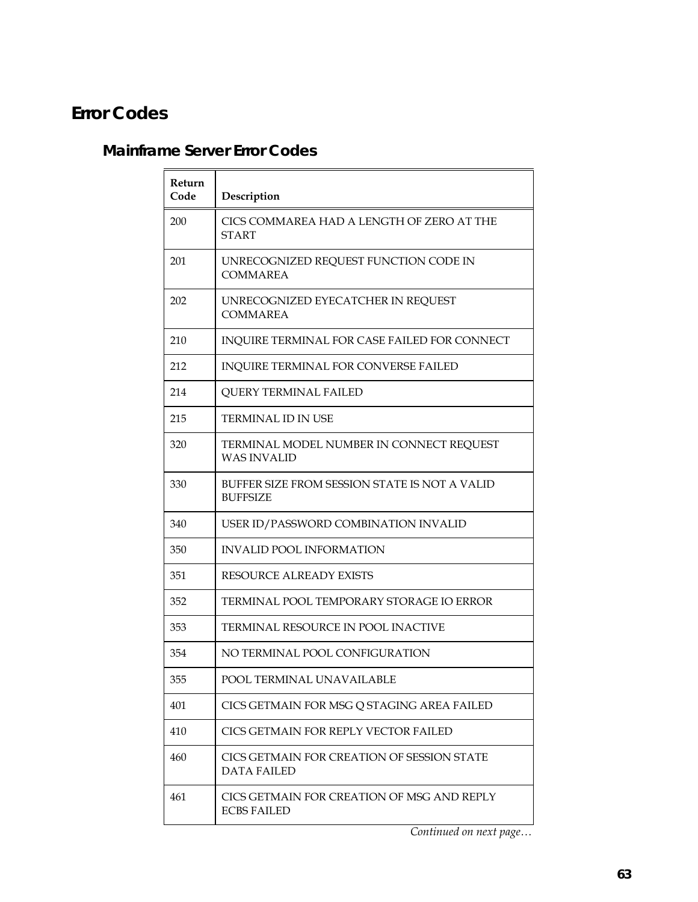# Error Codes

## Mainframe Server Error Codes

| Return Code | Description |
|---|---|
| 200 | CICS COMMAREA HAD A LENGTH OF ZERO AT THE START |
| 201 | UNRECOGNIZED REQUEST FUNCTION CODE IN COMMAREA |
| 202 | UNRECOGNIZED EYECATCHER IN REQUEST COMMAREA |
| 210 | INQUIRE TERMINAL FOR CASE FAILED FOR CONNECT |
| 212 | INQUIRE TERMINAL FOR CONVERSE FAILED |
| 214 | QUERY TERMINAL FAILED |
| 215 | TERMINAL ID IN USE |
| 320 | TERMINAL MODEL NUMBER IN CONNECT REQUEST WAS INVALID |
| 330 | BUFFER SIZE FROM SESSION STATE IS NOT A VALID BUFFSIZE |
| 340 | USER ID/PASSWORD COMBINATION INVALID |
| 350 | INVALID POOL INFORMATION |
| 351 | RESOURCE ALREADY EXISTS |
| 352 | TERMINAL POOL TEMPORARY STORAGE IO ERROR |
| 353 | TERMINAL RESOURCE IN POOL INACTIVE |
| 354 | NO TERMINAL POOL CONFIGURATION |
| 355 | POOL TERMINAL UNAVAILABLE |
| 401 | CICS GETMAIN FOR MSG Q STAGING AREA FAILED |
| 410 | CICS GETMAIN FOR REPLY VECTOR FAILED |
| 460 | CICS GETMAIN FOR CREATION OF SESSION STATE DATA FAILED |
| 461 | CICS GETMAIN FOR CREATION OF MSG AND REPLY ECBS FAILED |

*Continued on next page…*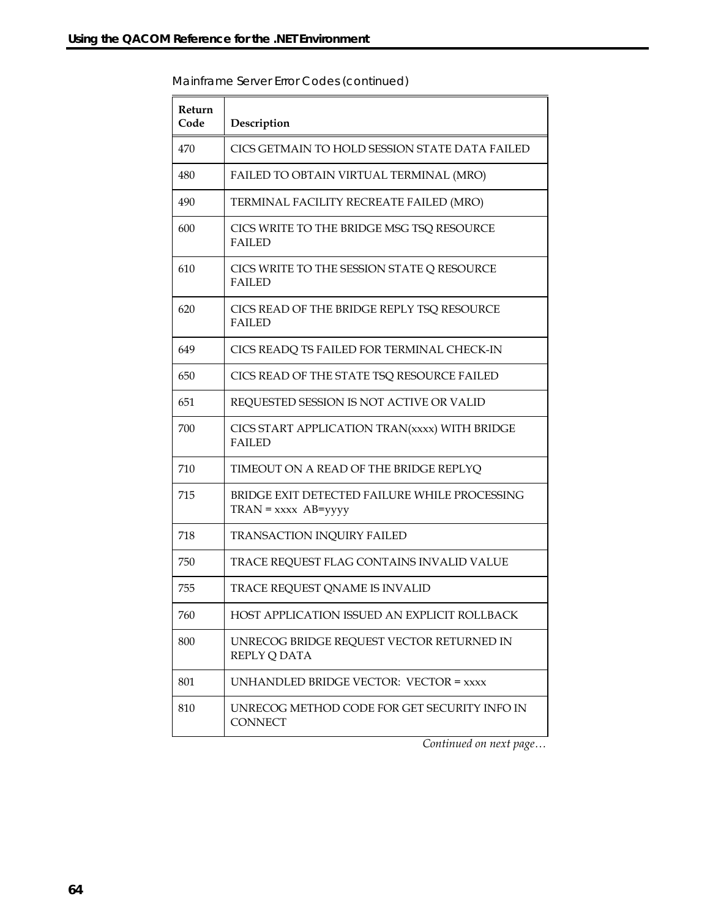Mainframe Server Error Codes (continued)

| Return Code | Description |
| --- | --- |
| 470 | CICS GETMAIN TO HOLD SESSION STATE DATA FAILED |
| 480 | FAILED TO OBTAIN VIRTUAL TERMINAL (MRO) |
| 490 | TERMINAL FACILITY RECREATE FAILED (MRO) |
| 600 | CICS WRITE TO THE BRIDGE MSG TSQ RESOURCE FAILED |
| 610 | CICS WRITE TO THE SESSION STATE Q RESOURCE FAILED |
| 620 | CICS READ OF THE BRIDGE REPLY TSQ RESOURCE FAILED |
| 649 | CICS READQ TS FAILED FOR TERMINAL CHECK-IN |
| 650 | CICS READ OF THE STATE TSQ RESOURCE FAILED |
| 651 | REQUESTED SESSION IS NOT ACTIVE OR VALID |
| 700 | CICS START APPLICATION TRAN(xxxx) WITH BRIDGE FAILED |
| 710 | TIMEOUT ON A READ OF THE BRIDGE REPLYQ |
| 715 | BRIDGE EXIT DETECTED FAILURE WHILE PROCESSING TRAN = xxxx AB=yyyy |
| 718 | TRANSACTION INQUIRY FAILED |
| 750 | TRACE REQUEST FLAG CONTAINS INVALID VALUE |
| 755 | TRACE REQUEST QNAME IS INVALID |
| 760 | HOST APPLICATION ISSUED AN EXPLICIT ROLLBACK |
| 800 | UNRECOG BRIDGE REQUEST VECTOR RETURNED IN REPLY Q DATA |
| 801 | UNHANDLED BRIDGE VECTOR: VECTOR = xxxx |
| 810 | UNRECOG METHOD CODE FOR GET SECURITY INFO IN CONNECT |

*Continued on next page…*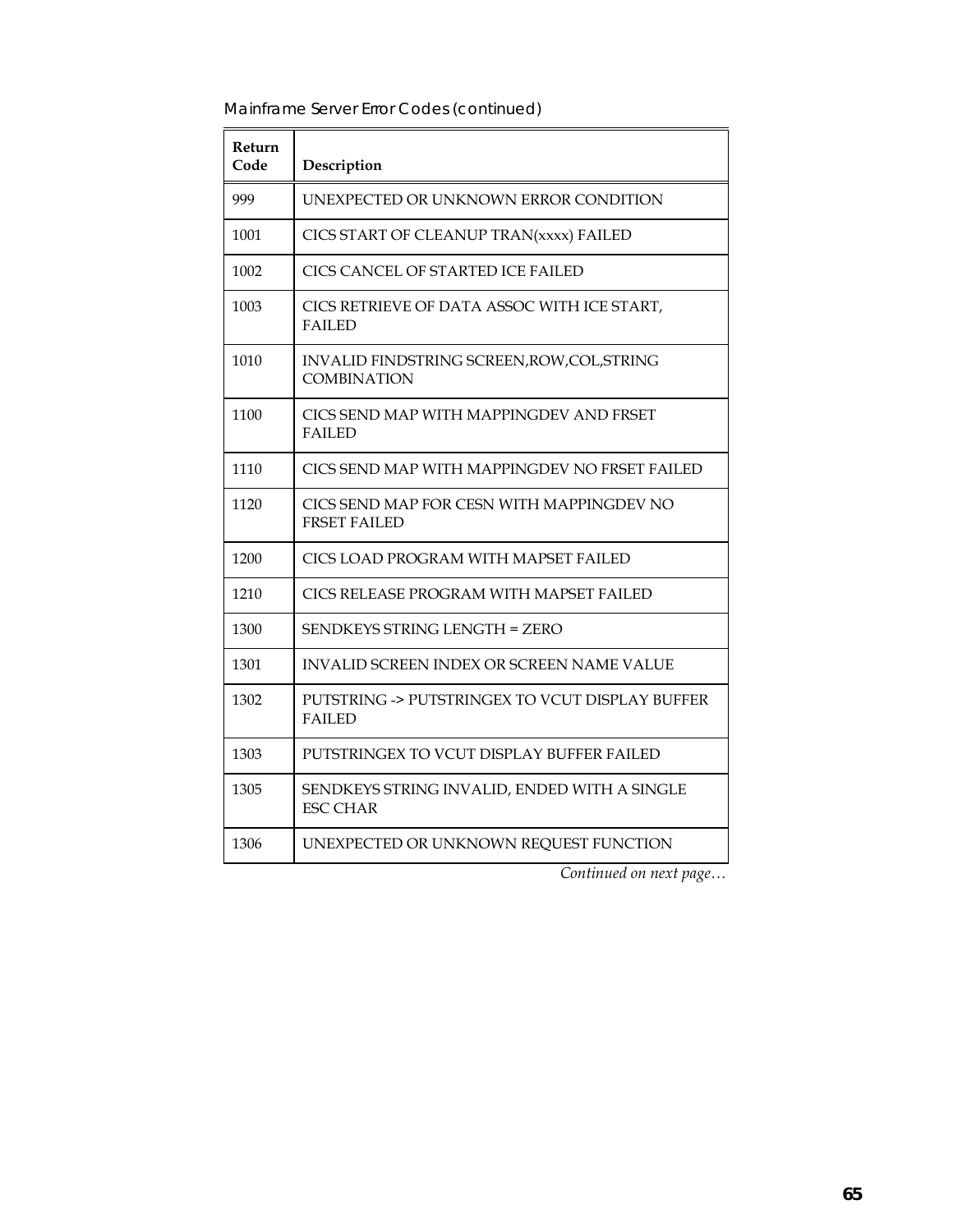Mainframe Server Error Codes (continued)

| Return Code | Description |
|---|---|
| 999 | UNEXPECTED OR UNKNOWN ERROR CONDITION |
| 1001 | CICS START OF CLEANUP TRAN(xxxx) FAILED |
| 1002 | CICS CANCEL OF STARTED ICE FAILED |
| 1003 | CICS RETRIEVE OF DATA ASSOC WITH ICE START, FAILED |
| 1010 | INVALID FINDSTRING SCREEN,ROW,COL,STRING COMBINATION |
| 1100 | CICS SEND MAP WITH MAPPINGDEV AND FRSET FAILED |
| 1110 | CICS SEND MAP WITH MAPPINGDEV NO FRSET FAILED |
| 1120 | CICS SEND MAP FOR CESN WITH MAPPINGDEV NO FRSET FAILED |
| 1200 | CICS LOAD PROGRAM WITH MAPSET FAILED |
| 1210 | CICS RELEASE PROGRAM WITH MAPSET FAILED |
| 1300 | SENDKEYS STRING LENGTH = ZERO |
| 1301 | INVALID SCREEN INDEX OR SCREEN NAME VALUE |
| 1302 | PUTSTRING -> PUTSTRINGEX TO VCUT DISPLAY BUFFER FAILED |
| 1303 | PUTSTRINGEX TO VCUT DISPLAY BUFFER FAILED |
| 1305 | SENDKEYS STRING INVALID, ENDED WITH A SINGLE ESC CHAR |
| 1306 | UNEXPECTED OR UNKNOWN REQUEST FUNCTION |

*Continued on next page…*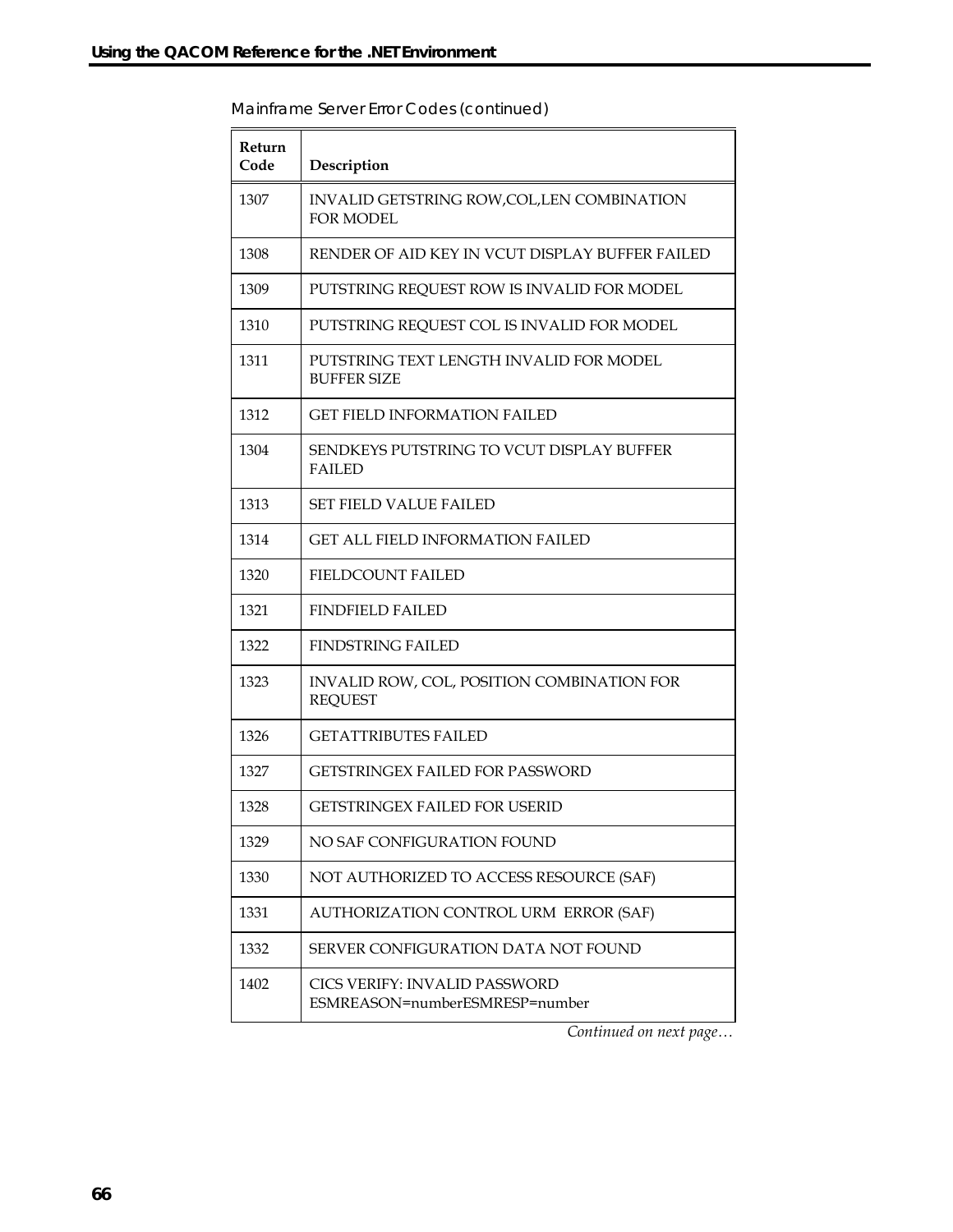Mainframe Server Error Codes (continued)

| Return Code | Description |
|---|---|
| 1307 | INVALID GETSTRING ROW,COL,LEN COMBINATION FOR MODEL |
| 1308 | RENDER OF AID KEY IN VCUT DISPLAY BUFFER FAILED |
| 1309 | PUTSTRING REQUEST ROW IS INVALID FOR MODEL |
| 1310 | PUTSTRING REQUEST COL IS INVALID FOR MODEL |
| 1311 | PUTSTRING TEXT LENGTH INVALID FOR MODEL BUFFER SIZE |
| 1312 | GET FIELD INFORMATION FAILED |
| 1304 | SENDKEYS PUTSTRING TO VCUT DISPLAY BUFFER FAILED |
| 1313 | SET FIELD VALUE FAILED |
| 1314 | GET ALL FIELD INFORMATION FAILED |
| 1320 | FIELDCOUNT FAILED |
| 1321 | FINDFIELD FAILED |
| 1322 | FINDSTRING FAILED |
| 1323 | INVALID ROW, COL, POSITION COMBINATION FOR REQUEST |
| 1326 | GETATTRIBUTES FAILED |
| 1327 | GETSTRINGEX FAILED FOR PASSWORD |
| 1328 | GETSTRINGEX FAILED FOR USERID |
| 1329 | NO SAF CONFIGURATION FOUND |
| 1330 | NOT AUTHORIZED TO ACCESS RESOURCE (SAF) |
| 1331 | AUTHORIZATION CONTROL URM ERROR (SAF) |
| 1332 | SERVER CONFIGURATION DATA NOT FOUND |
| 1402 | CICS VERIFY: INVALID PASSWORD ESMREASON=numberESMRESP=number |

*Continued on next page…*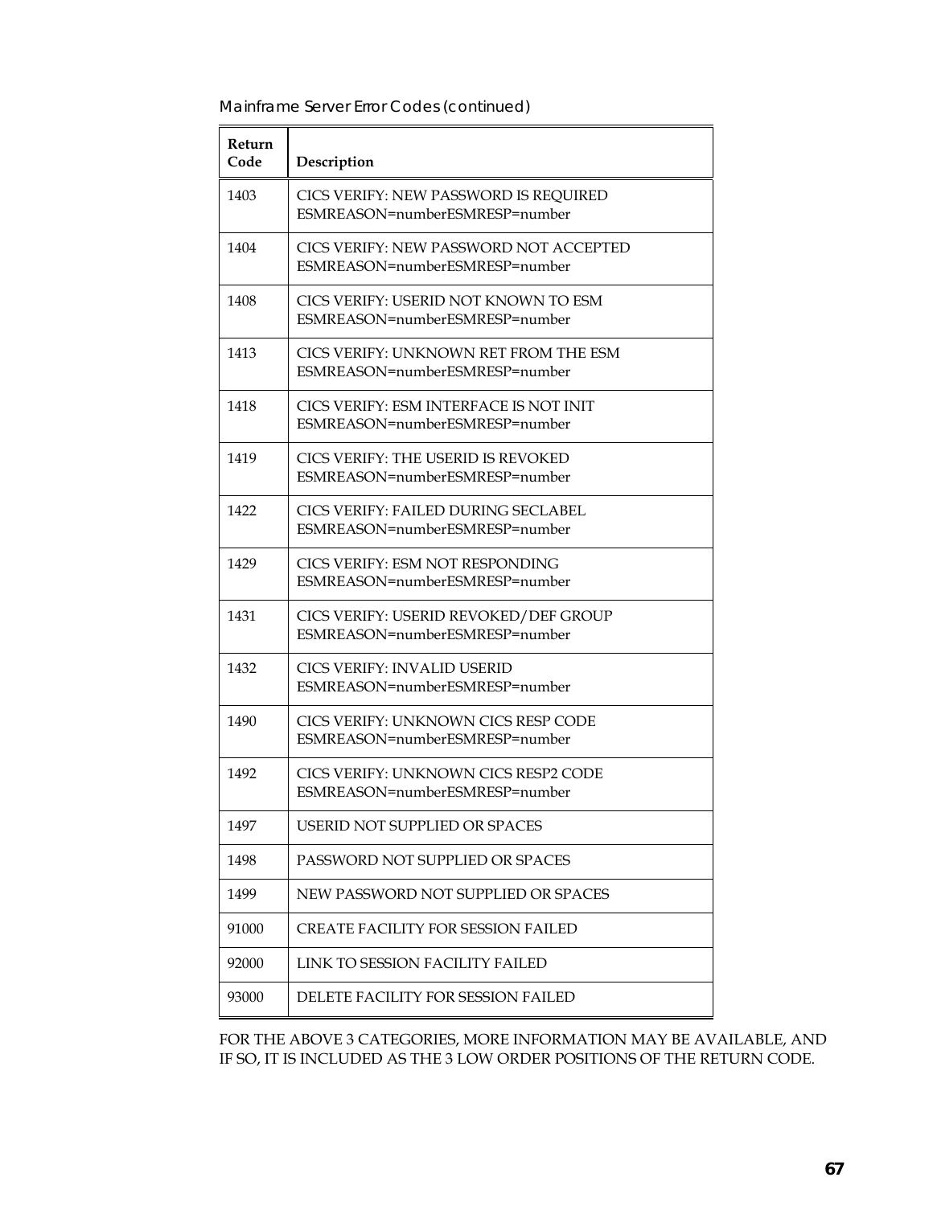Mainframe Server Error Codes (continued)

| Return Code | Description |
| --- | --- |
| 1403 | CICS VERIFY: NEW PASSWORD IS REQUIRED ESMREASON=numberESMRESP=number |
| 1404 | CICS VERIFY: NEW PASSWORD NOT ACCEPTED ESMREASON=numberESMRESP=number |
| 1408 | CICS VERIFY: USERID NOT KNOWN TO ESM ESMREASON=numberESMRESP=number |
| 1413 | CICS VERIFY: UNKNOWN RET FROM THE ESM ESMREASON=numberESMRESP=number |
| 1418 | CICS VERIFY: ESM INTERFACE IS NOT INIT ESMREASON=numberESMRESP=number |
| 1419 | CICS VERIFY: THE USERID IS REVOKED ESMREASON=numberESMRESP=number |
| 1422 | CICS VERIFY: FAILED DURING SECLABEL ESMREASON=numberESMRESP=number |
| 1429 | CICS VERIFY: ESM NOT RESPONDING ESMREASON=numberESMRESP=number |
| 1431 | CICS VERIFY: USERID REVOKED/DEF GROUP ESMREASON=numberESMRESP=number |
| 1432 | CICS VERIFY: INVALID USERID ESMREASON=numberESMRESP=number |
| 1490 | CICS VERIFY: UNKNOWN CICS RESP CODE ESMREASON=numberESMRESP=number |
| 1492 | CICS VERIFY: UNKNOWN CICS RESP2 CODE ESMREASON=numberESMRESP=number |
| 1497 | USERID NOT SUPPLIED OR SPACES |
| 1498 | PASSWORD NOT SUPPLIED OR SPACES |
| 1499 | NEW PASSWORD NOT SUPPLIED OR SPACES |
| 91000 | CREATE FACILITY FOR SESSION FAILED |
| 92000 | LINK TO SESSION FACILITY FAILED |
| 93000 | DELETE FACILITY FOR SESSION FAILED |

FOR THE ABOVE 3 CATEGORIES, MORE INFORMATION MAY BE AVAILABLE, AND IF SO, IT IS INCLUDED AS THE 3 LOW ORDER POSITIONS OF THE RETURN CODE.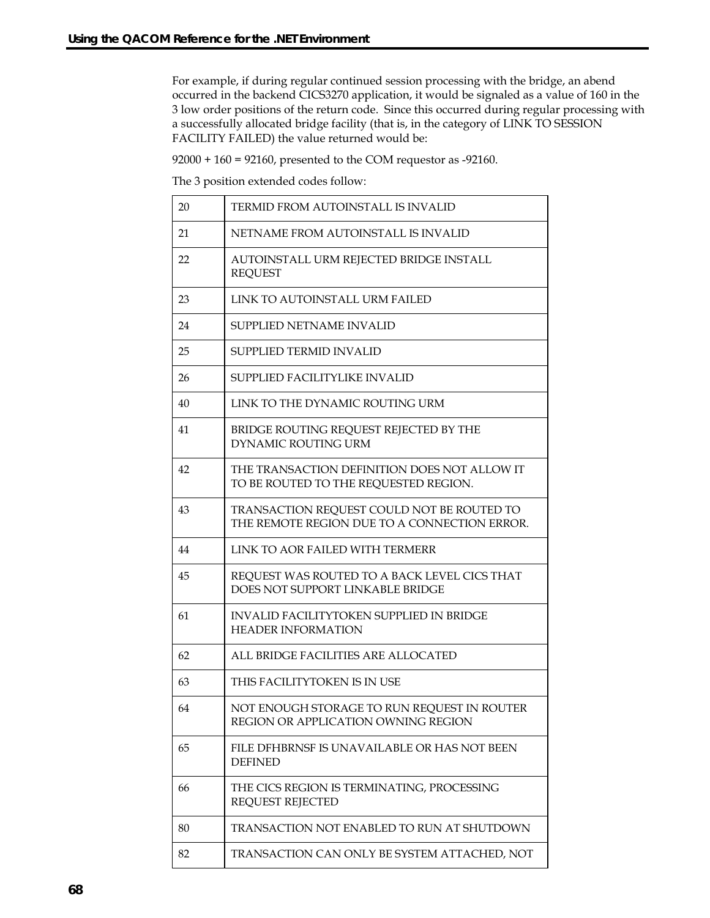For example, if during regular continued session processing with the bridge, an abend occurred in the backend CICS3270 application, it would be signaled as a value of 160 in the 3 low order positions of the return code. Since this occurred during regular processing with a successfully allocated bridge facility (that is, in the category of LINK TO SESSION FACILITY FAILED) the value returned would be:

92000 + 160 = 92160, presented to the COM requestor as -92160.

The 3 position extended codes follow:

| | |
|---|---|
| 20 | TERMID FROM AUTOINSTALL IS INVALID |
| 21 | NETNAME FROM AUTOINSTALL IS INVALID |
| 22 | AUTOINSTALL URM REJECTED BRIDGE INSTALL REQUEST |
| 23 | LINK TO AUTOINSTALL URM FAILED |
| 24 | SUPPLIED NETNAME INVALID |
| 25 | SUPPLIED TERMID INVALID |
| 26 | SUPPLIED FACILITYLIKE INVALID |
| 40 | LINK TO THE DYNAMIC ROUTING URM |
| 41 | BRIDGE ROUTING REQUEST REJECTED BY THE DYNAMIC ROUTING URM |
| 42 | THE TRANSACTION DEFINITION DOES NOT ALLOW IT TO BE ROUTED TO THE REQUESTED REGION. |
| 43 | TRANSACTION REQUEST COULD NOT BE ROUTED TO THE REMOTE REGION DUE TO A CONNECTION ERROR. |
| 44 | LINK TO AOR FAILED WITH TERMERR |
| 45 | REQUEST WAS ROUTED TO A BACK LEVEL CICS THAT DOES NOT SUPPORT LINKABLE BRIDGE |
| 61 | INVALID FACILITYTOKEN SUPPLIED IN BRIDGE HEADER INFORMATION |
| 62 | ALL BRIDGE FACILITIES ARE ALLOCATED |
| 63 | THIS FACILITYTOKEN IS IN USE |
| 64 | NOT ENOUGH STORAGE TO RUN REQUEST IN ROUTER REGION OR APPLICATION OWNING REGION |
| 65 | FILE DFHBRNSF IS UNAVAILABLE OR HAS NOT BEEN DEFINED |
| 66 | THE CICS REGION IS TERMINATING, PROCESSING REQUEST REJECTED |
| 80 | TRANSACTION NOT ENABLED TO RUN AT SHUTDOWN |
| 82 | TRANSACTION CAN ONLY BE SYSTEM ATTACHED, NOT |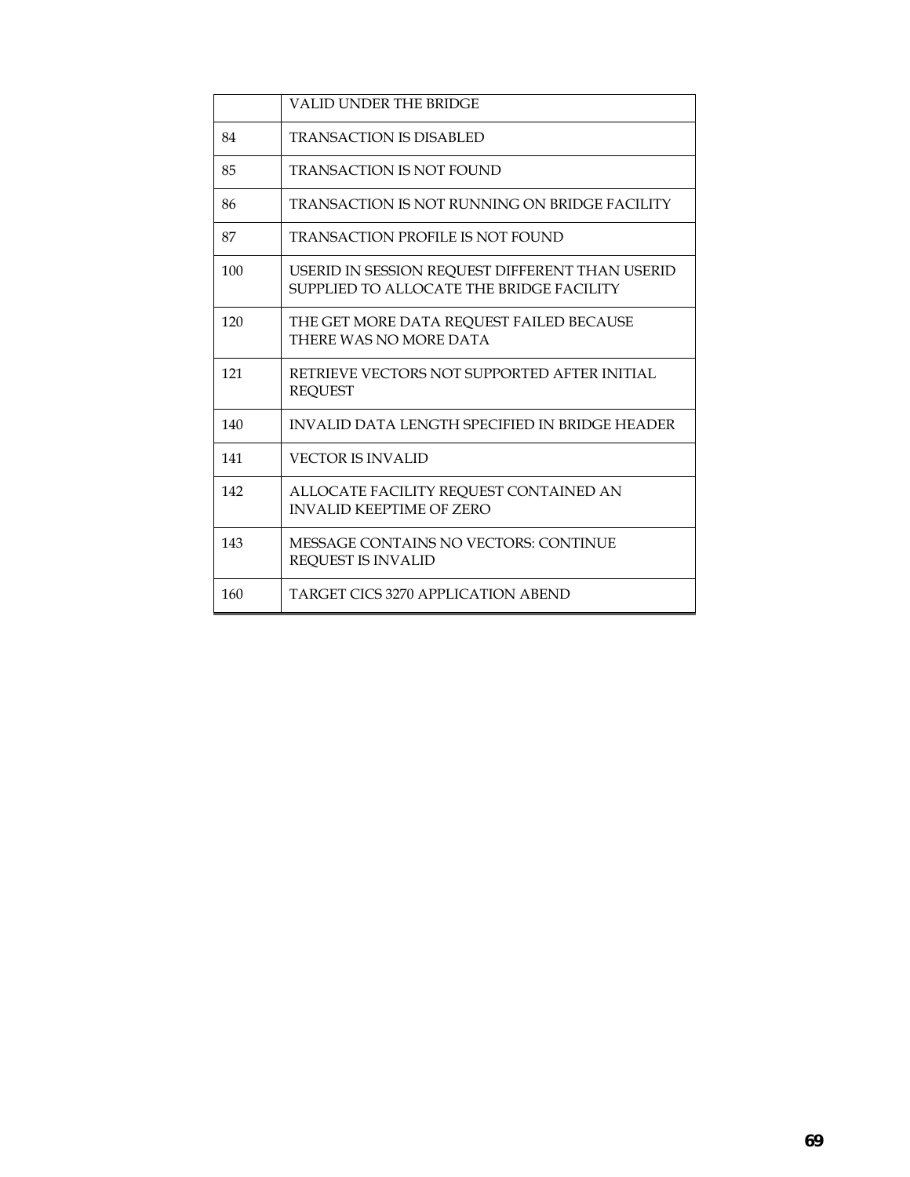| | |
|---|---|
| | VALID UNDER THE BRIDGE |
| 84 | TRANSACTION IS DISABLED |
| 85 | TRANSACTION IS NOT FOUND |
| 86 | TRANSACTION IS NOT RUNNING ON BRIDGE FACILITY |
| 87 | TRANSACTION PROFILE IS NOT FOUND |
| 100 | USERID IN SESSION REQUEST DIFFERENT THAN USERID SUPPLIED TO ALLOCATE THE BRIDGE FACILITY |
| 120 | THE GET MORE DATA REQUEST FAILED BECAUSE THERE WAS NO MORE DATA |
| 121 | RETRIEVE VECTORS NOT SUPPORTED AFTER INITIAL REQUEST |
| 140 | INVALID DATA LENGTH SPECIFIED IN BRIDGE HEADER |
| 141 | VECTOR IS INVALID |
| 142 | ALLOCATE FACILITY REQUEST CONTAINED AN INVALID KEEPTIME OF ZERO |
| 143 | MESSAGE CONTAINS NO VECTORS: CONTINUE REQUEST IS INVALID |
| 160 | TARGET CICS 3270 APPLICATION ABEND |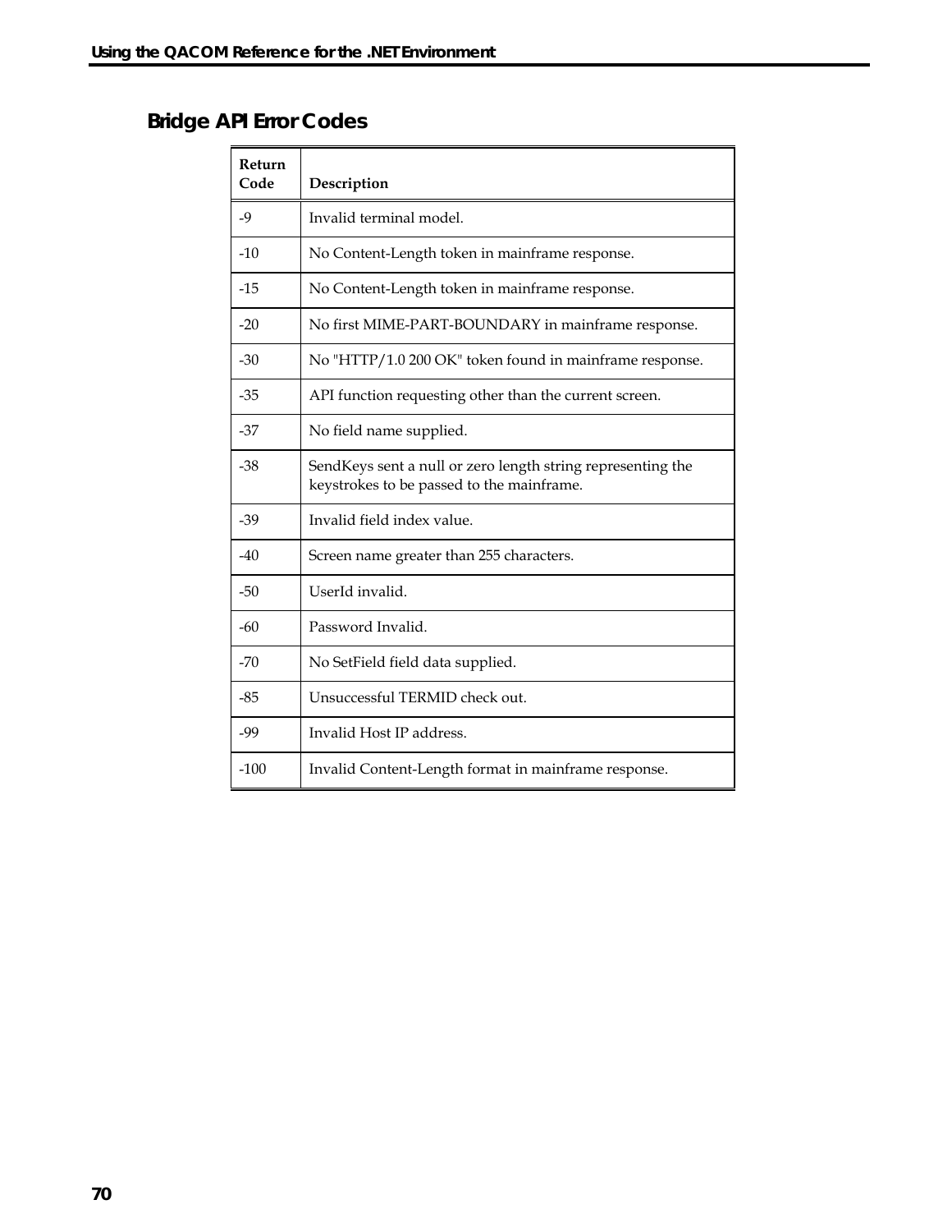## Bridge API Error Codes

| Return Code | Description |
|---|---|
| -9 | Invalid terminal model. |
| -10 | No Content-Length token in mainframe response. |
| -15 | No Content-Length token in mainframe response. |
| -20 | No first MIME-PART-BOUNDARY in mainframe response. |
| -30 | No "HTTP/1.0 200 OK" token found in mainframe response. |
| -35 | API function requesting other than the current screen. |
| -37 | No field name supplied. |
| -38 | SendKeys sent a null or zero length string representing the keystrokes to be passed to the mainframe. |
| -39 | Invalid field index value. |
| -40 | Screen name greater than 255 characters. |
| -50 | UserId invalid. |
| -60 | Password Invalid. |
| -70 | No SetField field data supplied. |
| -85 | Unsuccessful TERMID check out. |
| -99 | Invalid Host IP address. |
| -100 | Invalid Content-Length format in mainframe response. |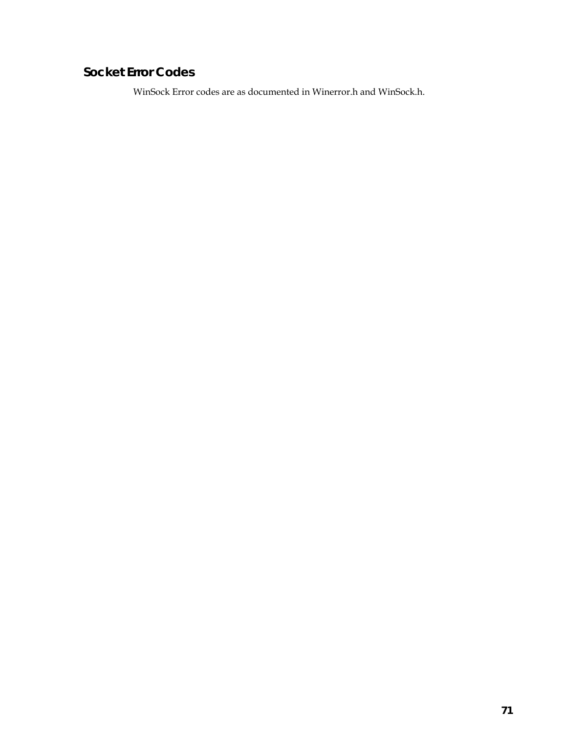## Socket Error Codes

WinSock Error codes are as documented in Winerror.h and WinSock.h.